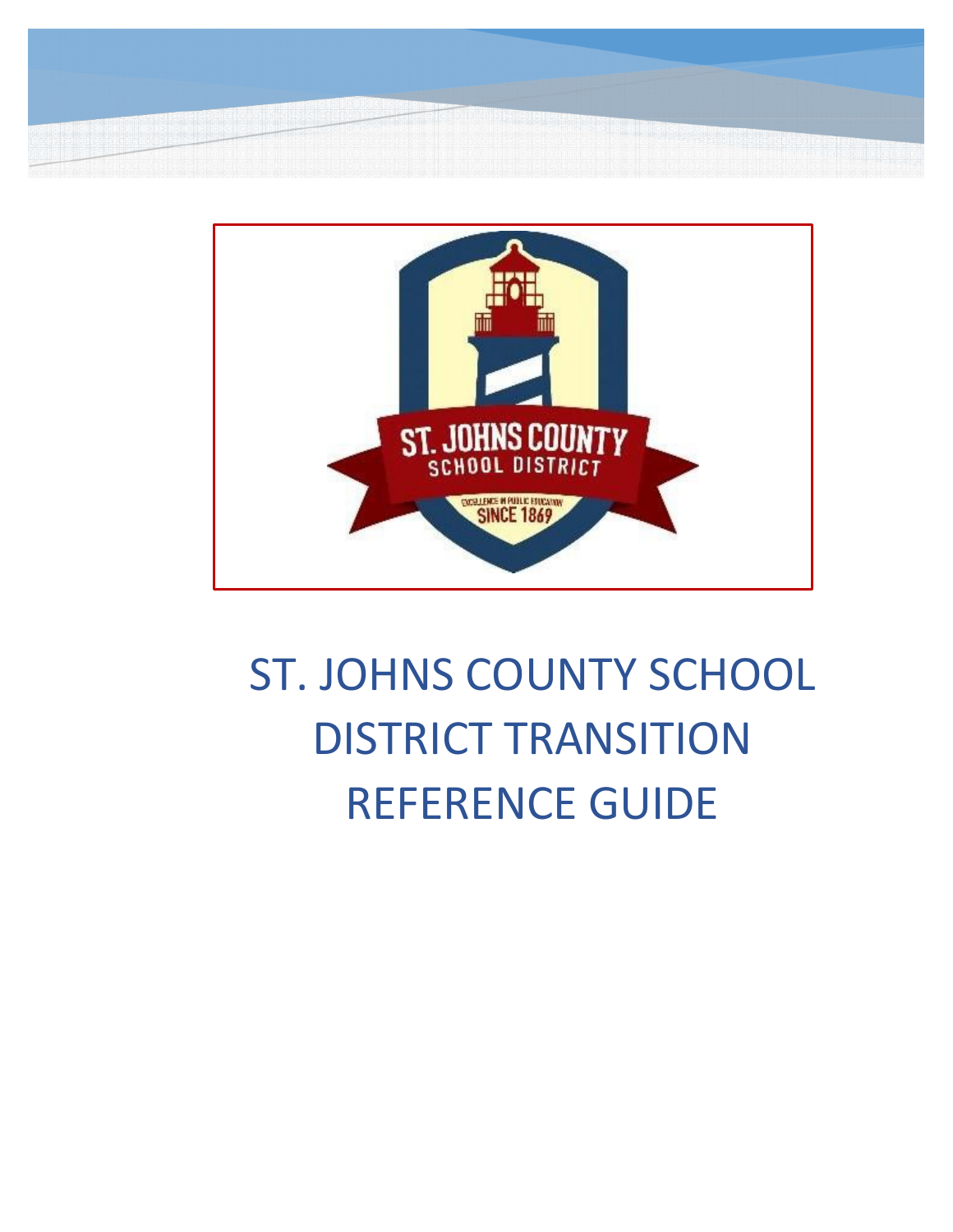# ST. JOHNS COUNTY SCHOOL DISTRICT TRANSITION REFERENCE GUIDE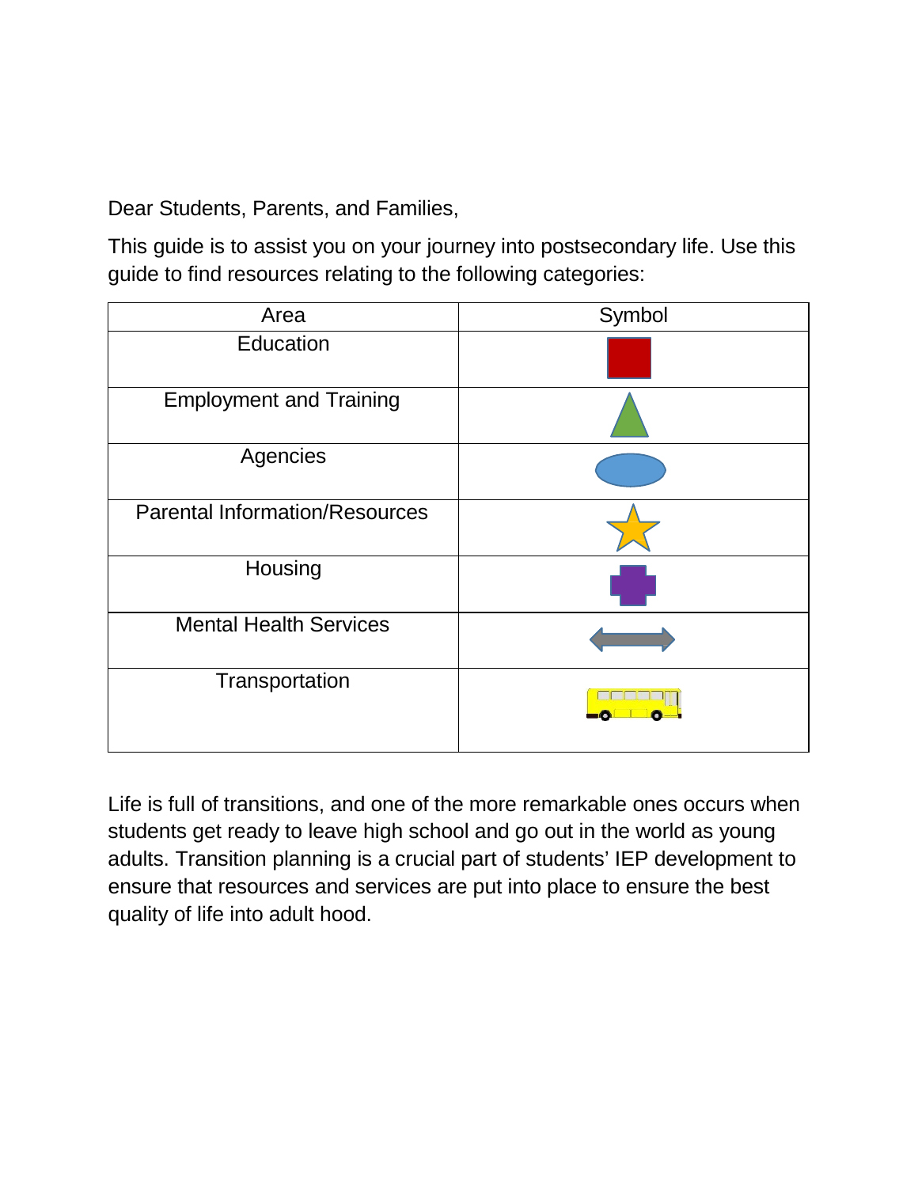Dear Students, Parents, and Families,

This guide is to assist you on your journey into postsecondary life. Use this guide to find resources relating to the following categories:

| Area | Symbol |
| --- | --- |
| Education | Red square |
| Employment and Training | Green triangle |
| Agencies | Blue oval |
| Parental Information/Resources | Yellow star |
| Housing | Purple cross |
| Mental Health Services | Gray double-headed arrow |
| Transportation | Yellow bus |

Life is full of transitions, and one of the more remarkable ones occurs when students get ready to leave high school and go out in the world as young adults. Transition planning is a crucial part of students' IEP development to ensure that resources and services are put into place to ensure the best quality of life into adult hood.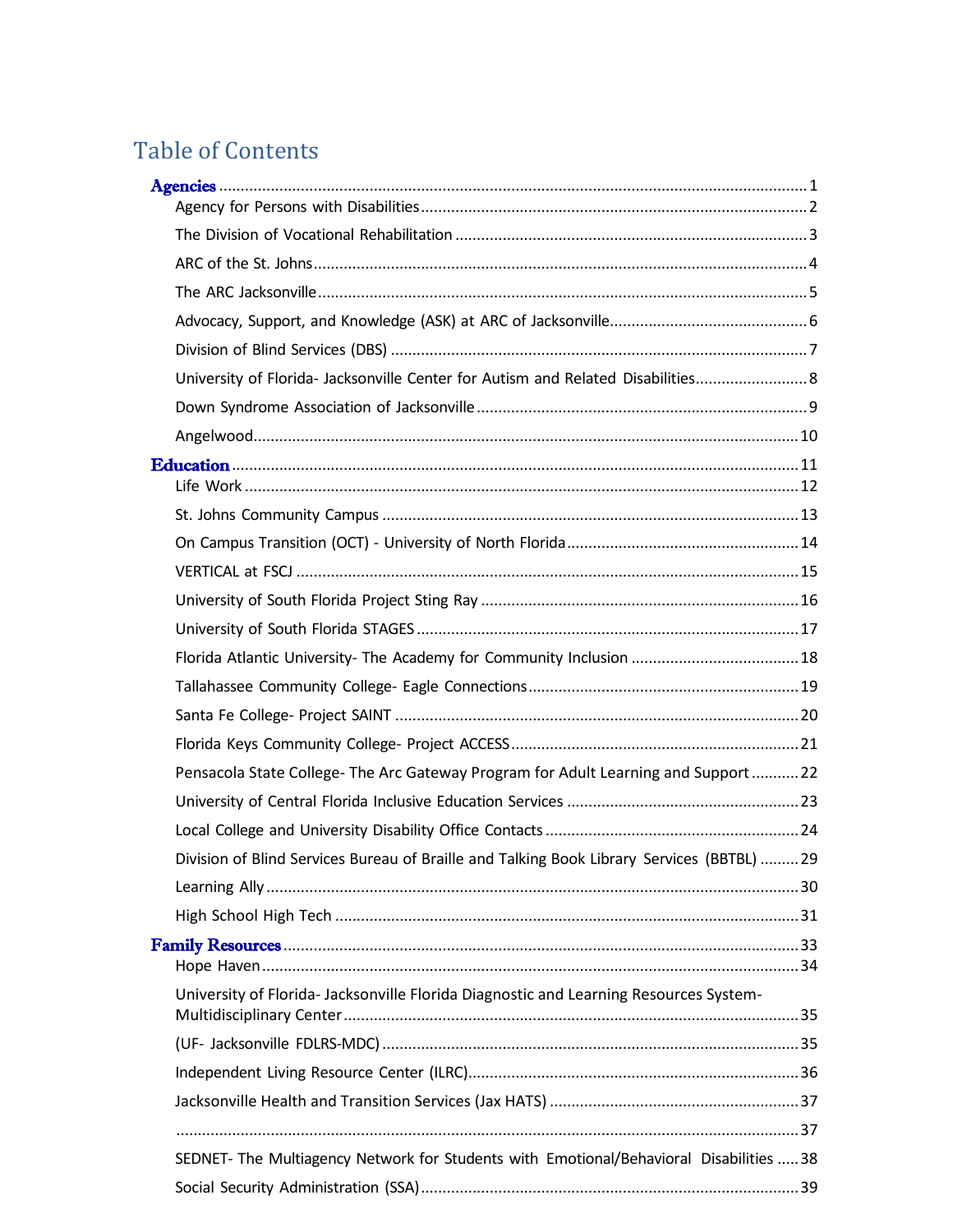# Table of Contents

**Agencies** ........ 1

- Agency for Persons with Disabilities ........ 2
- The Division of Vocational Rehabilitation ........ 3
- ARC of the St. Johns ........ 4
- The ARC Jacksonville ........ 5
- Advocacy, Support, and Knowledge (ASK) at ARC of Jacksonville ........ 6
- Division of Blind Services (DBS) ........ 7
- University of Florida- Jacksonville Center for Autism and Related Disabilities ........ 8
- Down Syndrome Association of Jacksonville ........ 9
- Angelwood ........ 10

**Education** ........ 11

- Life Work ........ 12
- St. Johns Community Campus ........ 13
- On Campus Transition (OCT) - University of North Florida ........ 14
- VERTICAL at FSCJ ........ 15
- University of South Florida Project Sting Ray ........ 16
- University of South Florida STAGES ........ 17
- Florida Atlantic University- The Academy for Community Inclusion ........ 18
- Tallahassee Community College- Eagle Connections ........ 19
- Santa Fe College- Project SAINT ........ 20
- Florida Keys Community College- Project ACCESS ........ 21
- Pensacola State College- The Arc Gateway Program for Adult Learning and Support ........ 22
- University of Central Florida Inclusive Education Services ........ 23
- Local College and University Disability Office Contacts ........ 24
- Division of Blind Services Bureau of Braille and Talking Book Library Services (BBTBL) ........ 29
- Learning Ally ........ 30
- High School High Tech ........ 31

**Family Resources** ........ 33

- Hope Haven ........ 34
- University of Florida- Jacksonville Florida Diagnostic and Learning Resources System-Multidisciplinary Center ........ 35
- (UF- Jacksonville FDLRS-MDC) ........ 35
- Independent Living Resource Center (ILRC) ........ 36
- Jacksonville Health and Transition Services (Jax HATS) ........ 37
- ........ 37
- SEDNET- The Multiagency Network for Students with Emotional/Behavioral Disabilities ........ 38
- Social Security Administration (SSA) ........ 39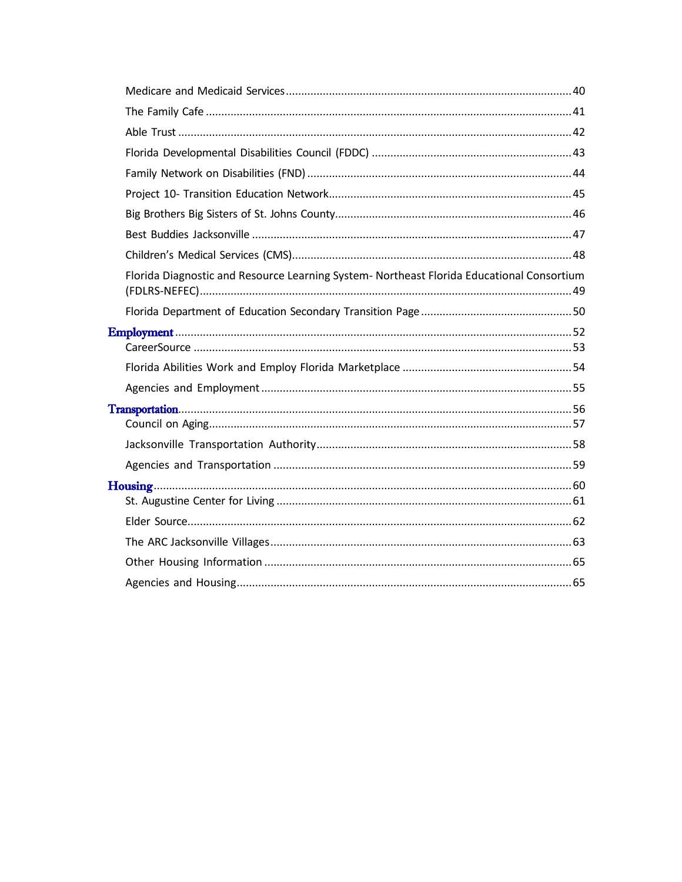- Medicare and Medicaid Services ..... 40
- The Family Cafe ..... 41
- Able Trust ..... 42
- Florida Developmental Disabilities Council (FDDC) ..... 43
- Family Network on Disabilities (FND) ..... 44
- Project 10- Transition Education Network ..... 45
- Big Brothers Big Sisters of St. Johns County ..... 46
- Best Buddies Jacksonville ..... 47
- Children's Medical Services (CMS) ..... 48
- Florida Diagnostic and Resource Learning System- Northeast Florida Educational Consortium (FDLRS-NEFEC) ..... 49
- Florida Department of Education Secondary Transition Page ..... 50

**Employment** ..... 52

- CareerSource ..... 53
- Florida Abilities Work and Employ Florida Marketplace ..... 54
- Agencies and Employment ..... 55

**Transportation** ..... 56

- Council on Aging ..... 57
- Jacksonville Transportation Authority ..... 58
- Agencies and Transportation ..... 59

**Housing** ..... 60

- St. Augustine Center for Living ..... 61
- Elder Source ..... 62
- The ARC Jacksonville Villages ..... 63
- Other Housing Information ..... 65
- Agencies and Housing ..... 65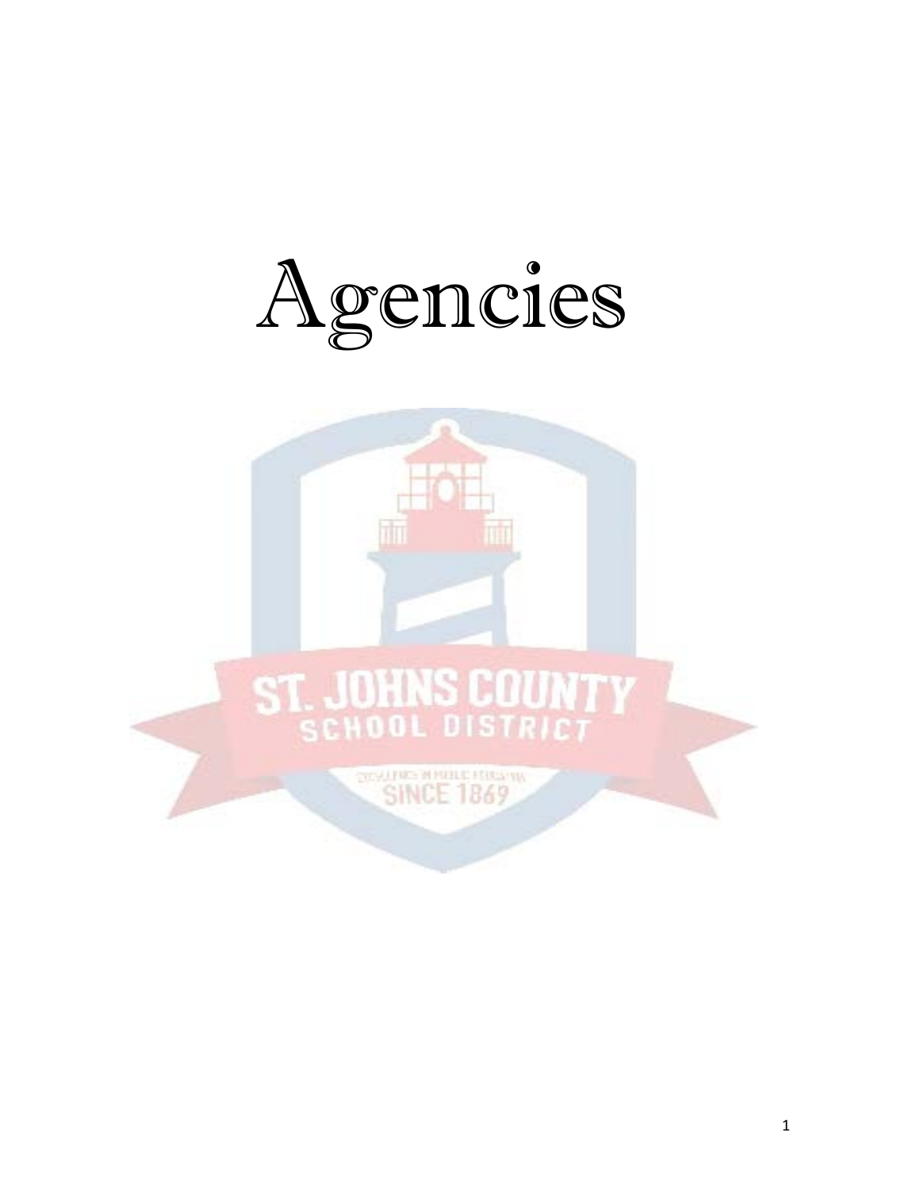# Agencies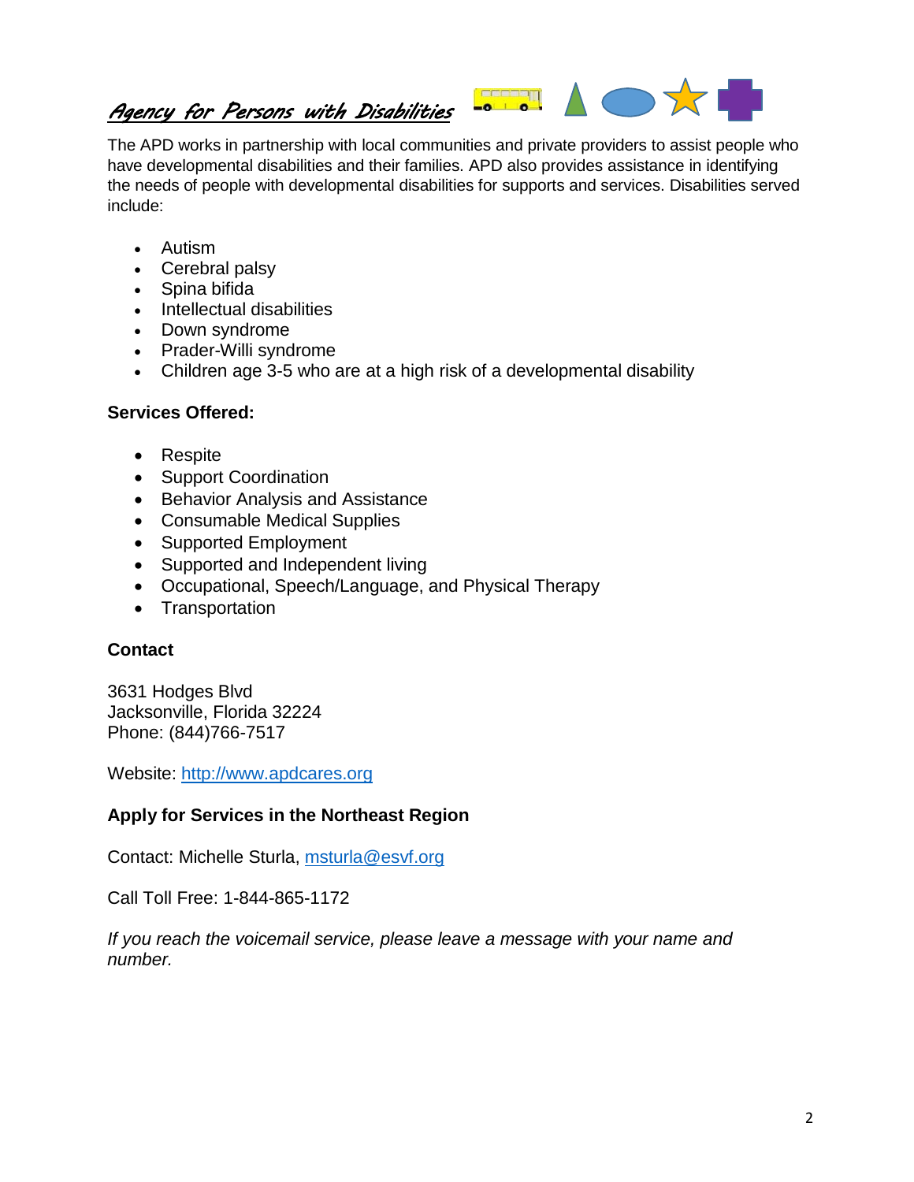# *Agency for Persons with Disabilities*

The APD works in partnership with local communities and private providers to assist people who have developmental disabilities and their families. APD also provides assistance in identifying the needs of people with developmental disabilities for supports and services. Disabilities served include:

- Autism
- Cerebral palsy
- Spina bifida
- Intellectual disabilities
- Down syndrome
- Prader-Willi syndrome
- Children age 3-5 who are at a high risk of a developmental disability

**Services Offered:**

- Respite
- Support Coordination
- Behavior Analysis and Assistance
- Consumable Medical Supplies
- Supported Employment
- Supported and Independent living
- Occupational, Speech/Language, and Physical Therapy
- Transportation

**Contact**

3631 Hodges Blvd
Jacksonville, Florida 32224
Phone: (844)766-7517

Website: [http://www.apdcares.org](http://www.apdcares.org)

**Apply for Services in the Northeast Region**

Contact: Michelle Sturla, [msturla@esvf.org](mailto:msturla@esvf.org)

Call Toll Free: 1-844-865-1172

*If you reach the voicemail service, please leave a message with your name and number.*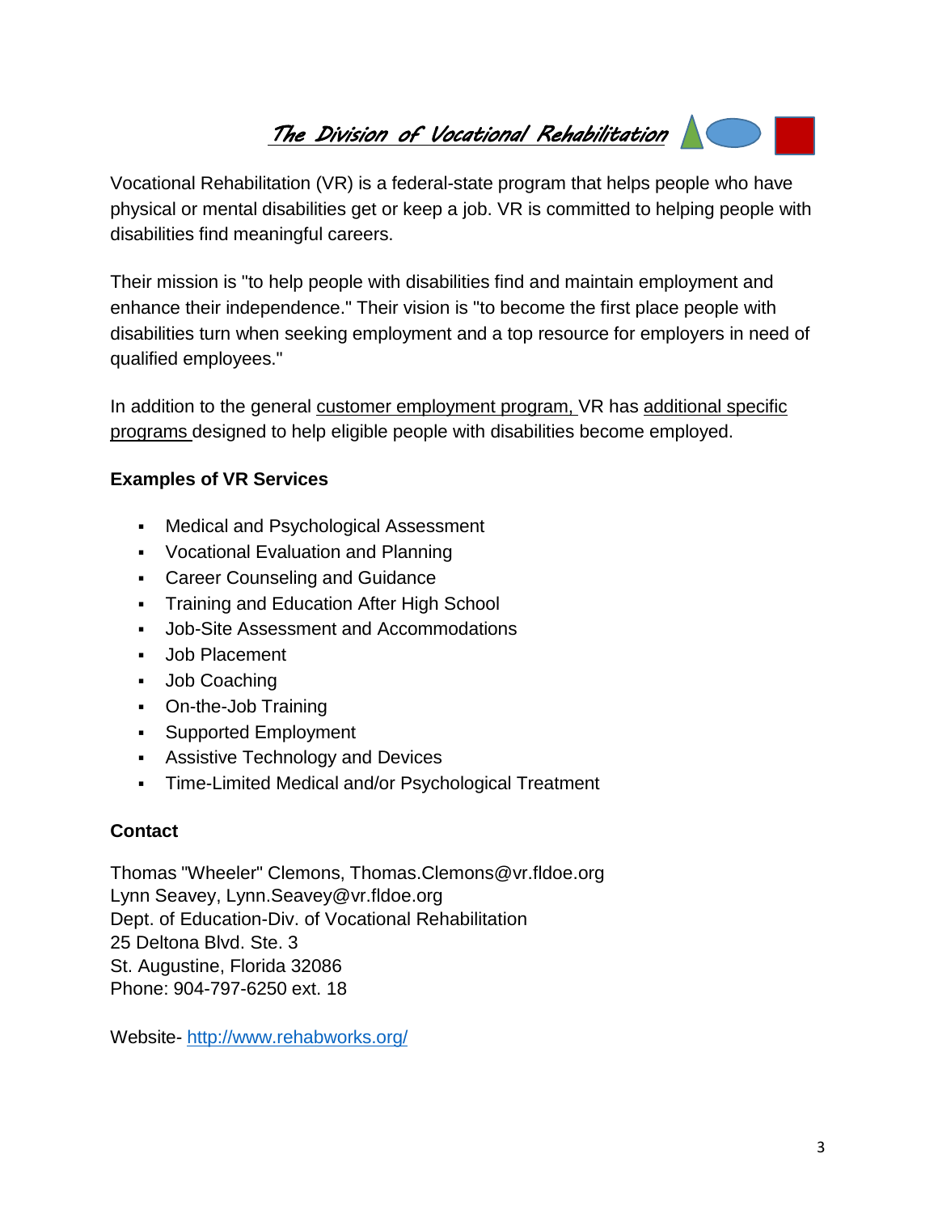# The Division of Vocational Rehabilitation

Vocational Rehabilitation (VR) is a federal-state program that helps people who have physical or mental disabilities get or keep a job. VR is committed to helping people with disabilities find meaningful careers.

Their mission is "to help people with disabilities find and maintain employment and enhance their independence." Their vision is "to become the first place people with disabilities turn when seeking employment and a top resource for employers in need of qualified employees."

In addition to the general customer employment program, VR has additional specific programs designed to help eligible people with disabilities become employed.

**Examples of VR Services**

- Medical and Psychological Assessment
- Vocational Evaluation and Planning
- Career Counseling and Guidance
- Training and Education After High School
- Job-Site Assessment and Accommodations
- Job Placement
- Job Coaching
- On-the-Job Training
- Supported Employment
- Assistive Technology and Devices
- Time-Limited Medical and/or Psychological Treatment

**Contact**

Thomas "Wheeler" Clemons, Thomas.Clemons@vr.fldoe.org
Lynn Seavey, Lynn.Seavey@vr.fldoe.org
Dept. of Education-Div. of Vocational Rehabilitation
25 Deltona Blvd. Ste. 3
St. Augustine, Florida 32086
Phone: 904-797-6250 ext. 18

Website- http://www.rehabworks.org/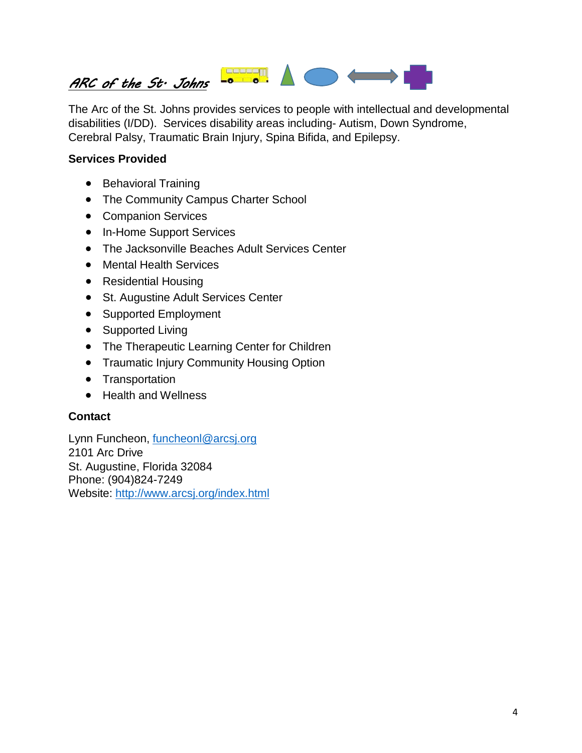## ARC of the St. Johns

The Arc of the St. Johns provides services to people with intellectual and developmental disabilities (I/DD). Services disability areas including- Autism, Down Syndrome, Cerebral Palsy, Traumatic Brain Injury, Spina Bifida, and Epilepsy.

**Services Provided**

- Behavioral Training
- The Community Campus Charter School
- Companion Services
- In-Home Support Services
- The Jacksonville Beaches Adult Services Center
- Mental Health Services
- Residential Housing
- St. Augustine Adult Services Center
- Supported Employment
- Supported Living
- The Therapeutic Learning Center for Children
- Traumatic Injury Community Housing Option
- Transportation
- Health and Wellness

**Contact**

Lynn Funcheon, funcheonl@arcsj.org
2101 Arc Drive
St. Augustine, Florida 32084
Phone: (904)824-7249
Website: http://www.arcsj.org/index.html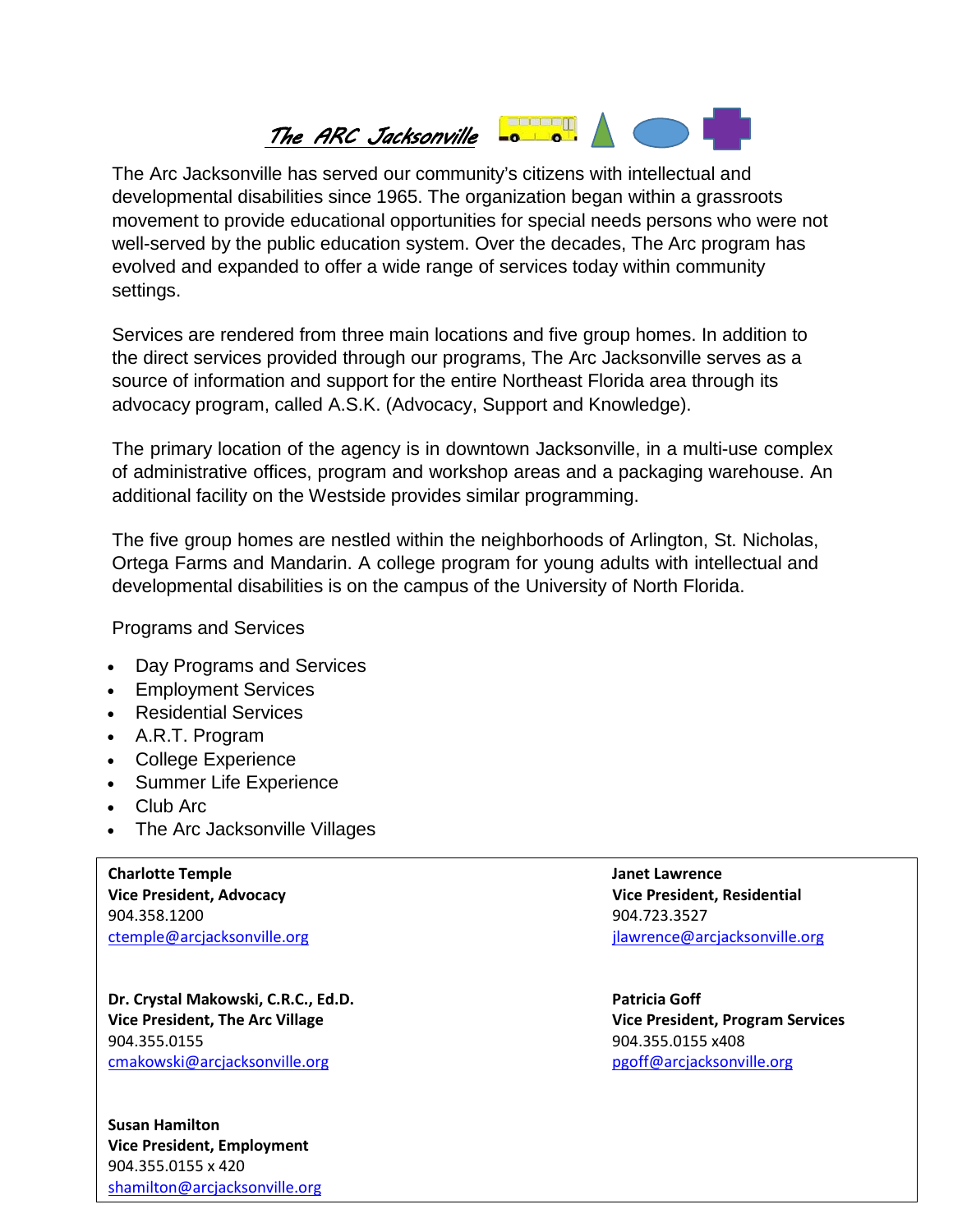# *The ARC Jacksonville*

The Arc Jacksonville has served our community's citizens with intellectual and developmental disabilities since 1965. The organization began within a grassroots movement to provide educational opportunities for special needs persons who were not well-served by the public education system. Over the decades, The Arc program has evolved and expanded to offer a wide range of services today within community settings.

Services are rendered from three main locations and five group homes. In addition to the direct services provided through our programs, The Arc Jacksonville serves as a source of information and support for the entire Northeast Florida area through its advocacy program, called A.S.K. (Advocacy, Support and Knowledge).

The primary location of the agency is in downtown Jacksonville, in a multi-use complex of administrative offices, program and workshop areas and a packaging warehouse. An additional facility on the Westside provides similar programming.

The five group homes are nestled within the neighborhoods of Arlington, St. Nicholas, Ortega Farms and Mandarin. A college program for young adults with intellectual and developmental disabilities is on the campus of the University of North Florida.

Programs and Services

- Day Programs and Services
- Employment Services
- Residential Services
- A.R.T. Program
- College Experience
- Summer Life Experience
- Club Arc
- The Arc Jacksonville Villages

**Charlotte Temple**
**Vice President, Advocacy**
904.358.1200
ctemple@arcjacksonville.org

**Janet Lawrence**
**Vice President, Residential**
904.723.3527
jlawrence@arcjacksonville.org

**Dr. Crystal Makowski, C.R.C., Ed.D.**
**Vice President, The Arc Village**
904.355.0155
cmakowski@arcjacksonville.org

**Patricia Goff**
**Vice President, Program Services**
904.355.0155 x408
pgoff@arcjacksonville.org

**Susan Hamilton**
**Vice President, Employment**
904.355.0155 x 420
shamilton@arcjacksonville.org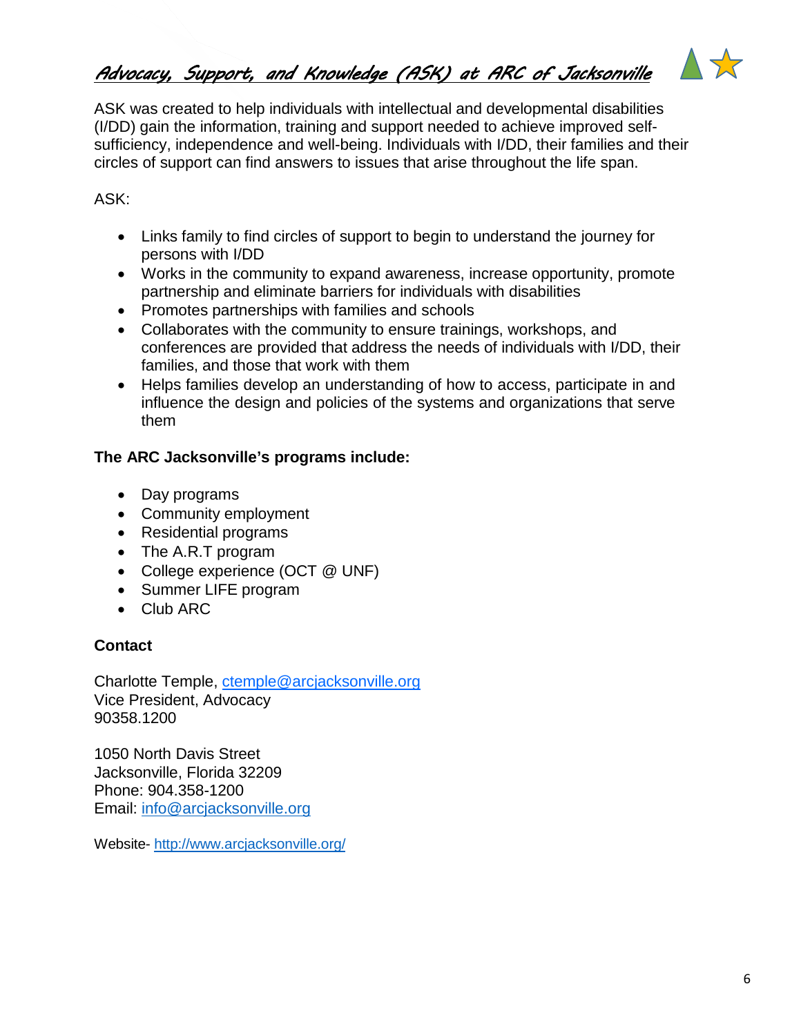## *Advocacy, Support, and Knowledge (ASK) at ARC of Jacksonville*

ASK was created to help individuals with intellectual and developmental disabilities (I/DD) gain the information, training and support needed to achieve improved self-sufficiency, independence and well-being. Individuals with I/DD, their families and their circles of support can find answers to issues that arise throughout the life span.

ASK:

- Links family to find circles of support to begin to understand the journey for persons with I/DD
- Works in the community to expand awareness, increase opportunity, promote partnership and eliminate barriers for individuals with disabilities
- Promotes partnerships with families and schools
- Collaborates with the community to ensure trainings, workshops, and conferences are provided that address the needs of individuals with I/DD, their families, and those that work with them
- Helps families develop an understanding of how to access, participate in and influence the design and policies of the systems and organizations that serve them

**The ARC Jacksonville's programs include:**

- Day programs
- Community employment
- Residential programs
- The A.R.T program
- College experience (OCT @ UNF)
- Summer LIFE program
- Club ARC

**Contact**

Charlotte Temple, ctemple@arcjacksonville.org
Vice President, Advocacy
90358.1200

1050 North Davis Street
Jacksonville, Florida 32209
Phone: 904.358-1200
Email: info@arcjacksonville.org

Website- http://www.arcjacksonville.org/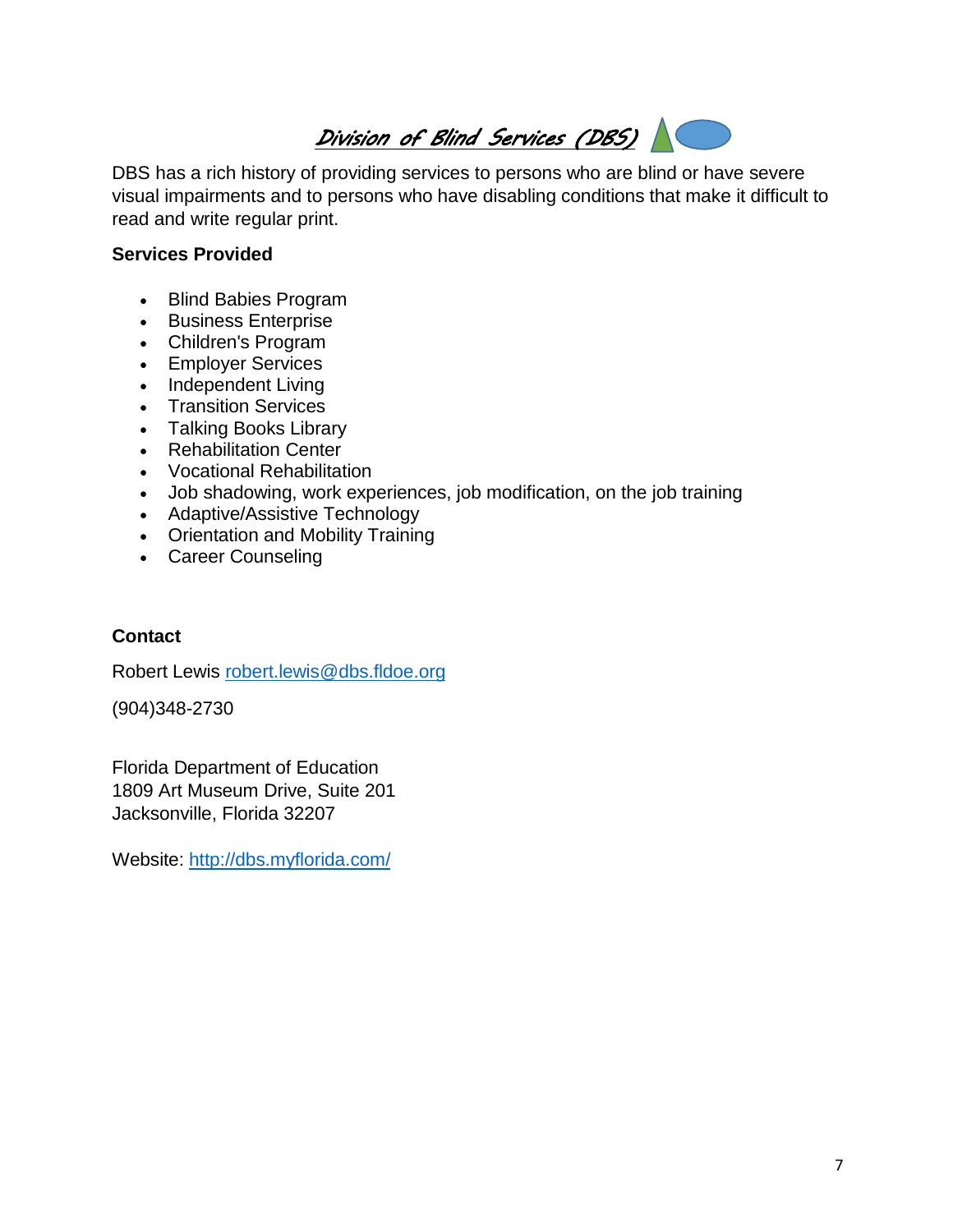# *Division of Blind Services (DBS)*

DBS has a rich history of providing services to persons who are blind or have severe visual impairments and to persons who have disabling conditions that make it difficult to read and write regular print.

**Services Provided**

- Blind Babies Program
- Business Enterprise
- Children's Program
- Employer Services
- Independent Living
- Transition Services
- Talking Books Library
- Rehabilitation Center
- Vocational Rehabilitation
- Job shadowing, work experiences, job modification, on the job training
- Adaptive/Assistive Technology
- Orientation and Mobility Training
- Career Counseling

**Contact**

Robert Lewis robert.lewis@dbs.fldoe.org

(904)348-2730

Florida Department of Education
1809 Art Museum Drive, Suite 201
Jacksonville, Florida 32207

Website: http://dbs.myflorida.com/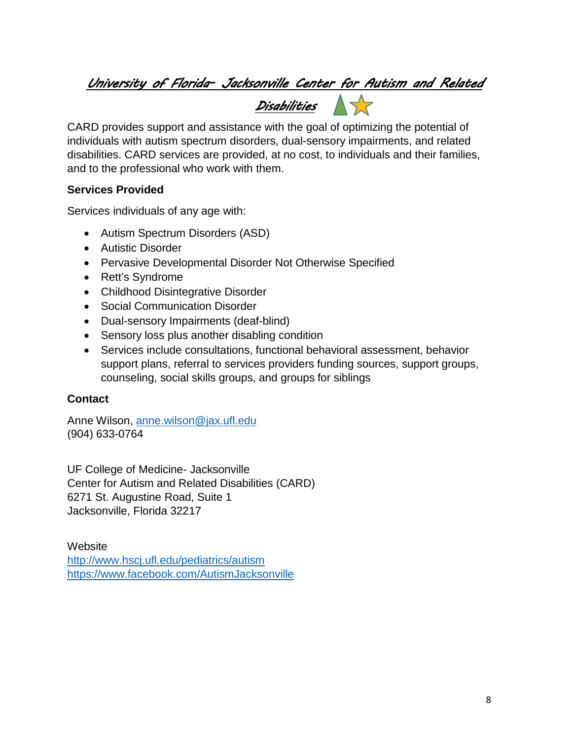# University of Florida- Jacksonville Center for Autism and Related Disabilities

CARD provides support and assistance with the goal of optimizing the potential of individuals with autism spectrum disorders, dual-sensory impairments, and related disabilities. CARD services are provided, at no cost, to individuals and their families, and to the professional who work with them.

**Services Provided**

Services individuals of any age with:

- Autism Spectrum Disorders (ASD)
- Autistic Disorder
- Pervasive Developmental Disorder Not Otherwise Specified
- Rett's Syndrome
- Childhood Disintegrative Disorder
- Social Communication Disorder
- Dual-sensory Impairments (deaf-blind)
- Sensory loss plus another disabling condition
- Services include consultations, functional behavioral assessment, behavior support plans, referral to services providers funding sources, support groups, counseling, social skills groups, and groups for siblings

**Contact**

Anne Wilson, anne.wilson@jax.ufl.edu
(904) 633-0764

UF College of Medicine- Jacksonville
Center for Autism and Related Disabilities (CARD)
6271 St. Augustine Road, Suite 1
Jacksonville, Florida 32217

Website
http://www.hscj.ufl.edu/pediatrics/autism
https://www.facebook.com/AutismJacksonville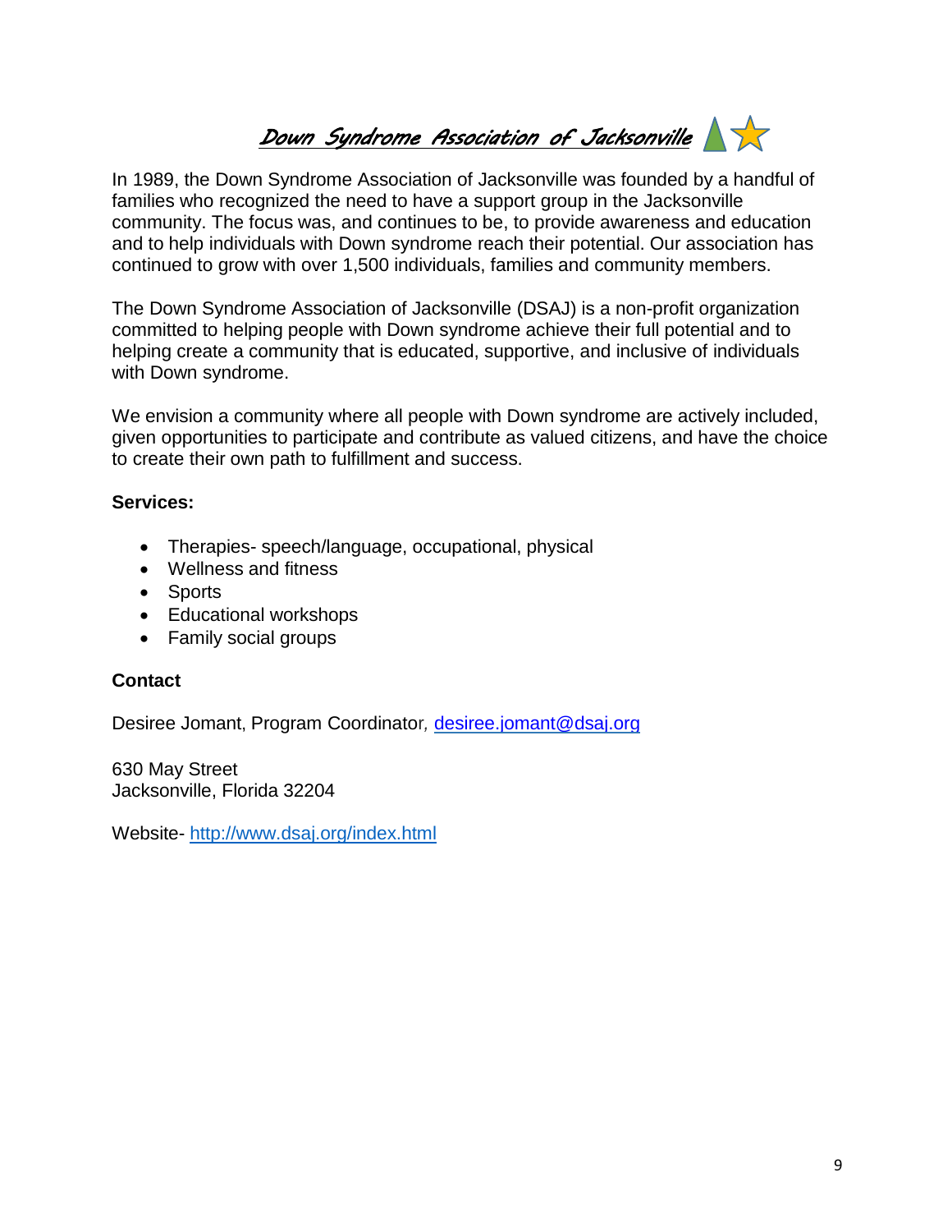# Down Syndrome Association of Jacksonville

In 1989, the Down Syndrome Association of Jacksonville was founded by a handful of families who recognized the need to have a support group in the Jacksonville community. The focus was, and continues to be, to provide awareness and education and to help individuals with Down syndrome reach their potential. Our association has continued to grow with over 1,500 individuals, families and community members.

The Down Syndrome Association of Jacksonville (DSAJ) is a non-profit organization committed to helping people with Down syndrome achieve their full potential and to helping create a community that is educated, supportive, and inclusive of individuals with Down syndrome.

We envision a community where all people with Down syndrome are actively included, given opportunities to participate and contribute as valued citizens, and have the choice to create their own path to fulfillment and success.

**Services:**

- Therapies- speech/language, occupational, physical
- Wellness and fitness
- Sports
- Educational workshops
- Family social groups

**Contact**

Desiree Jomant, Program Coordinator, desiree.jomant@dsaj.org

630 May Street
Jacksonville, Florida 32204

Website- http://www.dsaj.org/index.html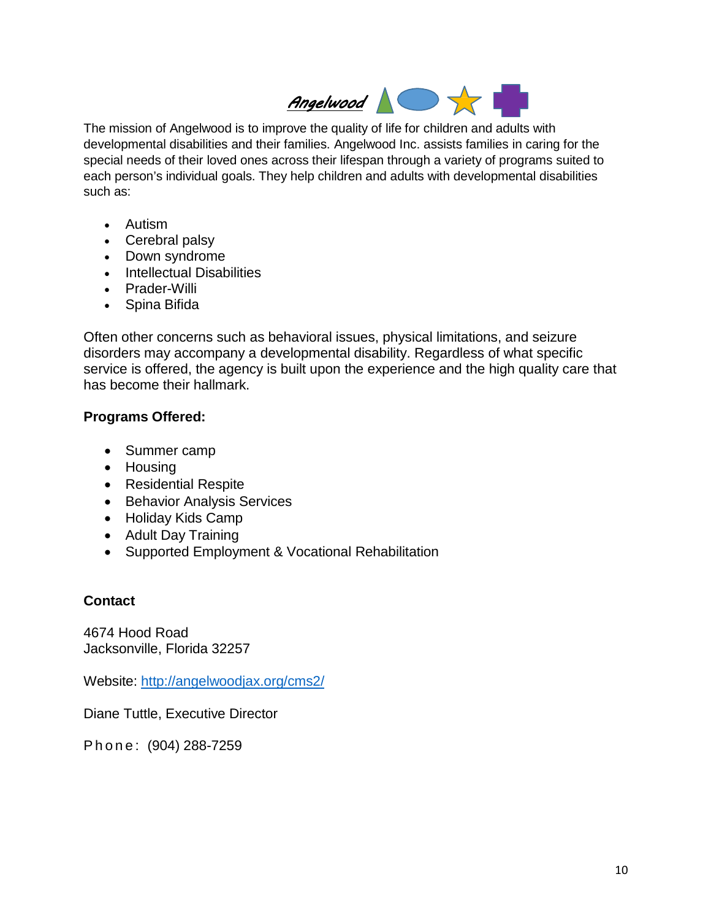# *Angelwood*

The mission of Angelwood is to improve the quality of life for children and adults with developmental disabilities and their families. Angelwood Inc. assists families in caring for the special needs of their loved ones across their lifespan through a variety of programs suited to each person's individual goals. They help children and adults with developmental disabilities such as:

- Autism
- Cerebral palsy
- Down syndrome
- Intellectual Disabilities
- Prader-Willi
- Spina Bifida

Often other concerns such as behavioral issues, physical limitations, and seizure disorders may accompany a developmental disability. Regardless of what specific service is offered, the agency is built upon the experience and the high quality care that has become their hallmark.

**Programs Offered:**

- Summer camp
- Housing
- Residential Respite
- Behavior Analysis Services
- Holiday Kids Camp
- Adult Day Training
- Supported Employment & Vocational Rehabilitation

**Contact**

4674 Hood Road
Jacksonville, Florida 32257

Website: [http://angelwoodjax.org/cms2/](http://angelwoodjax.org/cms2/)

Diane Tuttle, Executive Director

Phone: (904) 288-7259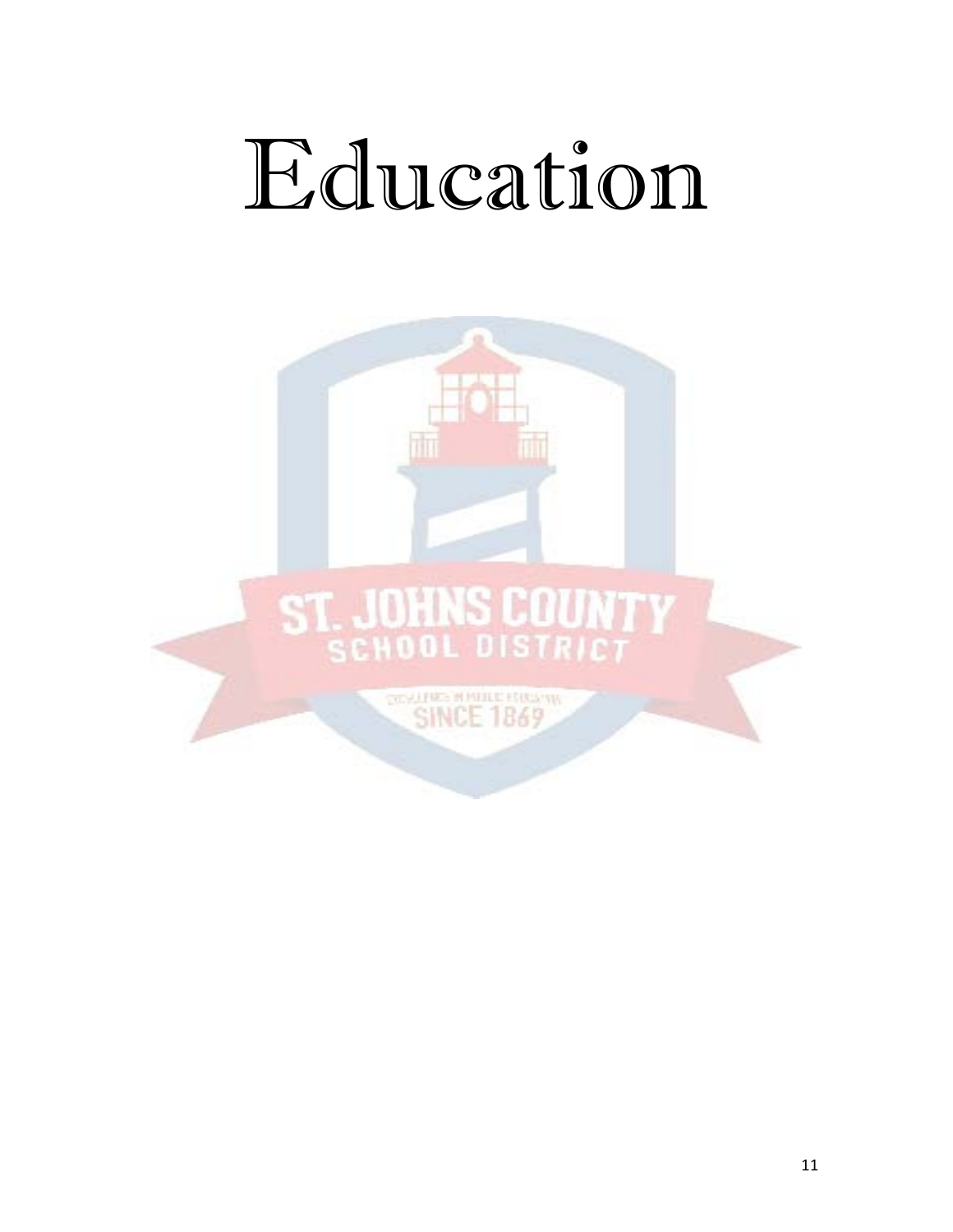# Education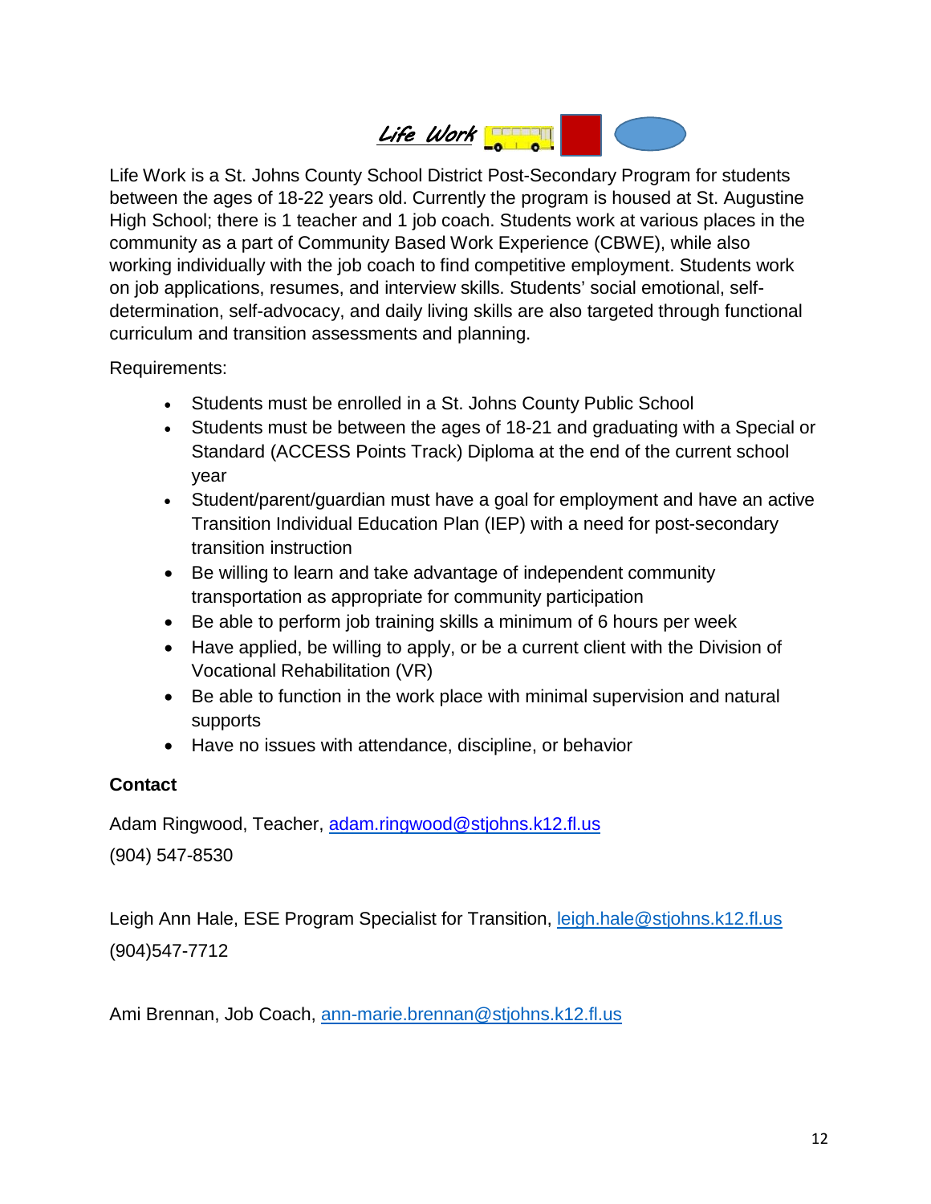# *Life Work*

Life Work is a St. Johns County School District Post-Secondary Program for students between the ages of 18-22 years old. Currently the program is housed at St. Augustine High School; there is 1 teacher and 1 job coach. Students work at various places in the community as a part of Community Based Work Experience (CBWE), while also working individually with the job coach to find competitive employment. Students work on job applications, resumes, and interview skills. Students' social emotional, self-determination, self-advocacy, and daily living skills are also targeted through functional curriculum and transition assessments and planning.

Requirements:

- Students must be enrolled in a St. Johns County Public School
- Students must be between the ages of 18-21 and graduating with a Special or Standard (ACCESS Points Track) Diploma at the end of the current school year
- Student/parent/guardian must have a goal for employment and have an active Transition Individual Education Plan (IEP) with a need for post-secondary transition instruction
- Be willing to learn and take advantage of independent community transportation as appropriate for community participation
- Be able to perform job training skills a minimum of 6 hours per week
- Have applied, be willing to apply, or be a current client with the Division of Vocational Rehabilitation (VR)
- Be able to function in the work place with minimal supervision and natural supports
- Have no issues with attendance, discipline, or behavior

**Contact**

Adam Ringwood, Teacher, adam.ringwood@stjohns.k12.fl.us
(904) 547-8530

Leigh Ann Hale, ESE Program Specialist for Transition, leigh.hale@stjohns.k12.fl.us
(904)547-7712

Ami Brennan, Job Coach, ann-marie.brennan@stjohns.k12.fl.us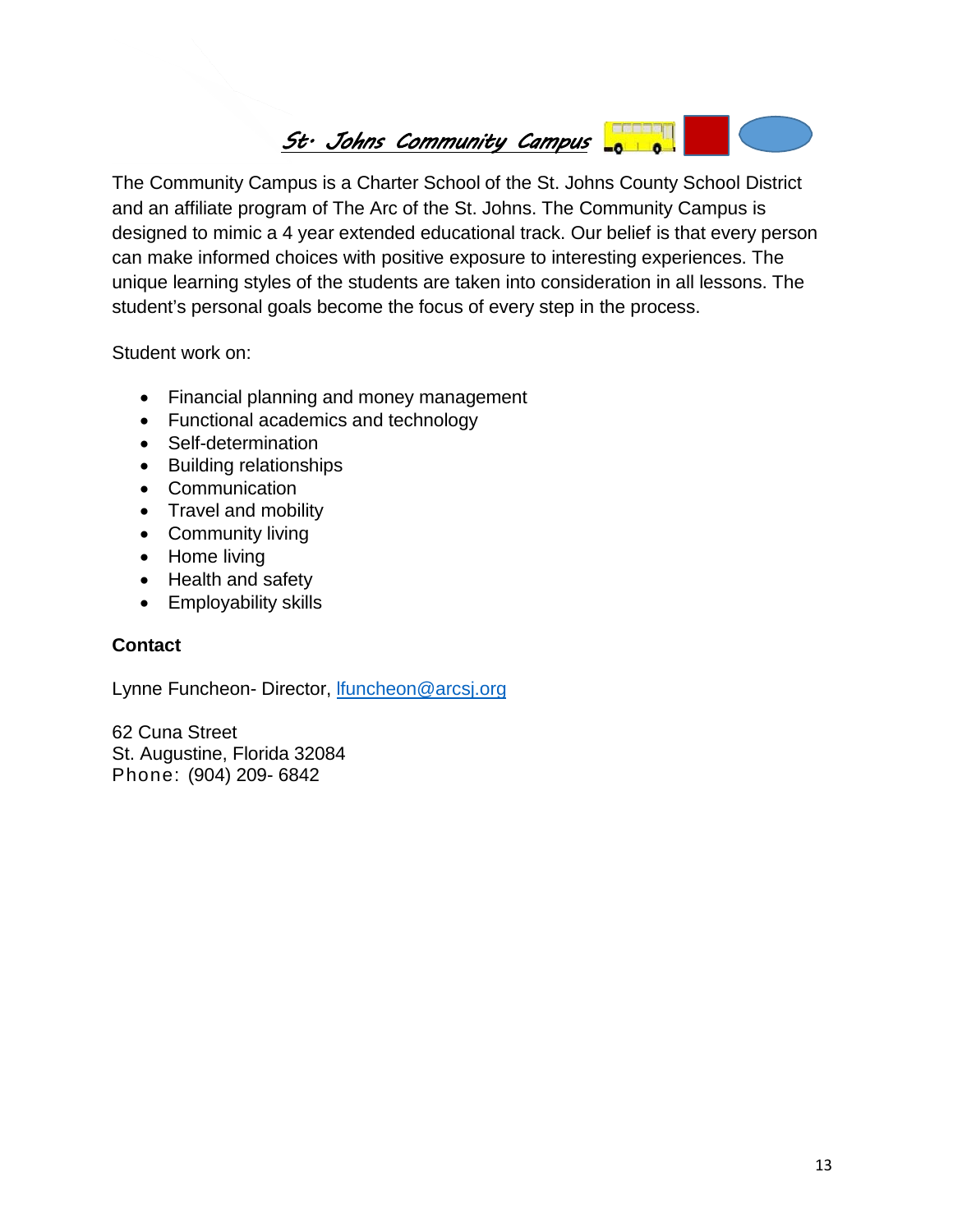# St. Johns Community Campus

The Community Campus is a Charter School of the St. Johns County School District and an affiliate program of The Arc of the St. Johns. The Community Campus is designed to mimic a 4 year extended educational track. Our belief is that every person can make informed choices with positive exposure to interesting experiences. The unique learning styles of the students are taken into consideration in all lessons. The student's personal goals become the focus of every step in the process.

Student work on:

- Financial planning and money management
- Functional academics and technology
- Self-determination
- Building relationships
- Communication
- Travel and mobility
- Community living
- Home living
- Health and safety
- Employability skills

**Contact**

Lynne Funcheon- Director, lfuncheon@arcsj.org

62 Cuna Street
St. Augustine, Florida 32084
Phone: (904) 209- 6842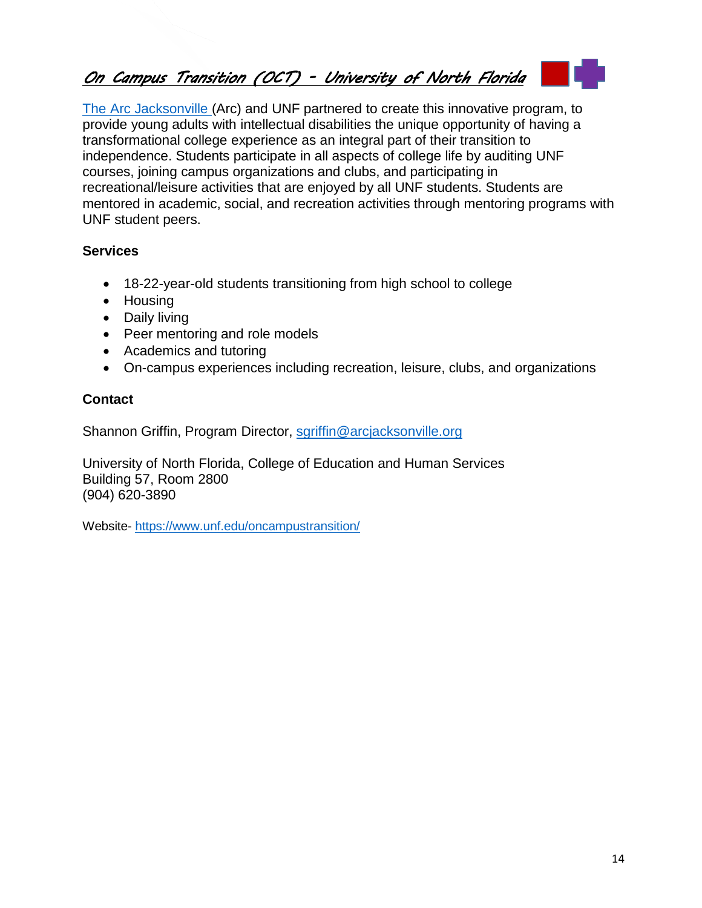## *On Campus Transition (OCT) - University of North Florida*

The Arc Jacksonville (Arc) and UNF partnered to create this innovative program, to provide young adults with intellectual disabilities the unique opportunity of having a transformational college experience as an integral part of their transition to independence. Students participate in all aspects of college life by auditing UNF courses, joining campus organizations and clubs, and participating in recreational/leisure activities that are enjoyed by all UNF students. Students are mentored in academic, social, and recreation activities through mentoring programs with UNF student peers.

**Services**

- 18-22-year-old students transitioning from high school to college
- Housing
- Daily living
- Peer mentoring and role models
- Academics and tutoring
- On-campus experiences including recreation, leisure, clubs, and organizations

**Contact**

Shannon Griffin, Program Director, sgriffin@arcjacksonville.org

University of North Florida, College of Education and Human Services
Building 57, Room 2800
(904) 620-3890

Website- https://www.unf.edu/oncampustransition/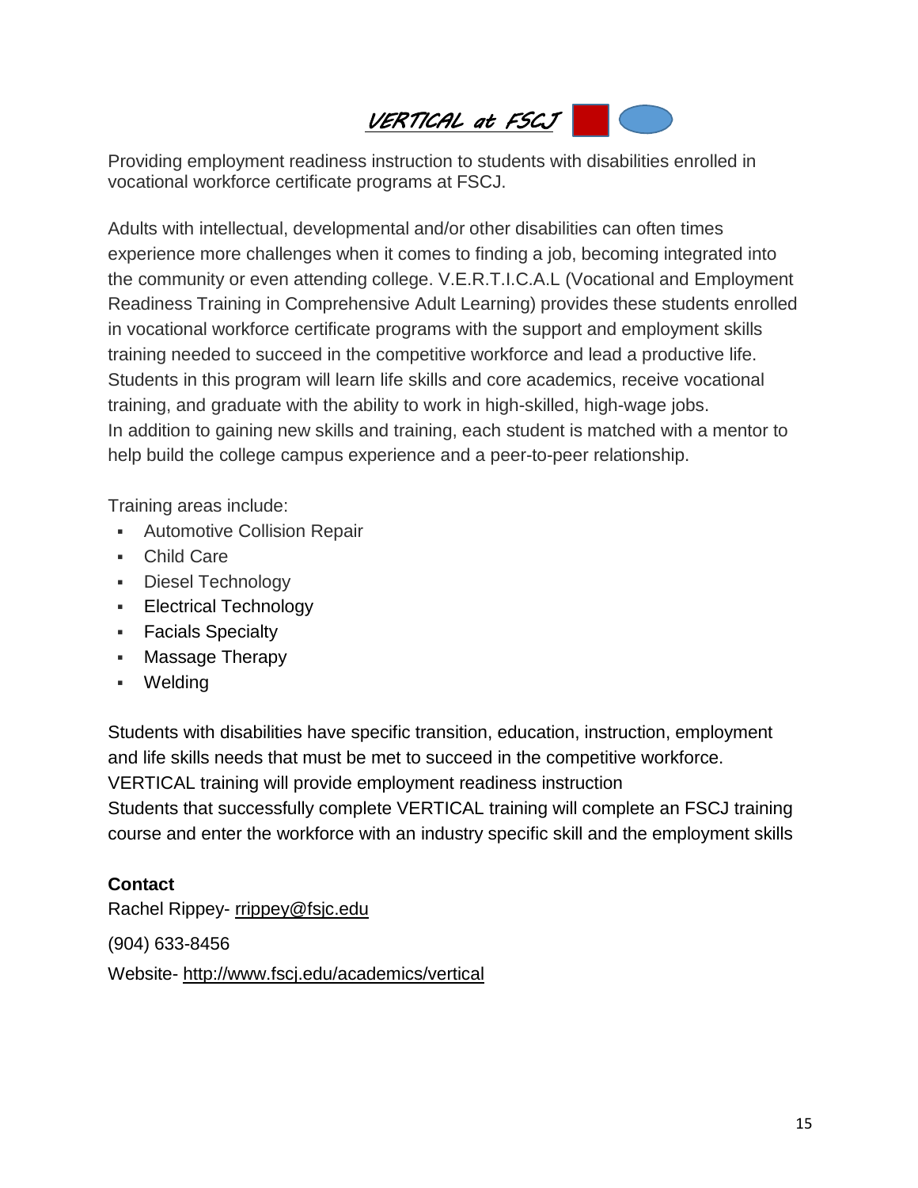# *VERTICAL at FSCJ*

Providing employment readiness instruction to students with disabilities enrolled in vocational workforce certificate programs at FSCJ.

Adults with intellectual, developmental and/or other disabilities can often times experience more challenges when it comes to finding a job, becoming integrated into the community or even attending college. V.E.R.T.I.C.A.L (Vocational and Employment Readiness Training in Comprehensive Adult Learning) provides these students enrolled in vocational workforce certificate programs with the support and employment skills training needed to succeed in the competitive workforce and lead a productive life. Students in this program will learn life skills and core academics, receive vocational training, and graduate with the ability to work in high-skilled, high-wage jobs. In addition to gaining new skills and training, each student is matched with a mentor to help build the college campus experience and a peer-to-peer relationship.

Training areas include:

- Automotive Collision Repair
- Child Care
- Diesel Technology
- Electrical Technology
- Facials Specialty
- Massage Therapy
- Welding

Students with disabilities have specific transition, education, instruction, employment and life skills needs that must be met to succeed in the competitive workforce.
VERTICAL training will provide employment readiness instruction
Students that successfully complete VERTICAL training will complete an FSCJ training course and enter the workforce with an industry specific skill and the employment skills

**Contact**

Rachel Rippey- rrippey@fsjc.edu

(904) 633-8456

Website- http://www.fscj.edu/academics/vertical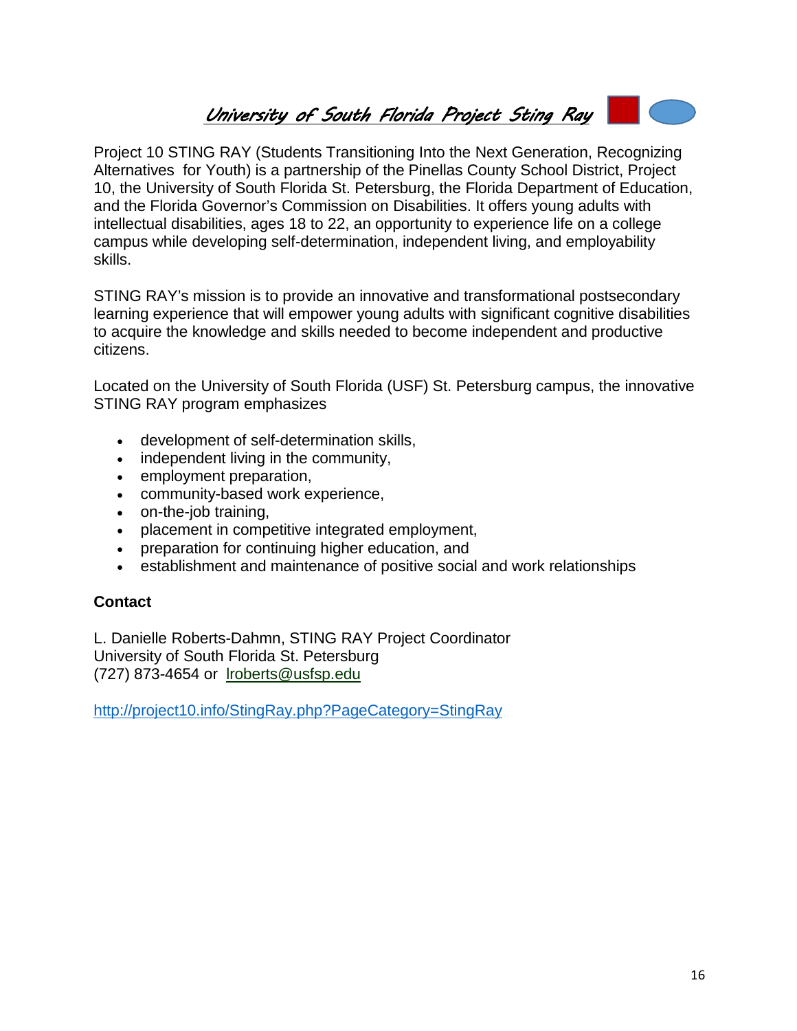# *University of South Florida Project Sting Ray*

Project 10 STING RAY (Students Transitioning Into the Next Generation, Recognizing Alternatives for Youth) is a partnership of the Pinellas County School District, Project 10, the University of South Florida St. Petersburg, the Florida Department of Education, and the Florida Governor's Commission on Disabilities. It offers young adults with intellectual disabilities, ages 18 to 22, an opportunity to experience life on a college campus while developing self-determination, independent living, and employability skills.

STING RAY's mission is to provide an innovative and transformational postsecondary learning experience that will empower young adults with significant cognitive disabilities to acquire the knowledge and skills needed to become independent and productive citizens.

Located on the University of South Florida (USF) St. Petersburg campus, the innovative STING RAY program emphasizes

- development of self-determination skills,
- independent living in the community,
- employment preparation,
- community-based work experience,
- on-the-job training,
- placement in competitive integrated employment,
- preparation for continuing higher education, and
- establishment and maintenance of positive social and work relationships

**Contact**

L. Danielle Roberts-Dahmn, STING RAY Project Coordinator
University of South Florida St. Petersburg
(727) 873-4654 or lroberts@usfsp.edu

http://project10.info/StingRay.php?PageCategory=StingRay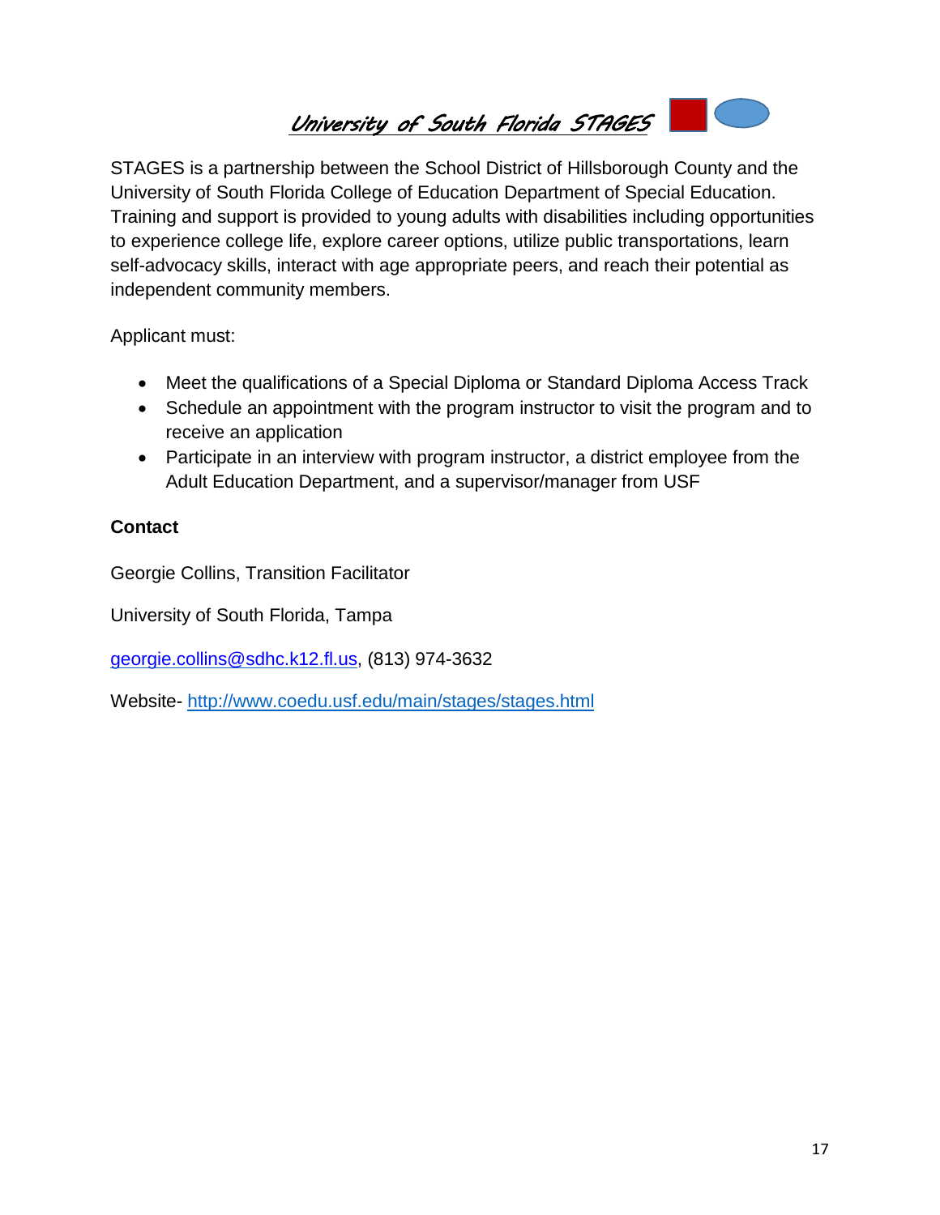# University of South Florida STAGES

STAGES is a partnership between the School District of Hillsborough County and the University of South Florida College of Education Department of Special Education. Training and support is provided to young adults with disabilities including opportunities to experience college life, explore career options, utilize public transportations, learn self-advocacy skills, interact with age appropriate peers, and reach their potential as independent community members.

Applicant must:

- Meet the qualifications of a Special Diploma or Standard Diploma Access Track
- Schedule an appointment with the program instructor to visit the program and to receive an application
- Participate in an interview with program instructor, a district employee from the Adult Education Department, and a supervisor/manager from USF

**Contact**

Georgie Collins, Transition Facilitator

University of South Florida, Tampa

georgie.collins@sdhc.k12.fl.us, (813) 974-3632

Website- http://www.coedu.usf.edu/main/stages/stages.html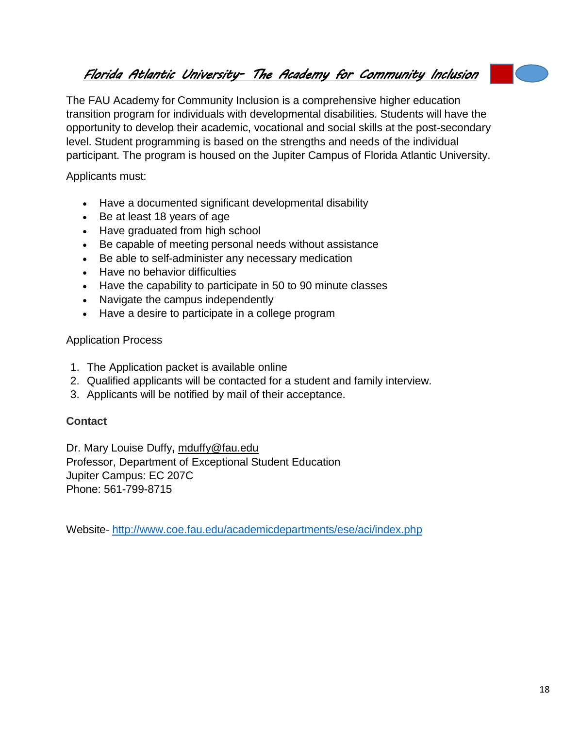## *Florida Atlantic University- The Academy for Community Inclusion*

The FAU Academy for Community Inclusion is a comprehensive higher education transition program for individuals with developmental disabilities. Students will have the opportunity to develop their academic, vocational and social skills at the post-secondary level. Student programming is based on the strengths and needs of the individual participant. The program is housed on the Jupiter Campus of Florida Atlantic University.

Applicants must:

- Have a documented significant developmental disability
- Be at least 18 years of age
- Have graduated from high school
- Be capable of meeting personal needs without assistance
- Be able to self-administer any necessary medication
- Have no behavior difficulties
- Have the capability to participate in 50 to 90 minute classes
- Navigate the campus independently
- Have a desire to participate in a college program

Application Process

1. The Application packet is available online
2. Qualified applicants will be contacted for a student and family interview.
3. Applicants will be notified by mail of their acceptance.

**Contact**

Dr. Mary Louise Duffy**,** mduffy@fau.edu
Professor, Department of Exceptional Student Education
Jupiter Campus: EC 207C
Phone: 561-799-8715

Website- http://www.coe.fau.edu/academicdepartments/ese/aci/index.php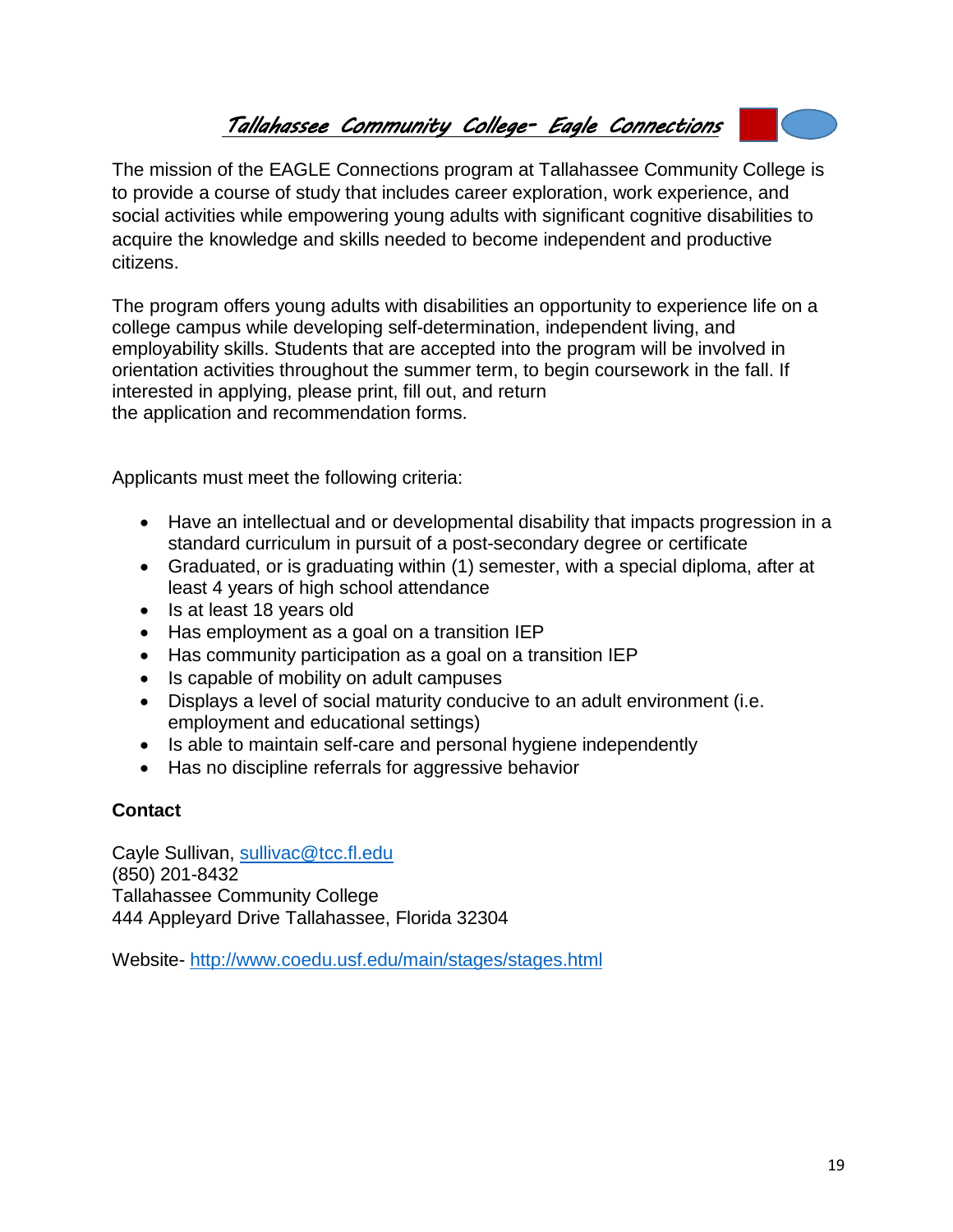# *Tallahassee Community College- Eagle Connections*

The mission of the EAGLE Connections program at Tallahassee Community College is to provide a course of study that includes career exploration, work experience, and social activities while empowering young adults with significant cognitive disabilities to acquire the knowledge and skills needed to become independent and productive citizens.

The program offers young adults with disabilities an opportunity to experience life on a college campus while developing self-determination, independent living, and employability skills. Students that are accepted into the program will be involved in orientation activities throughout the summer term, to begin coursework in the fall. If interested in applying, please print, fill out, and return the application and recommendation forms.

Applicants must meet the following criteria:

- Have an intellectual and or developmental disability that impacts progression in a standard curriculum in pursuit of a post-secondary degree or certificate
- Graduated, or is graduating within (1) semester, with a special diploma, after at least 4 years of high school attendance
- Is at least 18 years old
- Has employment as a goal on a transition IEP
- Has community participation as a goal on a transition IEP
- Is capable of mobility on adult campuses
- Displays a level of social maturity conducive to an adult environment (i.e. employment and educational settings)
- Is able to maintain self-care and personal hygiene independently
- Has no discipline referrals for aggressive behavior

**Contact**

Cayle Sullivan, sullivac@tcc.fl.edu
(850) 201-8432
Tallahassee Community College
444 Appleyard Drive Tallahassee, Florida 32304

Website- http://www.coedu.usf.edu/main/stages/stages.html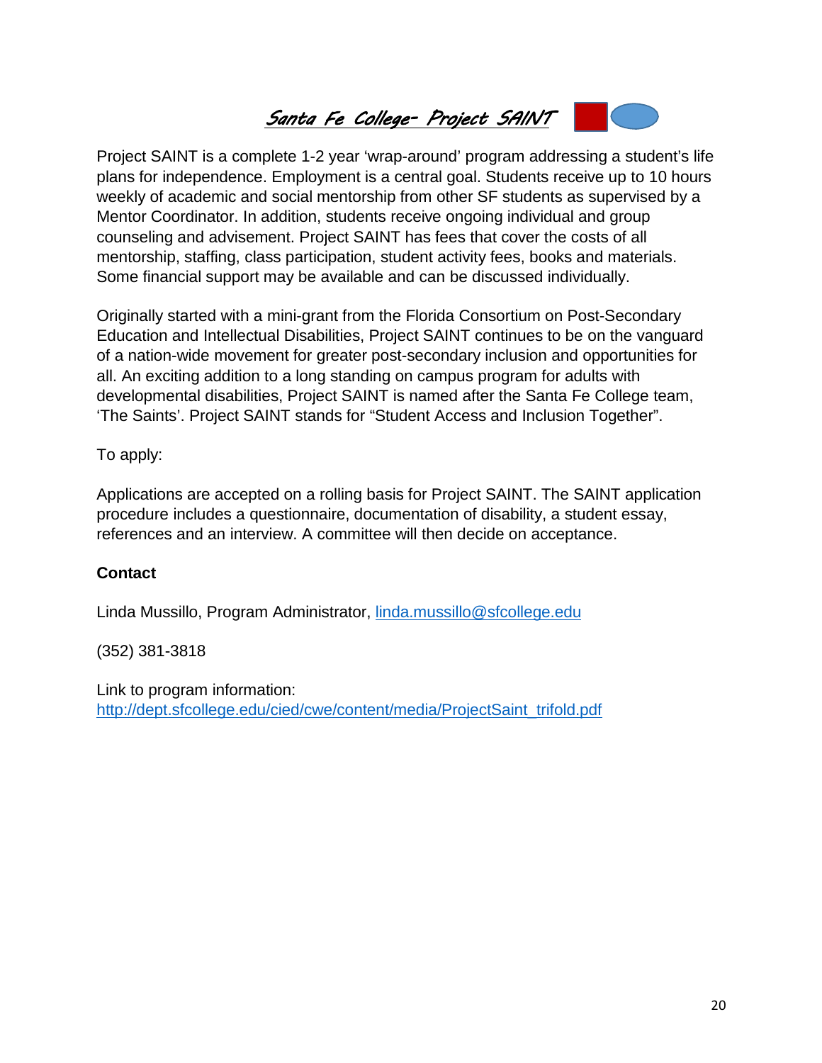# *Santa Fe College- Project SAINT*

Project SAINT is a complete 1-2 year 'wrap-around' program addressing a student's life plans for independence. Employment is a central goal. Students receive up to 10 hours weekly of academic and social mentorship from other SF students as supervised by a Mentor Coordinator. In addition, students receive ongoing individual and group counseling and advisement. Project SAINT has fees that cover the costs of all mentorship, staffing, class participation, student activity fees, books and materials. Some financial support may be available and can be discussed individually.

Originally started with a mini-grant from the Florida Consortium on Post-Secondary Education and Intellectual Disabilities, Project SAINT continues to be on the vanguard of a nation-wide movement for greater post-secondary inclusion and opportunities for all. An exciting addition to a long standing on campus program for adults with developmental disabilities, Project SAINT is named after the Santa Fe College team, 'The Saints'. Project SAINT stands for "Student Access and Inclusion Together".

To apply:

Applications are accepted on a rolling basis for Project SAINT. The SAINT application procedure includes a questionnaire, documentation of disability, a student essay, references and an interview. A committee will then decide on acceptance.

**Contact**

Linda Mussillo, Program Administrator, linda.mussillo@sfcollege.edu

(352) 381-3818

Link to program information:
http://dept.sfcollege.edu/cied/cwe/content/media/ProjectSaint_trifold.pdf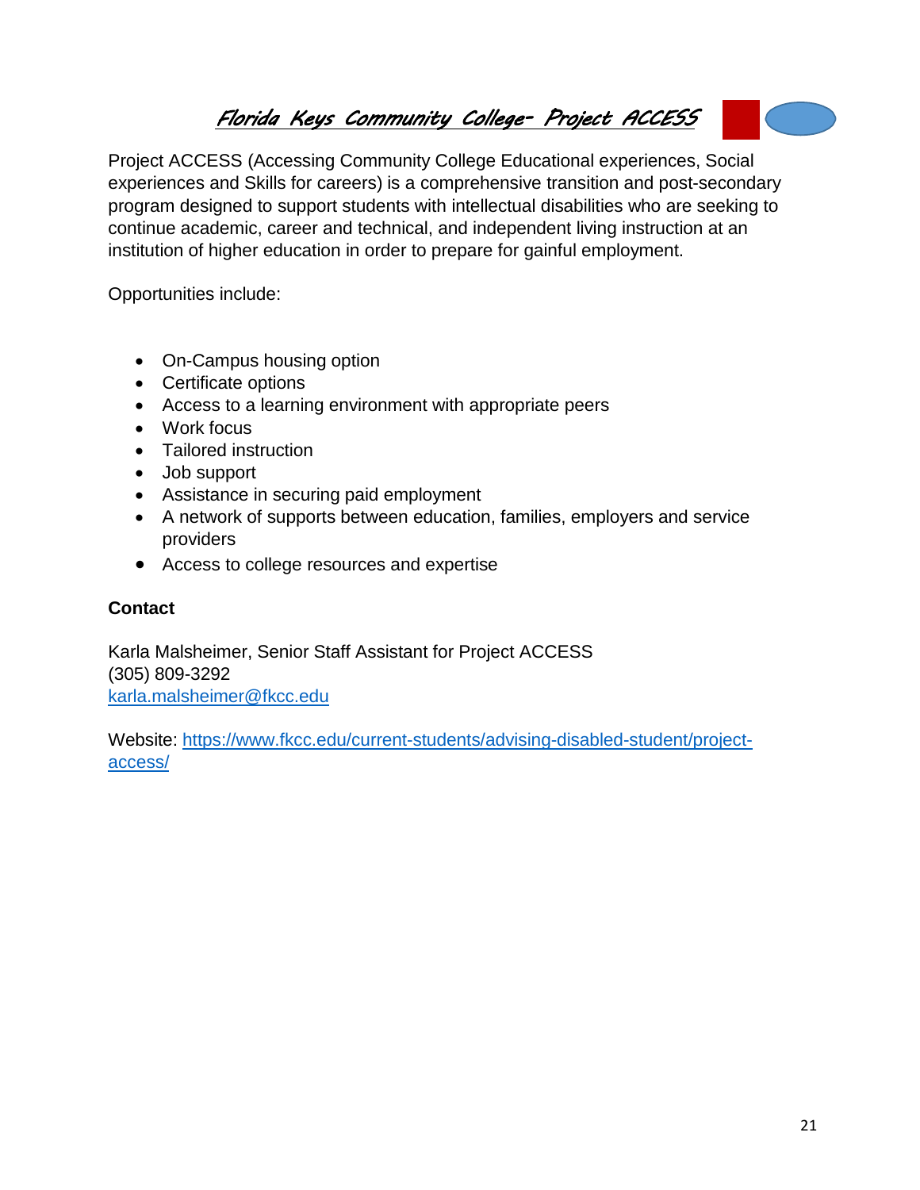# *Florida Keys Community College- Project ACCESS*

Project ACCESS (Accessing Community College Educational experiences, Social experiences and Skills for careers) is a comprehensive transition and post-secondary program designed to support students with intellectual disabilities who are seeking to continue academic, career and technical, and independent living instruction at an institution of higher education in order to prepare for gainful employment.

Opportunities include:

- On-Campus housing option
- Certificate options
- Access to a learning environment with appropriate peers
- Work focus
- Tailored instruction
- Job support
- Assistance in securing paid employment
- A network of supports between education, families, employers and service providers
- Access to college resources and expertise

**Contact**

Karla Malsheimer, Senior Staff Assistant for Project ACCESS
(305) 809-3292
karla.malsheimer@fkcc.edu

Website: https://www.fkcc.edu/current-students/advising-disabled-student/project-access/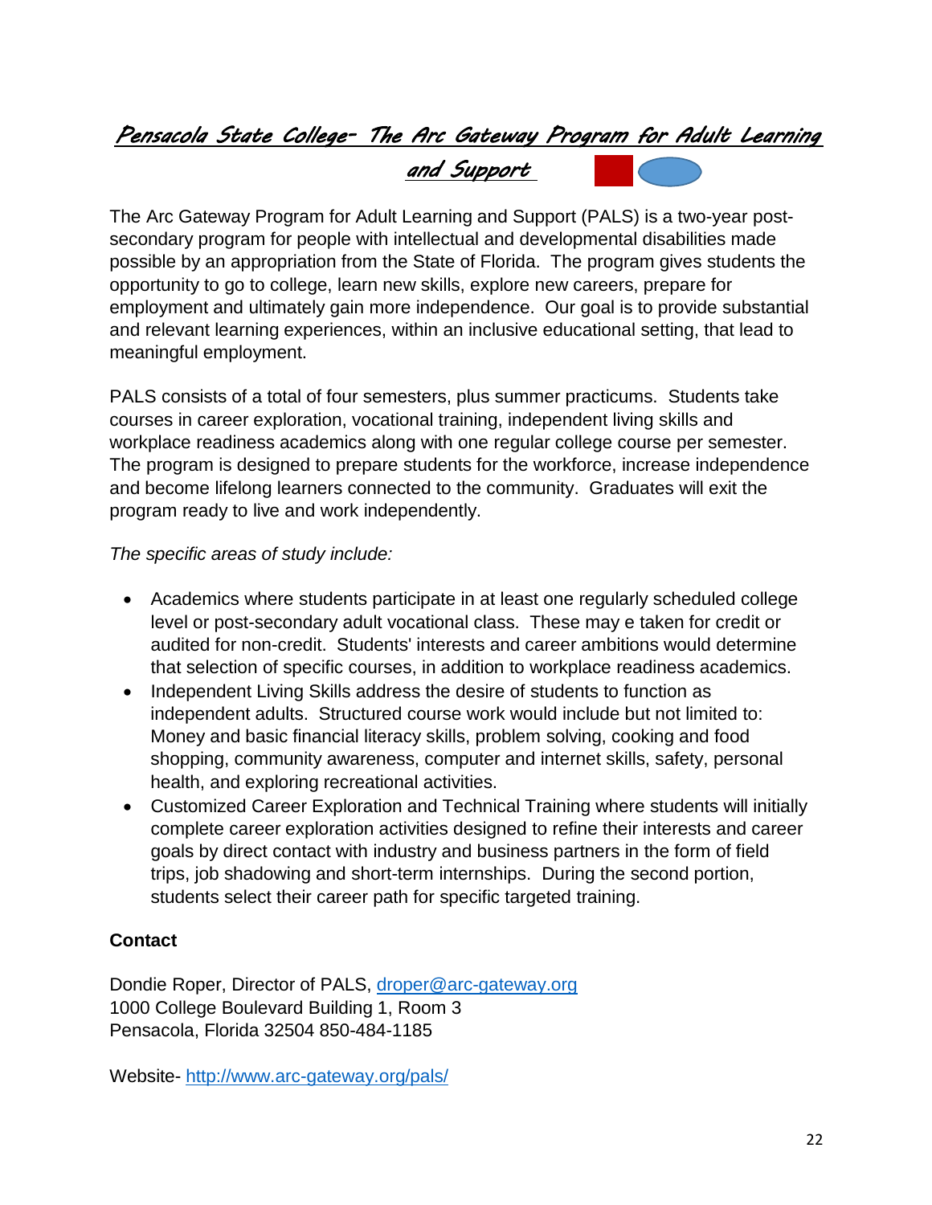# *Pensacola State College- The Arc Gateway Program for Adult Learning and Support*

The Arc Gateway Program for Adult Learning and Support (PALS) is a two-year post-secondary program for people with intellectual and developmental disabilities made possible by an appropriation from the State of Florida. The program gives students the opportunity to go to college, learn new skills, explore new careers, prepare for employment and ultimately gain more independence. Our goal is to provide substantial and relevant learning experiences, within an inclusive educational setting, that lead to meaningful employment.

PALS consists of a total of four semesters, plus summer practicums. Students take courses in career exploration, vocational training, independent living skills and workplace readiness academics along with one regular college course per semester. The program is designed to prepare students for the workforce, increase independence and become lifelong learners connected to the community. Graduates will exit the program ready to live and work independently.

*The specific areas of study include:*

- Academics where students participate in at least one regularly scheduled college level or post-secondary adult vocational class. These may e taken for credit or audited for non-credit. Students' interests and career ambitions would determine that selection of specific courses, in addition to workplace readiness academics.
- Independent Living Skills address the desire of students to function as independent adults. Structured course work would include but not limited to: Money and basic financial literacy skills, problem solving, cooking and food shopping, community awareness, computer and internet skills, safety, personal health, and exploring recreational activities.
- Customized Career Exploration and Technical Training where students will initially complete career exploration activities designed to refine their interests and career goals by direct contact with industry and business partners in the form of field trips, job shadowing and short-term internships. During the second portion, students select their career path for specific targeted training.

**Contact**

Dondie Roper, Director of PALS, droper@arc-gateway.org
1000 College Boulevard Building 1, Room 3
Pensacola, Florida 32504 850-484-1185

Website- http://www.arc-gateway.org/pals/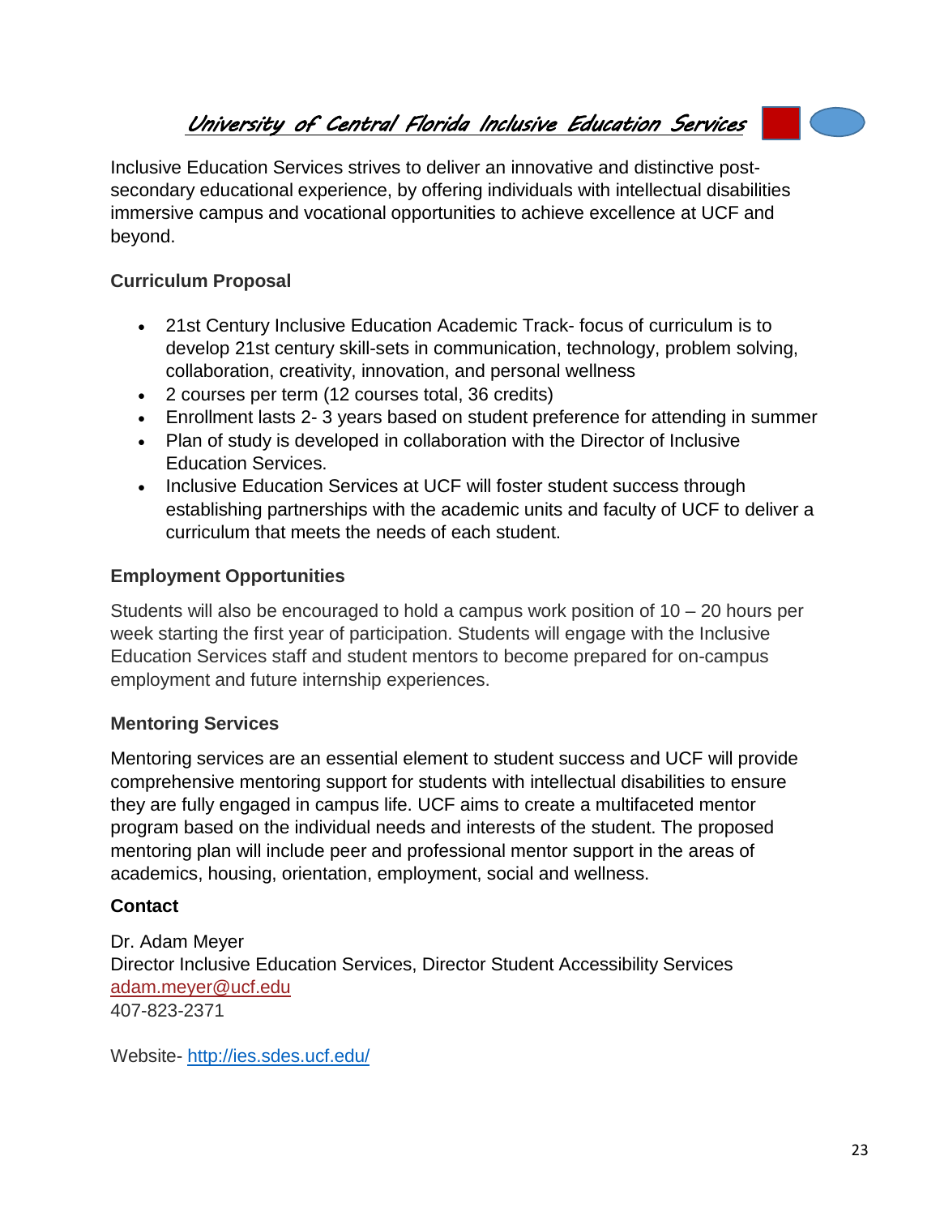# University of Central Florida Inclusive Education Services

Inclusive Education Services strives to deliver an innovative and distinctive post-secondary educational experience, by offering individuals with intellectual disabilities immersive campus and vocational opportunities to achieve excellence at UCF and beyond.

**Curriculum Proposal**

- 21st Century Inclusive Education Academic Track- focus of curriculum is to develop 21st century skill-sets in communication, technology, problem solving, collaboration, creativity, innovation, and personal wellness
- 2 courses per term (12 courses total, 36 credits)
- Enrollment lasts 2- 3 years based on student preference for attending in summer
- Plan of study is developed in collaboration with the Director of Inclusive Education Services.
- Inclusive Education Services at UCF will foster student success through establishing partnerships with the academic units and faculty of UCF to deliver a curriculum that meets the needs of each student.

**Employment Opportunities**

Students will also be encouraged to hold a campus work position of 10 – 20 hours per week starting the first year of participation. Students will engage with the Inclusive Education Services staff and student mentors to become prepared for on-campus employment and future internship experiences.

**Mentoring Services**

Mentoring services are an essential element to student success and UCF will provide comprehensive mentoring support for students with intellectual disabilities to ensure they are fully engaged in campus life. UCF aims to create a multifaceted mentor program based on the individual needs and interests of the student. The proposed mentoring plan will include peer and professional mentor support in the areas of academics, housing, orientation, employment, social and wellness.

**Contact**

Dr. Adam Meyer
Director Inclusive Education Services, Director Student Accessibility Services
adam.meyer@ucf.edu
407-823-2371

Website- http://ies.sdes.ucf.edu/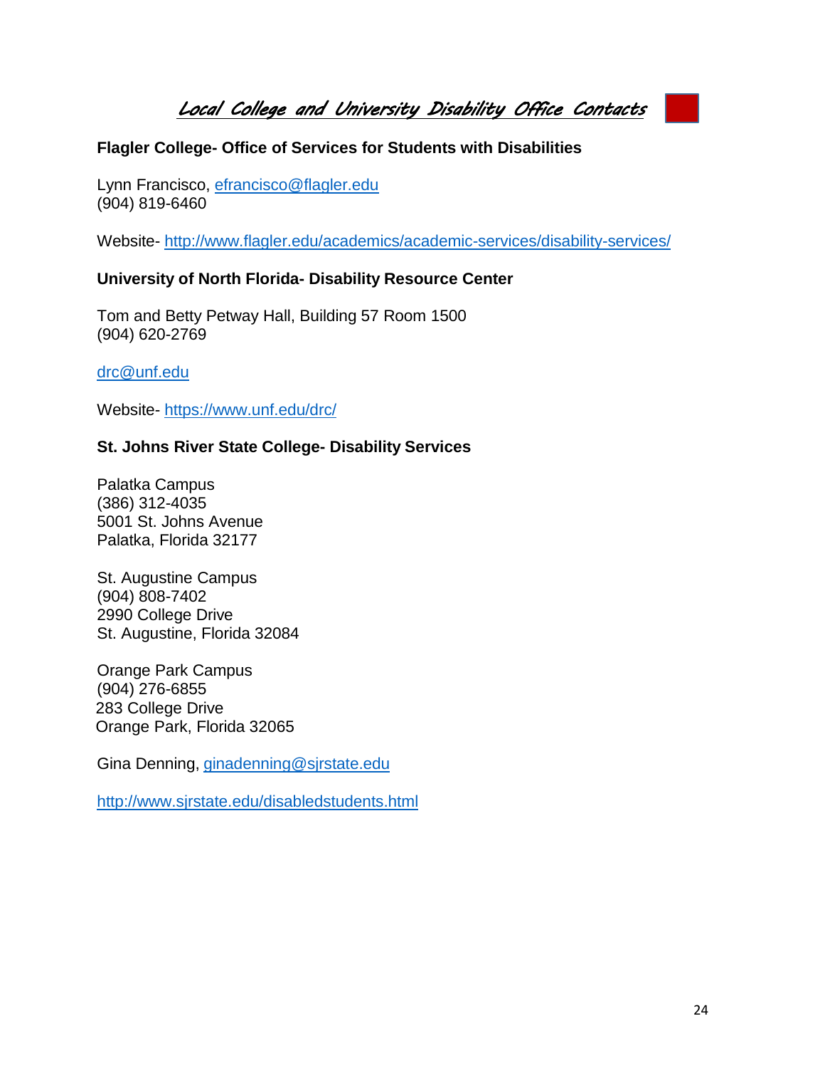# *Local College and University Disability Office Contacts*

**Flagler College- Office of Services for Students with Disabilities**

Lynn Francisco, efrancisco@flagler.edu  
(904) 819-6460

Website- http://www.flagler.edu/academics/academic-services/disability-services/

**University of North Florida- Disability Resource Center**

Tom and Betty Petway Hall, Building 57 Room 1500  
(904) 620-2769

drc@unf.edu

Website- https://www.unf.edu/drc/

**St. Johns River State College- Disability Services**

Palatka Campus  
(386) 312-4035  
5001 St. Johns Avenue  
Palatka, Florida 32177

St. Augustine Campus  
(904) 808-7402  
2990 College Drive  
St. Augustine, Florida 32084

Orange Park Campus  
(904) 276-6855  
283 College Drive  
Orange Park, Florida 32065

Gina Denning, ginadenning@sjrstate.edu

http://www.sjrstate.edu/disabledstudents.html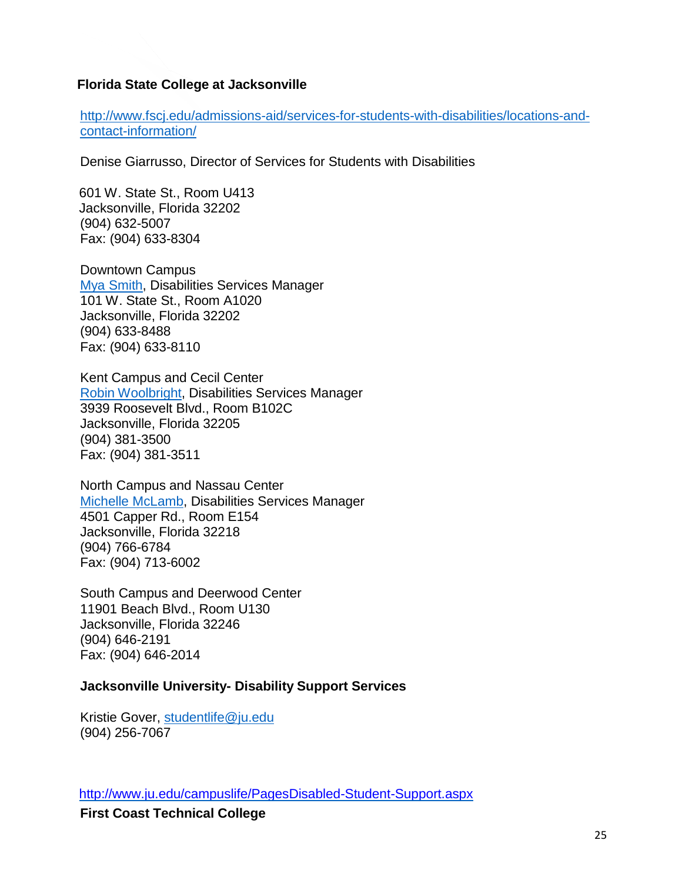**Florida State College at Jacksonville**

[http://www.fscj.edu/admissions-aid/services-for-students-with-disabilities/locations-and-contact-information/](http://www.fscj.edu/admissions-aid/services-for-students-with-disabilities/locations-and-contact-information/)

Denise Giarrusso, Director of Services for Students with Disabilities

601 W. State St., Room U413
Jacksonville, Florida 32202
(904) 632-5007
Fax: (904) 633-8304

Downtown Campus
Mya Smith, Disabilities Services Manager
101 W. State St., Room A1020
Jacksonville, Florida 32202
(904) 633-8488
Fax: (904) 633-8110

Kent Campus and Cecil Center
Robin Woolbright, Disabilities Services Manager
3939 Roosevelt Blvd., Room B102C
Jacksonville, Florida 32205
(904) 381-3500
Fax: (904) 381-3511

North Campus and Nassau Center
Michelle McLamb, Disabilities Services Manager
4501 Capper Rd., Room E154
Jacksonville, Florida 32218
(904) 766-6784
Fax: (904) 713-6002

South Campus and Deerwood Center
11901 Beach Blvd., Room U130
Jacksonville, Florida 32246
(904) 646-2191
Fax: (904) 646-2014

**Jacksonville University- Disability Support Services**

Kristie Gover, studentlife@ju.edu
(904) 256-7067

[http://www.ju.edu/campuslife/PagesDisabled-Student-Support.aspx](http://www.ju.edu/campuslife/PagesDisabled-Student-Support.aspx)

**First Coast Technical College**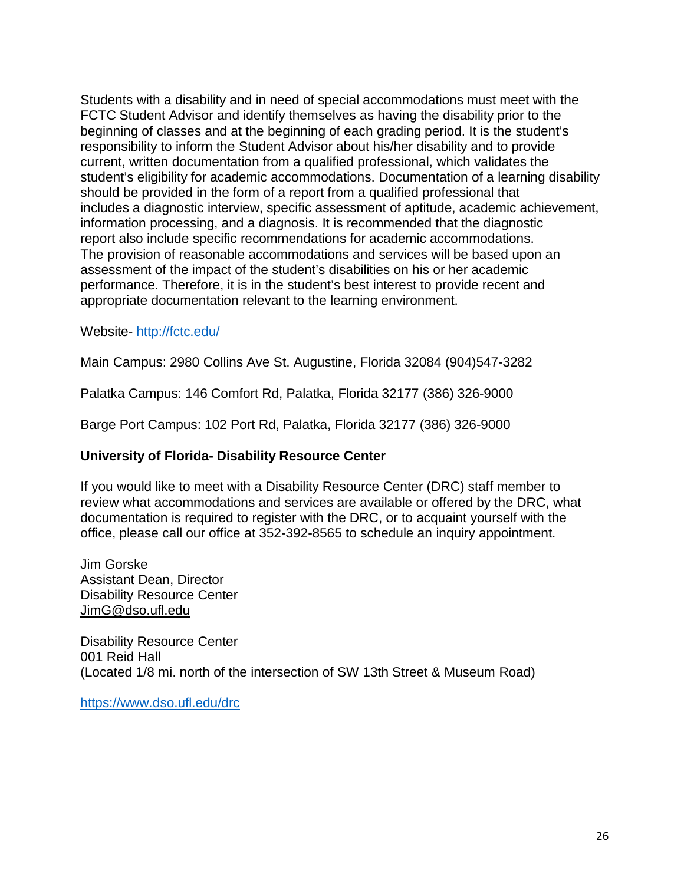Students with a disability and in need of special accommodations must meet with the FCTC Student Advisor and identify themselves as having the disability prior to the beginning of classes and at the beginning of each grading period. It is the student's responsibility to inform the Student Advisor about his/her disability and to provide current, written documentation from a qualified professional, which validates the student's eligibility for academic accommodations. Documentation of a learning disability should be provided in the form of a report from a qualified professional that includes a diagnostic interview, specific assessment of aptitude, academic achievement, information processing, and a diagnosis. It is recommended that the diagnostic report also include specific recommendations for academic accommodations. The provision of reasonable accommodations and services will be based upon an assessment of the impact of the student's disabilities on his or her academic performance. Therefore, it is in the student's best interest to provide recent and appropriate documentation relevant to the learning environment.

Website- http://fctc.edu/

Main Campus: 2980 Collins Ave St. Augustine, Florida 32084 (904)547-3282

Palatka Campus: 146 Comfort Rd, Palatka, Florida 32177 (386) 326-9000

Barge Port Campus: 102 Port Rd, Palatka, Florida 32177 (386) 326-9000

**University of Florida- Disability Resource Center**

If you would like to meet with a Disability Resource Center (DRC) staff member to review what accommodations and services are available or offered by the DRC, what documentation is required to register with the DRC, or to acquaint yourself with the office, please call our office at 352-392-8565 to schedule an inquiry appointment.

Jim Gorske
Assistant Dean, Director
Disability Resource Center
JimG@dso.ufl.edu

Disability Resource Center
001 Reid Hall
(Located 1/8 mi. north of the intersection of SW 13th Street & Museum Road)

https://www.dso.ufl.edu/drc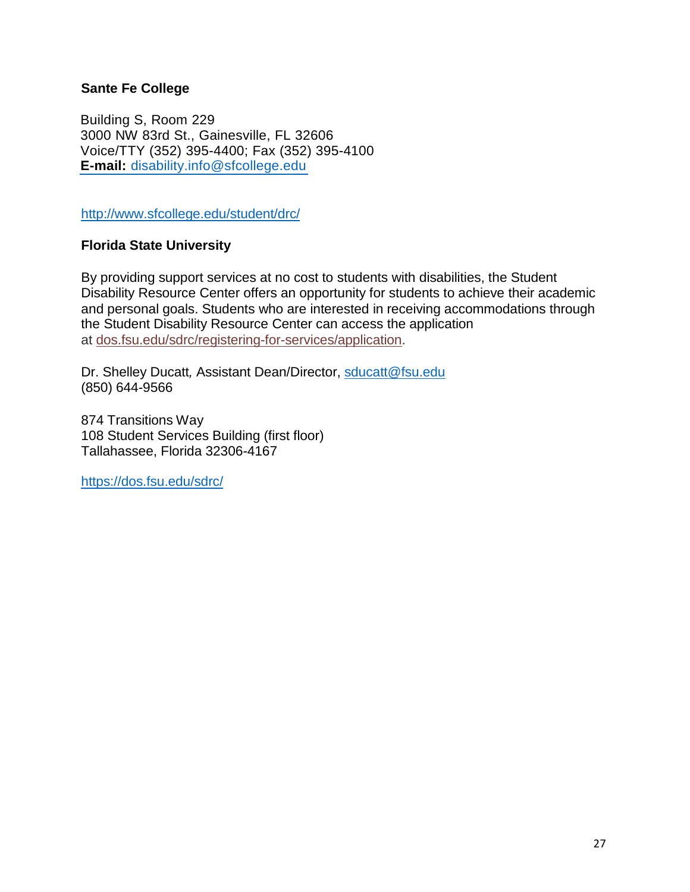**Sante Fe College**

Building S, Room 229
3000 NW 83rd St., Gainesville, FL 32606
Voice/TTY (352) 395-4400; Fax (352) 395-4100
**E-mail:** disability.info@sfcollege.edu

http://www.sfcollege.edu/student/drc/

**Florida State University**

By providing support services at no cost to students with disabilities, the Student Disability Resource Center offers an opportunity for students to achieve their academic and personal goals. Students who are interested in receiving accommodations through the Student Disability Resource Center can access the application at dos.fsu.edu/sdrc/registering-for-services/application.

Dr. Shelley Ducatt, Assistant Dean/Director, sducatt@fsu.edu
(850) 644-9566

874 Transitions Way
108 Student Services Building (first floor)
Tallahassee, Florida 32306-4167

https://dos.fsu.edu/sdrc/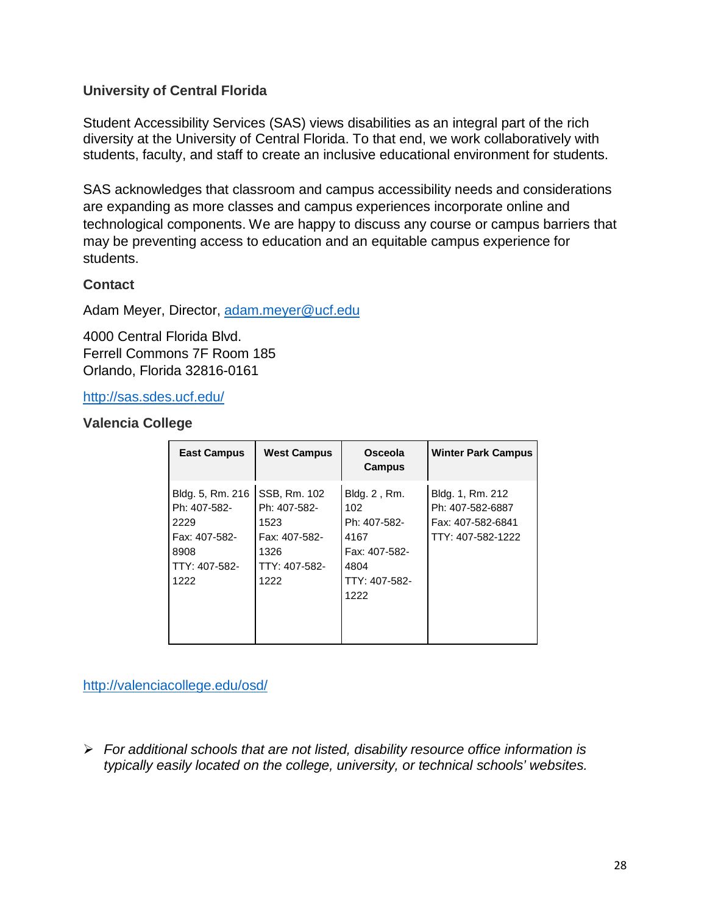### University of Central Florida

Student Accessibility Services (SAS) views disabilities as an integral part of the rich diversity at the University of Central Florida. To that end, we work collaboratively with students, faculty, and staff to create an inclusive educational environment for students.

SAS acknowledges that classroom and campus accessibility needs and considerations are expanding as more classes and campus experiences incorporate online and technological components. We are happy to discuss any course or campus barriers that may be preventing access to education and an equitable campus experience for students.

**Contact**

Adam Meyer, Director, adam.meyer@ucf.edu

4000 Central Florida Blvd.
Ferrell Commons 7F Room 185
Orlando, Florida 32816-0161

http://sas.sdes.ucf.edu/

### Valencia College

| East Campus | West Campus | Osceola Campus | Winter Park Campus |
| --- | --- | --- | --- |
| Bldg. 5, Rm. 216<br>Ph: 407-582-2229<br>Fax: 407-582-8908<br>TTY: 407-582-1222 | SSB, Rm. 102<br>Ph: 407-582-1523<br>Fax: 407-582-1326<br>TTY: 407-582-1222 | Bldg. 2 , Rm. 102<br>Ph: 407-582-4167<br>Fax: 407-582-4804<br>TTY: 407-582-1222 | Bldg. 1, Rm. 212<br>Ph: 407-582-6887<br>Fax: 407-582-6841<br>TTY: 407-582-1222 |

http://valenciacollege.edu/osd/

- *For additional schools that are not listed, disability resource office information is typically easily located on the college, university, or technical schools' websites.*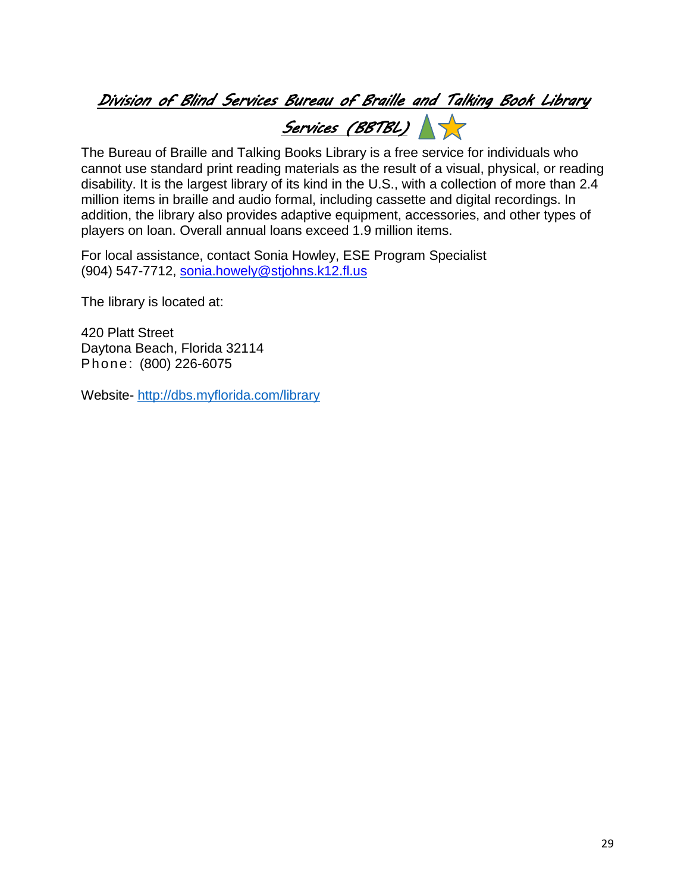## Division of Blind Services Bureau of Braille and Talking Book Library Services (BBTBL)

The Bureau of Braille and Talking Books Library is a free service for individuals who cannot use standard print reading materials as the result of a visual, physical, or reading disability. It is the largest library of its kind in the U.S., with a collection of more than 2.4 million items in braille and audio formal, including cassette and digital recordings. In addition, the library also provides adaptive equipment, accessories, and other types of players on loan. Overall annual loans exceed 1.9 million items.

For local assistance, contact Sonia Howley, ESE Program Specialist
(904) 547-7712, sonia.howely@stjohns.k12.fl.us

The library is located at:

420 Platt Street
Daytona Beach, Florida 32114
Phone: (800) 226-6075

Website- http://dbs.myflorida.com/library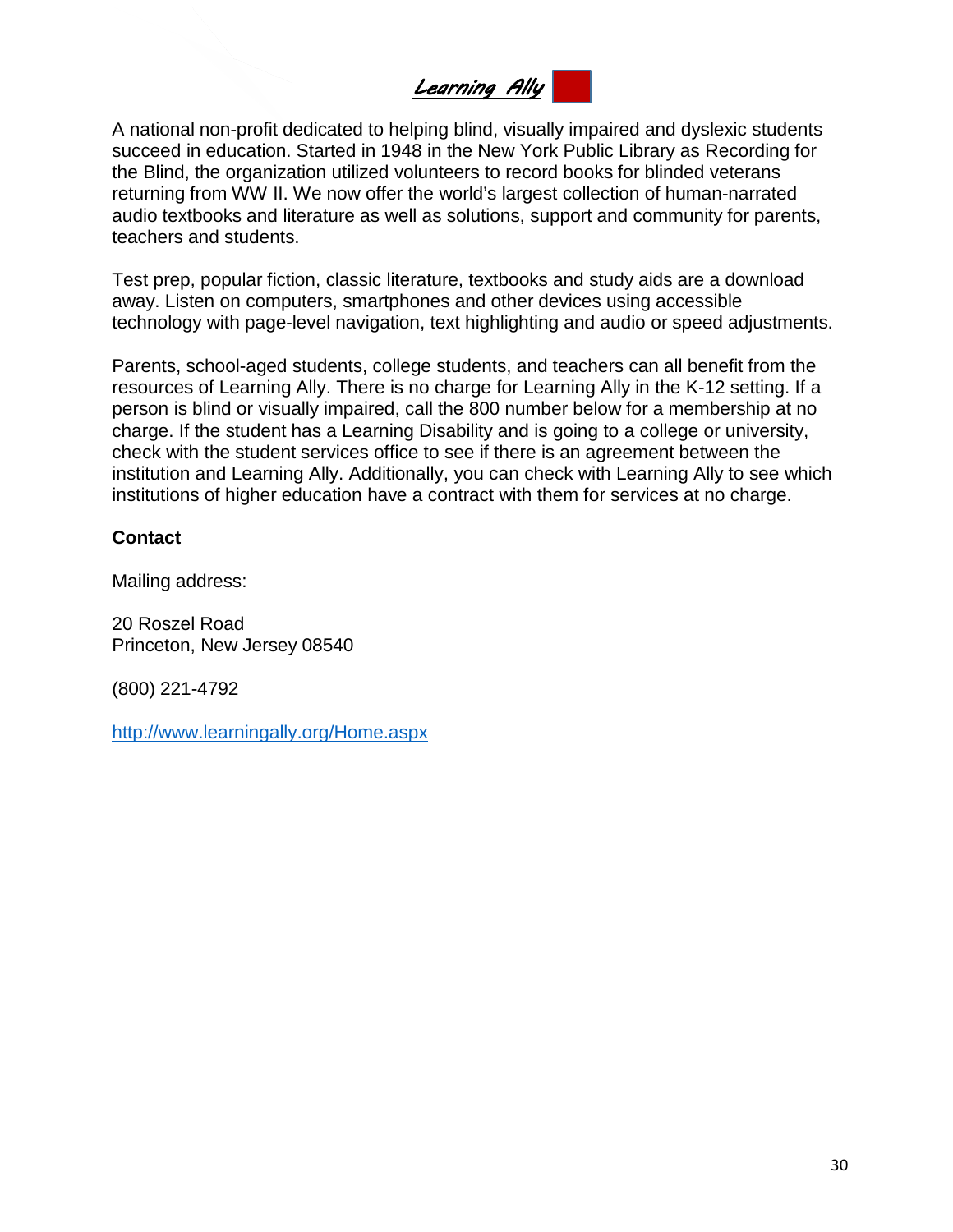# *Learning Ally*

A national non-profit dedicated to helping blind, visually impaired and dyslexic students succeed in education. Started in 1948 in the New York Public Library as Recording for the Blind, the organization utilized volunteers to record books for blinded veterans returning from WW II. We now offer the world's largest collection of human-narrated audio textbooks and literature as well as solutions, support and community for parents, teachers and students.

Test prep, popular fiction, classic literature, textbooks and study aids are a download away. Listen on computers, smartphones and other devices using accessible technology with page-level navigation, text highlighting and audio or speed adjustments.

Parents, school-aged students, college students, and teachers can all benefit from the resources of Learning Ally. There is no charge for Learning Ally in the K-12 setting. If a person is blind or visually impaired, call the 800 number below for a membership at no charge. If the student has a Learning Disability and is going to a college or university, check with the student services office to see if there is an agreement between the institution and Learning Ally. Additionally, you can check with Learning Ally to see which institutions of higher education have a contract with them for services at no charge.

**Contact**

Mailing address:

20 Roszel Road
Princeton, New Jersey 08540

(800) 221-4792

http://www.learningally.org/Home.aspx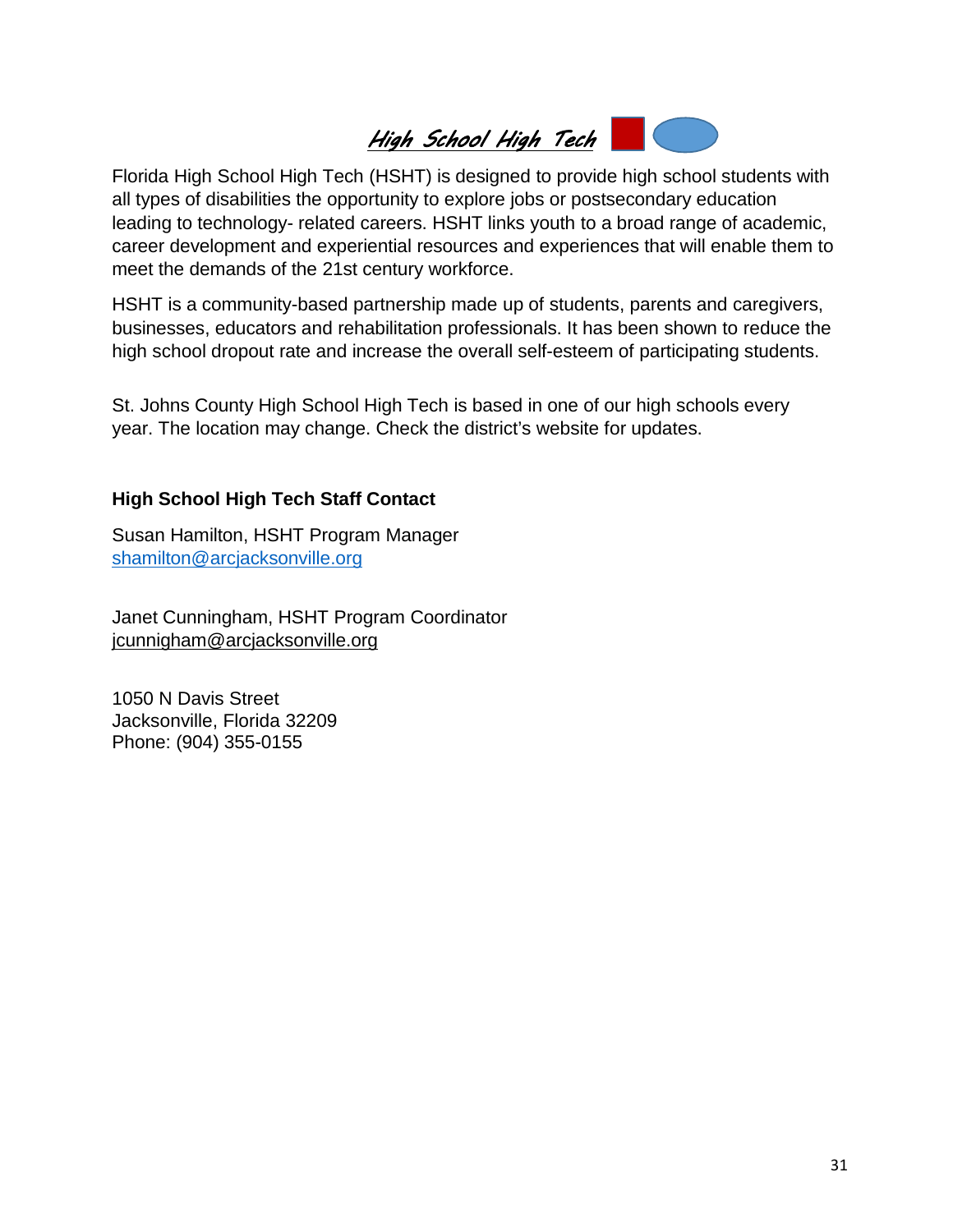# *High School High Tech*

Florida High School High Tech (HSHT) is designed to provide high school students with all types of disabilities the opportunity to explore jobs or postsecondary education leading to technology- related careers. HSHT links youth to a broad range of academic, career development and experiential resources and experiences that will enable them to meet the demands of the 21st century workforce.

HSHT is a community-based partnership made up of students, parents and caregivers, businesses, educators and rehabilitation professionals. It has been shown to reduce the high school dropout rate and increase the overall self-esteem of participating students.

St. Johns County High School High Tech is based in one of our high schools every year. The location may change. Check the district's website for updates.

**High School High Tech Staff Contact**

Susan Hamilton, HSHT Program Manager
shamilton@arcjacksonville.org

Janet Cunningham, HSHT Program Coordinator
jcunnigham@arcjacksonville.org

1050 N Davis Street
Jacksonville, Florida 32209
Phone: (904) 355-0155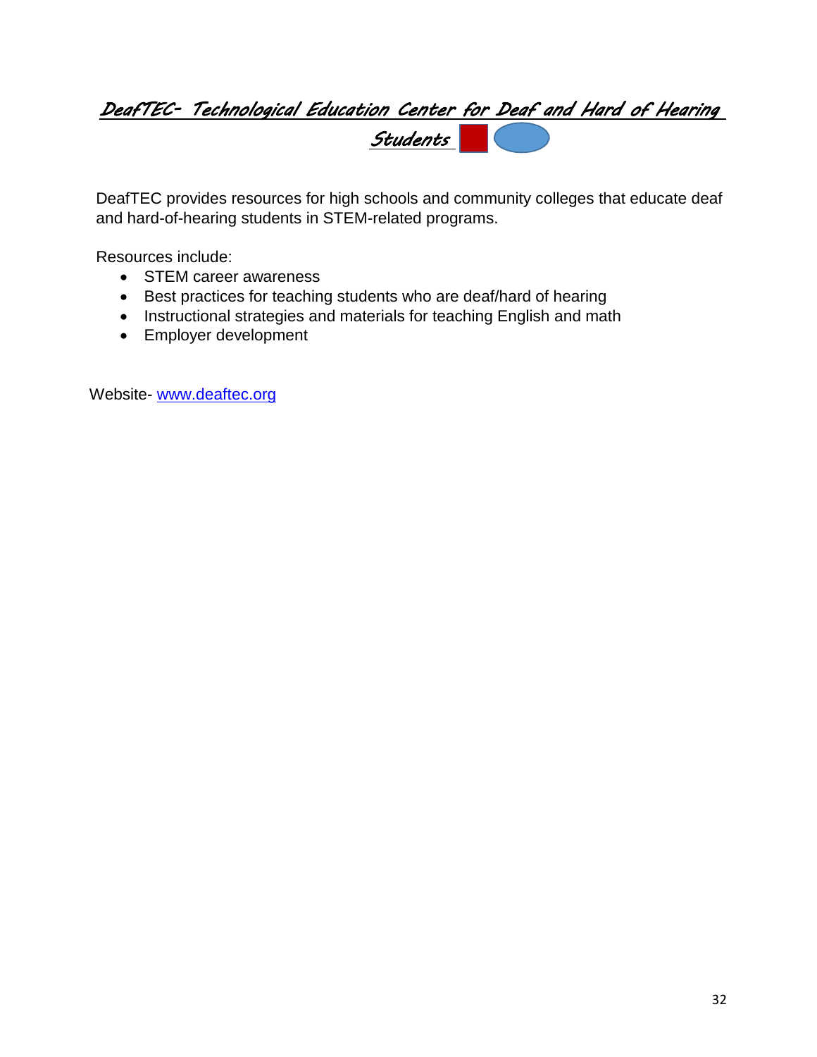## DeafTEC- Technological Education Center for Deaf and Hard of Hearing Students

DeafTEC provides resources for high schools and community colleges that educate deaf and hard-of-hearing students in STEM-related programs.

Resources include:

- STEM career awareness
- Best practices for teaching students who are deaf/hard of hearing
- Instructional strategies and materials for teaching English and math
- Employer development

Website- www.deaftec.org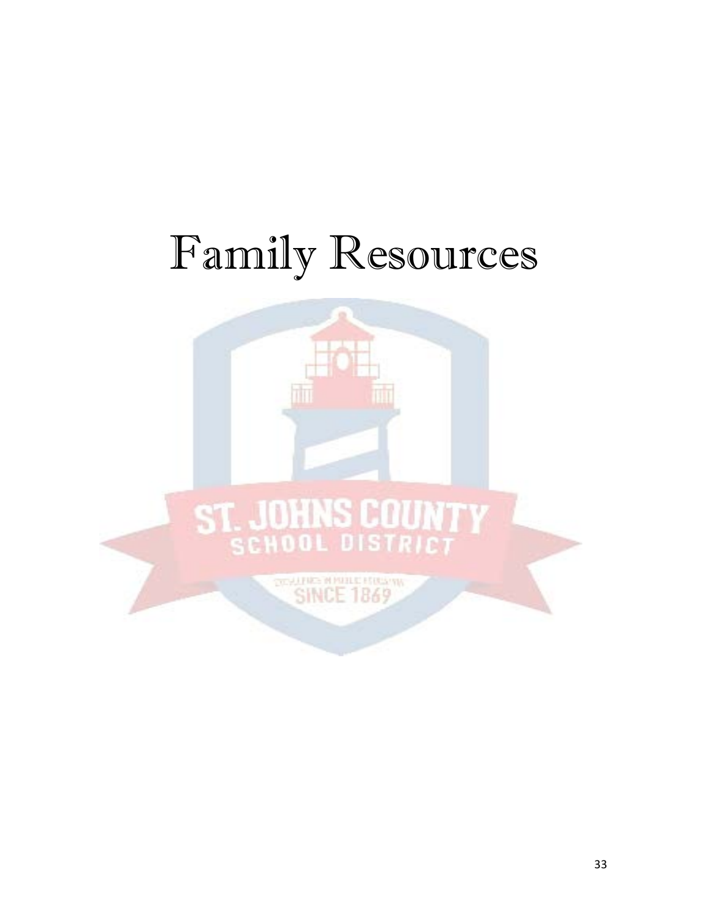# Family Resources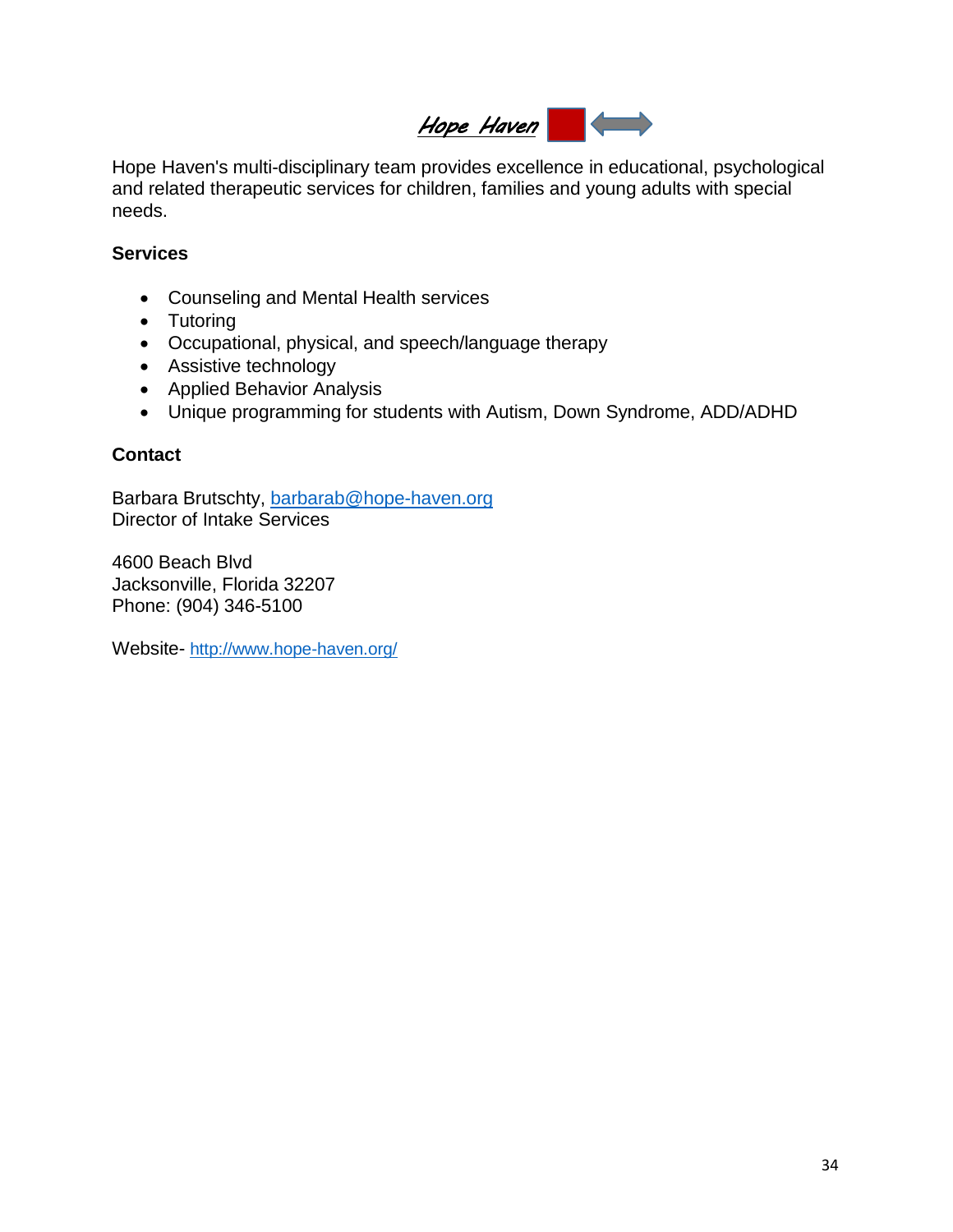# Hope Haven

Hope Haven's multi-disciplinary team provides excellence in educational, psychological and related therapeutic services for children, families and young adults with special needs.

**Services**

- Counseling and Mental Health services
- Tutoring
- Occupational, physical, and speech/language therapy
- Assistive technology
- Applied Behavior Analysis
- Unique programming for students with Autism, Down Syndrome, ADD/ADHD

**Contact**

Barbara Brutschty, barbarab@hope-haven.org
Director of Intake Services

4600 Beach Blvd
Jacksonville, Florida 32207
Phone: (904) 346-5100

Website- http://www.hope-haven.org/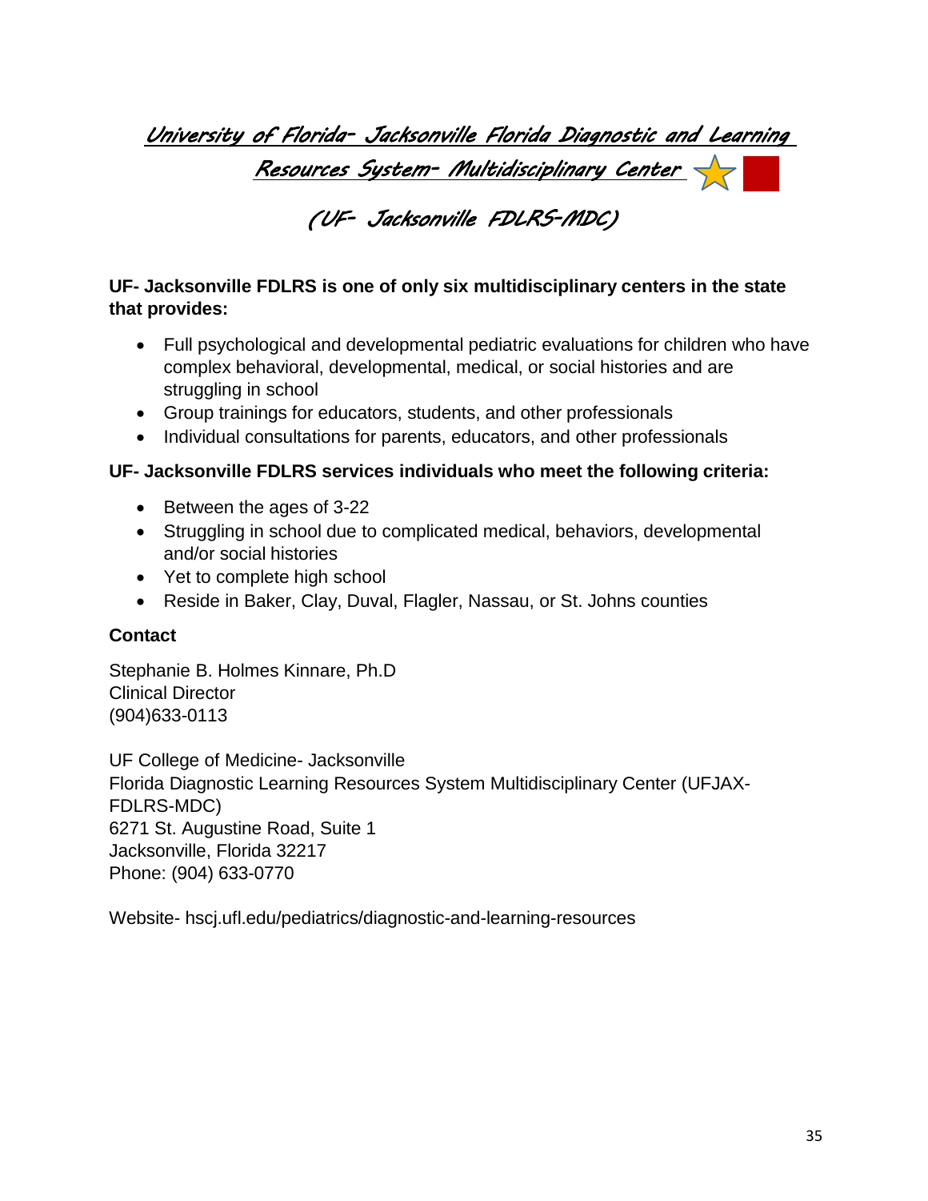# University of Florida- Jacksonville Florida Diagnostic and Learning Resources System- Multidisciplinary Center

## (UF- Jacksonville FDLRS-MDC)

**UF- Jacksonville FDLRS is one of only six multidisciplinary centers in the state that provides:**

- Full psychological and developmental pediatric evaluations for children who have complex behavioral, developmental, medical, or social histories and are struggling in school
- Group trainings for educators, students, and other professionals
- Individual consultations for parents, educators, and other professionals

**UF- Jacksonville FDLRS services individuals who meet the following criteria:**

- Between the ages of 3-22
- Struggling in school due to complicated medical, behaviors, developmental and/or social histories
- Yet to complete high school
- Reside in Baker, Clay, Duval, Flagler, Nassau, or St. Johns counties

**Contact**

Stephanie B. Holmes Kinnare, Ph.D
Clinical Director
(904)633-0113

UF College of Medicine- Jacksonville
Florida Diagnostic Learning Resources System Multidisciplinary Center (UFJAX-FDLRS-MDC)
6271 St. Augustine Road, Suite 1
Jacksonville, Florida 32217
Phone: (904) 633-0770

Website- hscj.ufl.edu/pediatrics/diagnostic-and-learning-resources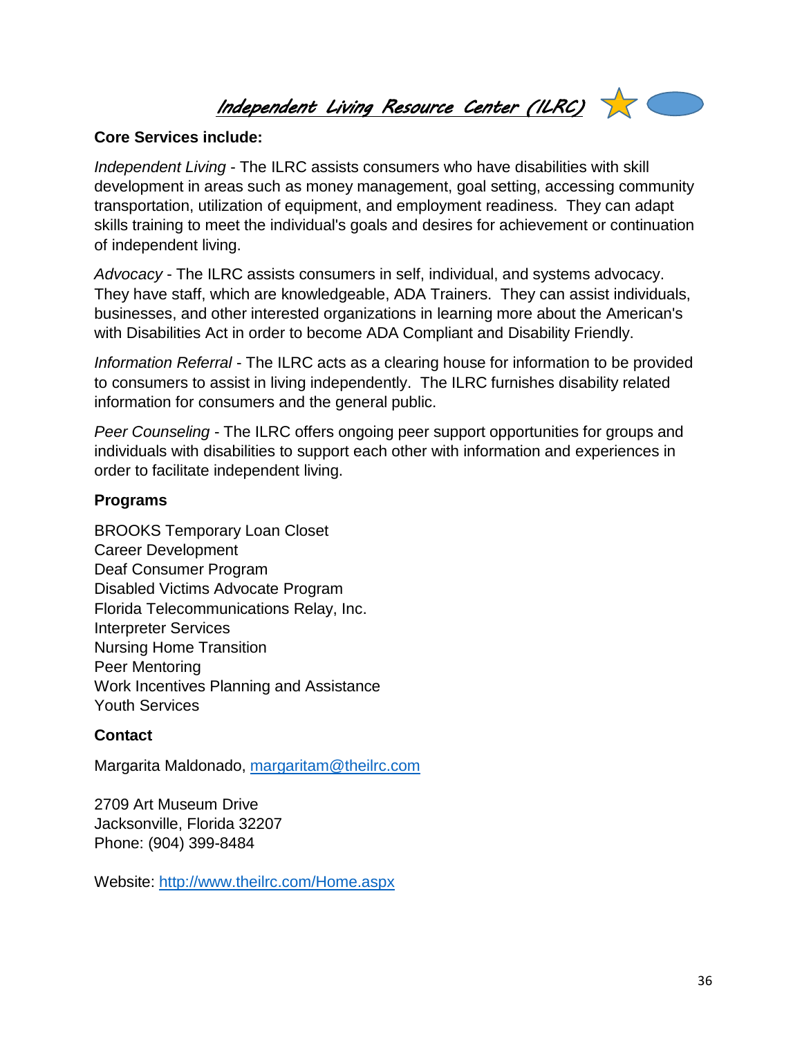# *Independent Living Resource Center (ILRC)*

**Core Services include:**

*Independent Living* - The ILRC assists consumers who have disabilities with skill development in areas such as money management, goal setting, accessing community transportation, utilization of equipment, and employment readiness. They can adapt skills training to meet the individual's goals and desires for achievement or continuation of independent living.

*Advocacy* - The ILRC assists consumers in self, individual, and systems advocacy. They have staff, which are knowledgeable, ADA Trainers. They can assist individuals, businesses, and other interested organizations in learning more about the American's with Disabilities Act in order to become ADA Compliant and Disability Friendly.

*Information Referral* - The ILRC acts as a clearing house for information to be provided to consumers to assist in living independently. The ILRC furnishes disability related information for consumers and the general public.

*Peer Counseling* - The ILRC offers ongoing peer support opportunities for groups and individuals with disabilities to support each other with information and experiences in order to facilitate independent living.

**Programs**

BROOKS Temporary Loan Closet
Career Development
Deaf Consumer Program
Disabled Victims Advocate Program
Florida Telecommunications Relay, Inc.
Interpreter Services
Nursing Home Transition
Peer Mentoring
Work Incentives Planning and Assistance
Youth Services

**Contact**

Margarita Maldonado, margaritam@theilrc.com

2709 Art Museum Drive
Jacksonville, Florida 32207
Phone: (904) 399-8484

Website: http://www.theilrc.com/Home.aspx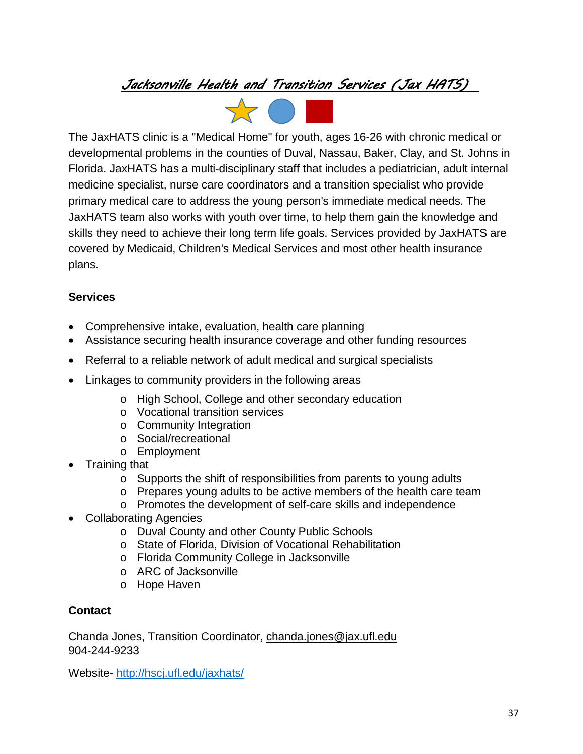# *Jacksonville Health and Transition Services (Jax HATS)*

The JaxHATS clinic is a "Medical Home" for youth, ages 16-26 with chronic medical or developmental problems in the counties of Duval, Nassau, Baker, Clay, and St. Johns in Florida. JaxHATS has a multi-disciplinary staff that includes a pediatrician, adult internal medicine specialist, nurse care coordinators and a transition specialist who provide primary medical care to address the young person's immediate medical needs. The JaxHATS team also works with youth over time, to help them gain the knowledge and skills they need to achieve their long term life goals. Services provided by JaxHATS are covered by Medicaid, Children's Medical Services and most other health insurance plans.

**Services**

- Comprehensive intake, evaluation, health care planning
- Assistance securing health insurance coverage and other funding resources
- Referral to a reliable network of adult medical and surgical specialists
- Linkages to community providers in the following areas
  - High School, College and other secondary education
  - Vocational transition services
  - Community Integration
  - Social/recreational
  - Employment
- Training that
  - Supports the shift of responsibilities from parents to young adults
  - Prepares young adults to be active members of the health care team
  - Promotes the development of self-care skills and independence
- Collaborating Agencies
  - Duval County and other County Public Schools
  - State of Florida, Division of Vocational Rehabilitation
  - Florida Community College in Jacksonville
  - ARC of Jacksonville
  - Hope Haven

**Contact**

Chanda Jones, Transition Coordinator, chanda.jones@jax.ufl.edu
904-244-9233

Website- http://hscj.ufl.edu/jaxhats/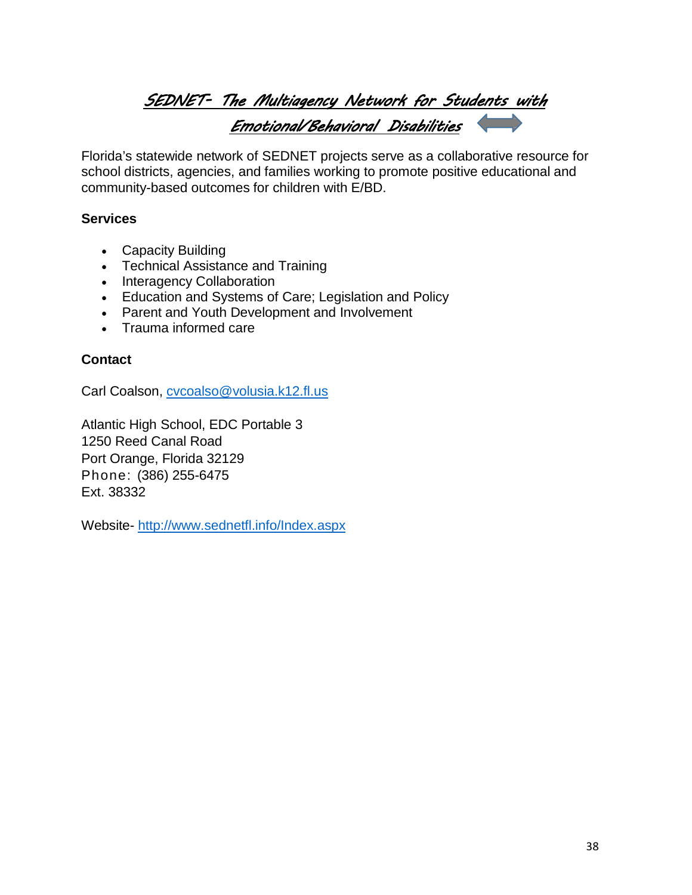## SEDNET- The Multiagency Network for Students with Emotional/Behavioral Disabilities

Florida's statewide network of SEDNET projects serve as a collaborative resource for school districts, agencies, and families working to promote positive educational and community-based outcomes for children with E/BD.

**Services**

- Capacity Building
- Technical Assistance and Training
- Interagency Collaboration
- Education and Systems of Care; Legislation and Policy
- Parent and Youth Development and Involvement
- Trauma informed care

**Contact**

Carl Coalson, cvcoalso@volusia.k12.fl.us

Atlantic High School, EDC Portable 3
1250 Reed Canal Road
Port Orange, Florida 32129
Phone: (386) 255-6475
Ext. 38332

Website- http://www.sednetfl.info/Index.aspx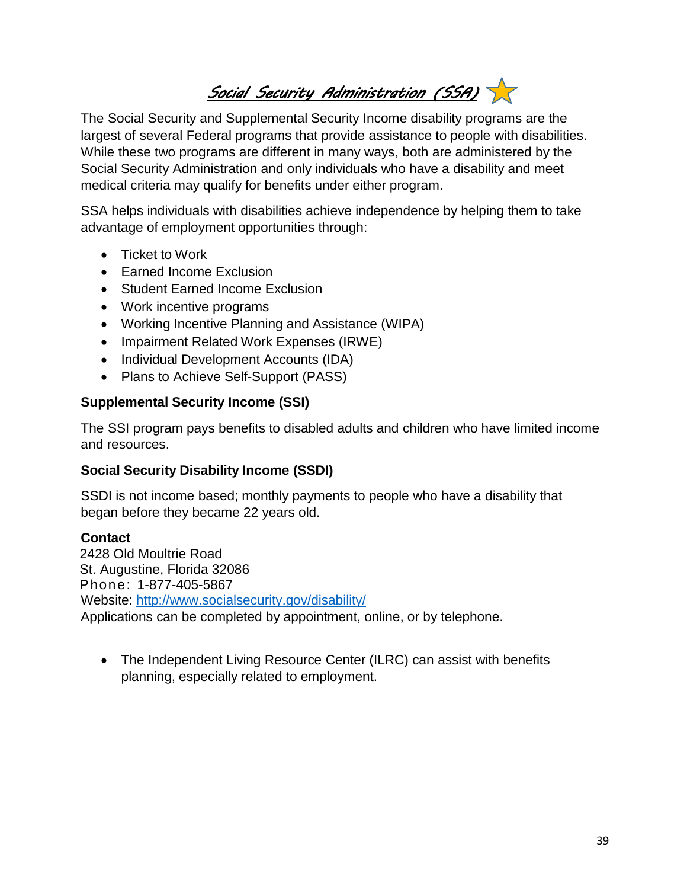# Social Security Administration (SSA)

The Social Security and Supplemental Security Income disability programs are the largest of several Federal programs that provide assistance to people with disabilities. While these two programs are different in many ways, both are administered by the Social Security Administration and only individuals who have a disability and meet medical criteria may qualify for benefits under either program.

SSA helps individuals with disabilities achieve independence by helping them to take advantage of employment opportunities through:

- Ticket to Work
- Earned Income Exclusion
- Student Earned Income Exclusion
- Work incentive programs
- Working Incentive Planning and Assistance (WIPA)
- Impairment Related Work Expenses (IRWE)
- Individual Development Accounts (IDA)
- Plans to Achieve Self-Support (PASS)

**Supplemental Security Income (SSI)**

The SSI program pays benefits to disabled adults and children who have limited income and resources.

**Social Security Disability Income (SSDI)**

SSDI is not income based; monthly payments to people who have a disability that began before they became 22 years old.

**Contact**
2428 Old Moultrie Road
St. Augustine, Florida 32086
Phone: 1-877-405-5867
Website: http://www.socialsecurity.gov/disability/
Applications can be completed by appointment, online, or by telephone.

- The Independent Living Resource Center (ILRC) can assist with benefits planning, especially related to employment.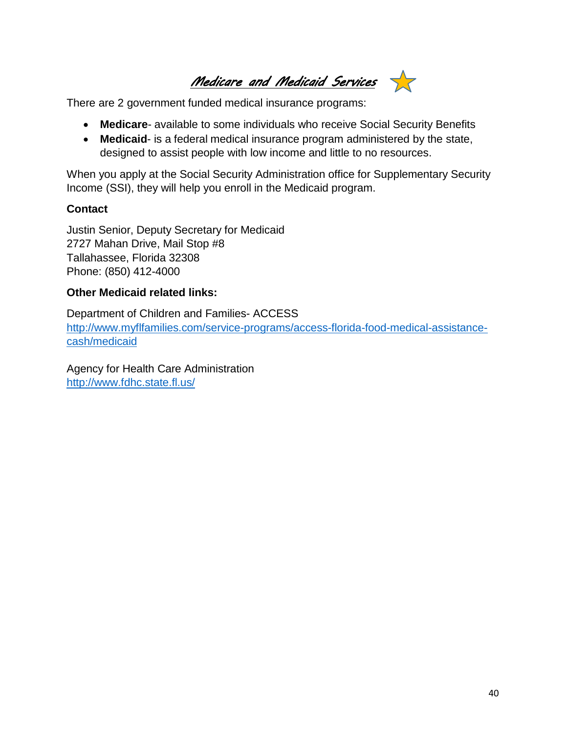# Medicare and Medicaid Services

There are 2 government funded medical insurance programs:

- **Medicare**- available to some individuals who receive Social Security Benefits
- **Medicaid**- is a federal medical insurance program administered by the state, designed to assist people with low income and little to no resources.

When you apply at the Social Security Administration office for Supplementary Security Income (SSI), they will help you enroll in the Medicaid program.

**Contact**

Justin Senior, Deputy Secretary for Medicaid
2727 Mahan Drive, Mail Stop #8
Tallahassee, Florida 32308
Phone: (850) 412-4000

**Other Medicaid related links:**

Department of Children and Families- ACCESS
http://www.myflfamilies.com/service-programs/access-florida-food-medical-assistance-cash/medicaid

Agency for Health Care Administration
http://www.fdhc.state.fl.us/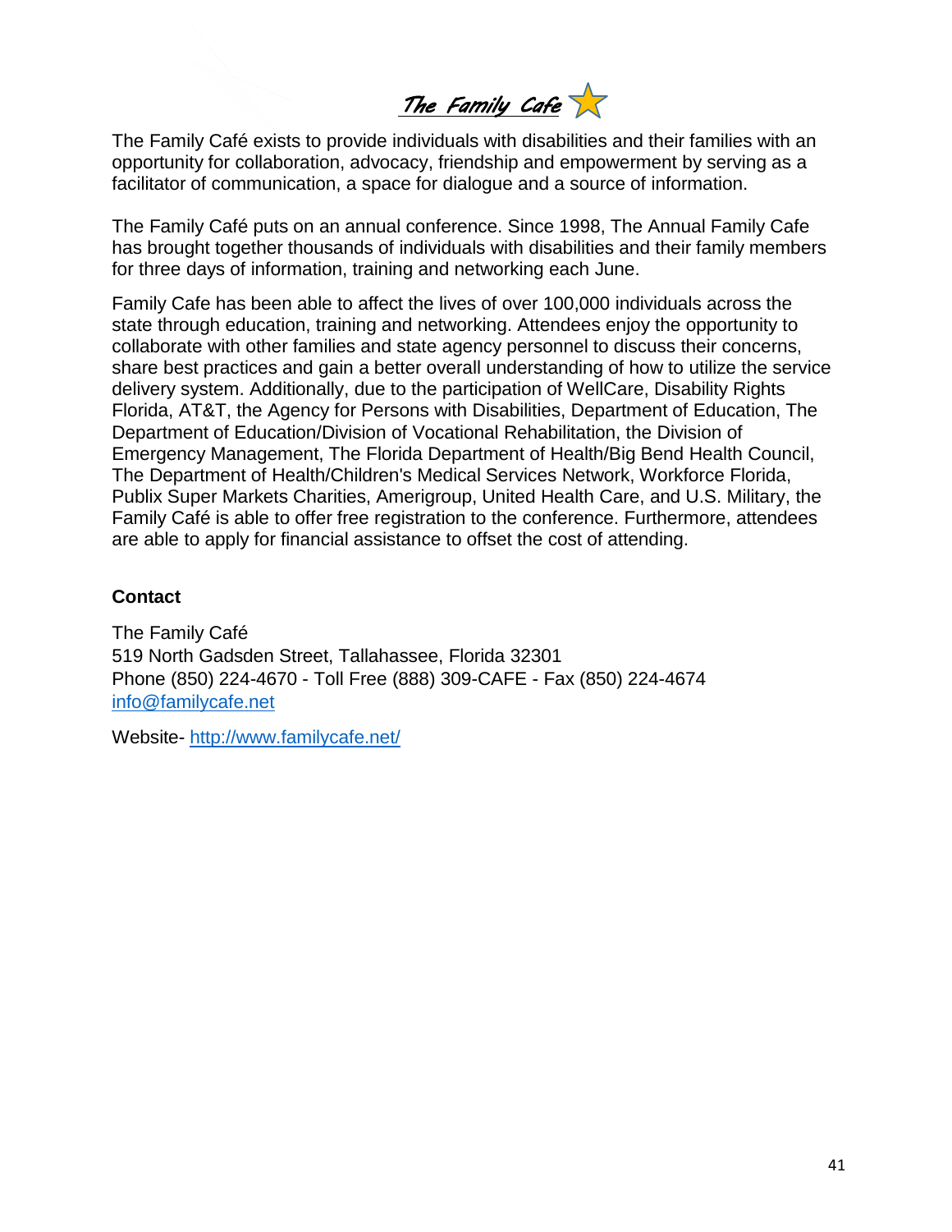# The Family Cafe

The Family Café exists to provide individuals with disabilities and their families with an opportunity for collaboration, advocacy, friendship and empowerment by serving as a facilitator of communication, a space for dialogue and a source of information.

The Family Café puts on an annual conference. Since 1998, The Annual Family Cafe has brought together thousands of individuals with disabilities and their family members for three days of information, training and networking each June.

Family Cafe has been able to affect the lives of over 100,000 individuals across the state through education, training and networking. Attendees enjoy the opportunity to collaborate with other families and state agency personnel to discuss their concerns, share best practices and gain a better overall understanding of how to utilize the service delivery system. Additionally, due to the participation of WellCare, Disability Rights Florida, AT&T, the Agency for Persons with Disabilities, Department of Education, The Department of Education/Division of Vocational Rehabilitation, the Division of Emergency Management, The Florida Department of Health/Big Bend Health Council, The Department of Health/Children's Medical Services Network, Workforce Florida, Publix Super Markets Charities, Amerigroup, United Health Care, and U.S. Military, the Family Café is able to offer free registration to the conference. Furthermore, attendees are able to apply for financial assistance to offset the cost of attending.

**Contact**

The Family Café
519 North Gadsden Street, Tallahassee, Florida 32301
Phone (850) 224-4670 - Toll Free (888) 309-CAFE - Fax (850) 224-4674
info@familycafe.net

Website- http://www.familycafe.net/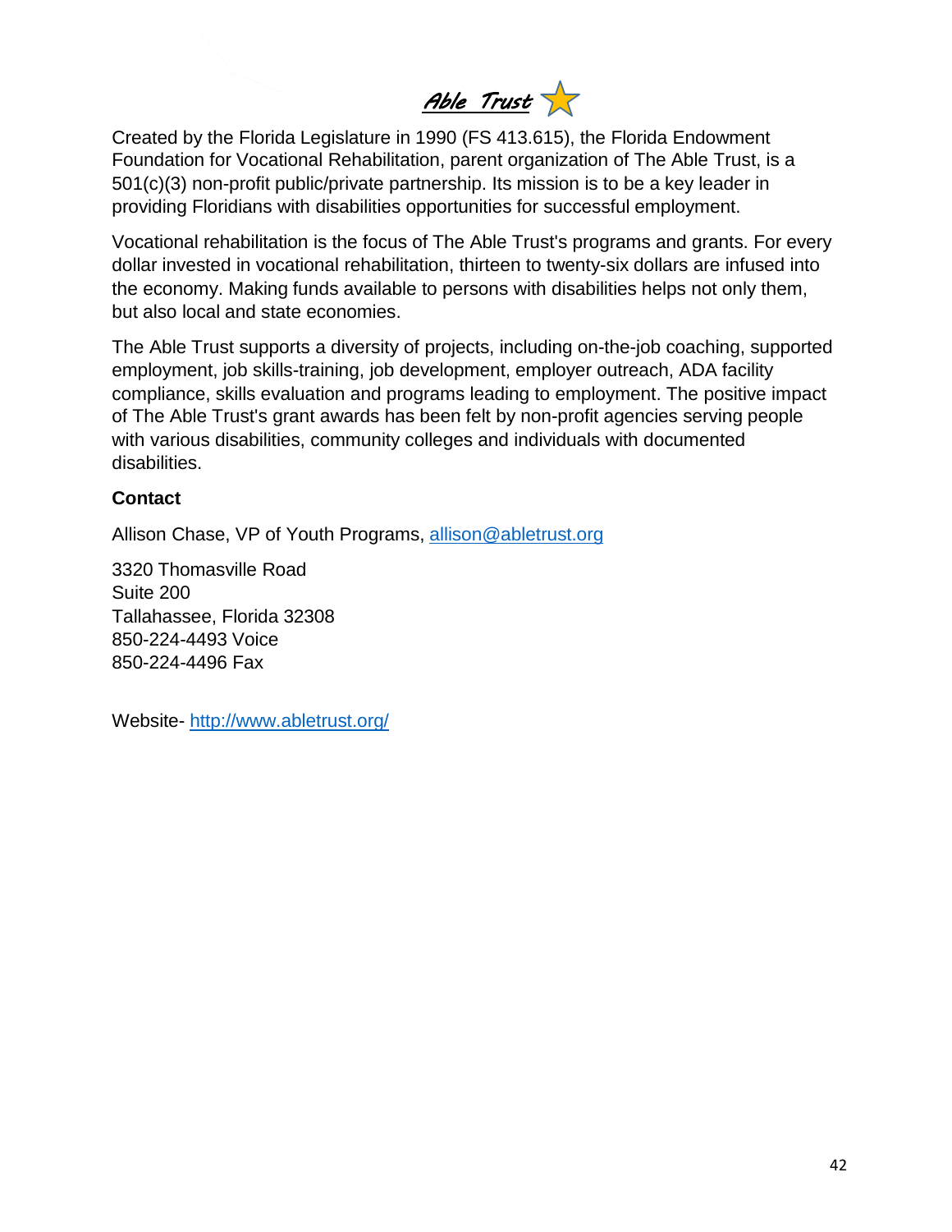# *Able Trust*

Created by the Florida Legislature in 1990 (FS 413.615), the Florida Endowment Foundation for Vocational Rehabilitation, parent organization of The Able Trust, is a 501(c)(3) non-profit public/private partnership. Its mission is to be a key leader in providing Floridians with disabilities opportunities for successful employment.

Vocational rehabilitation is the focus of The Able Trust's programs and grants. For every dollar invested in vocational rehabilitation, thirteen to twenty-six dollars are infused into the economy. Making funds available to persons with disabilities helps not only them, but also local and state economies.

The Able Trust supports a diversity of projects, including on-the-job coaching, supported employment, job skills-training, job development, employer outreach, ADA facility compliance, skills evaluation and programs leading to employment. The positive impact of The Able Trust's grant awards has been felt by non-profit agencies serving people with various disabilities, community colleges and individuals with documented disabilities.

**Contact**

Allison Chase, VP of Youth Programs, allison@abletrust.org

3320 Thomasville Road
Suite 200
Tallahassee, Florida 32308
850-224-4493 Voice
850-224-4496 Fax

Website- http://www.abletrust.org/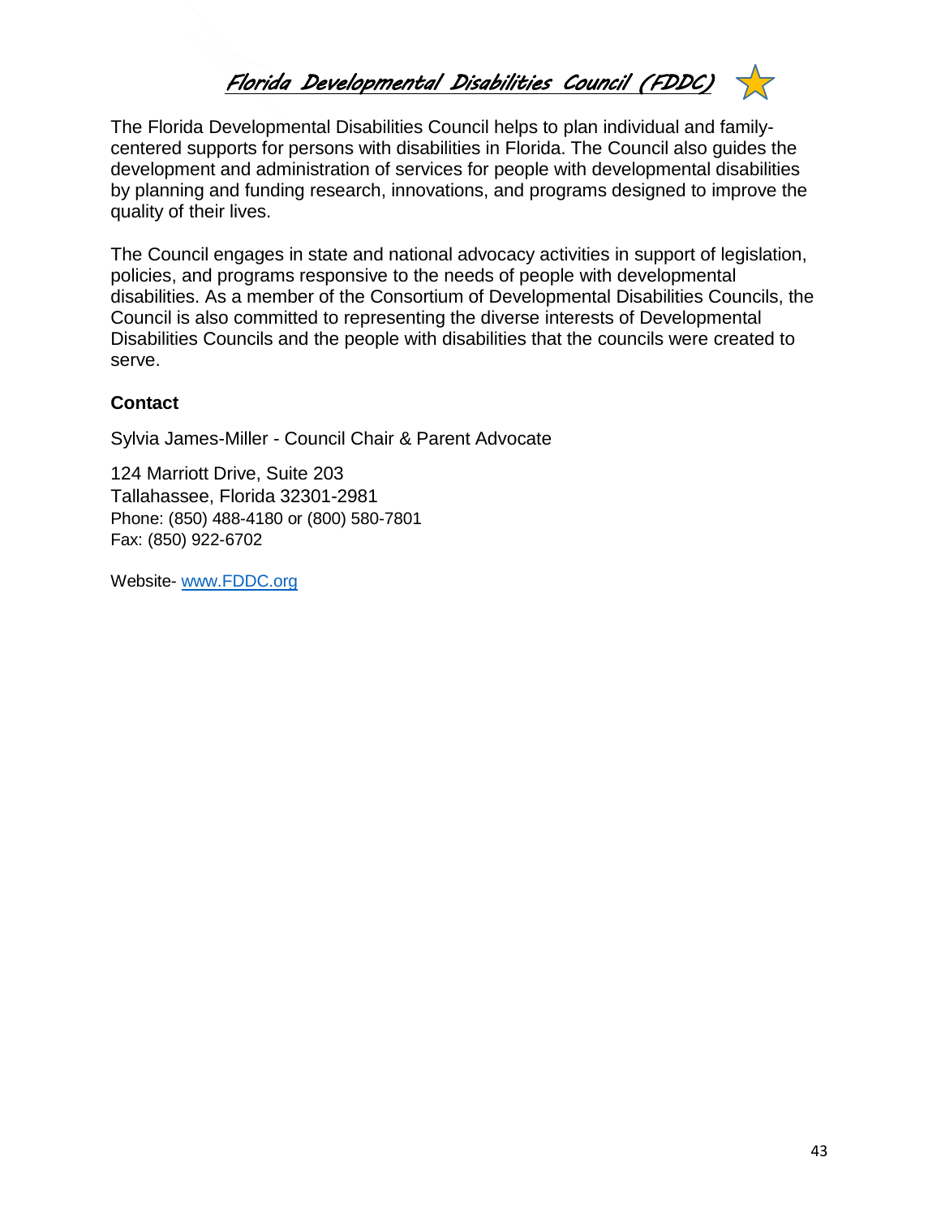# Florida Developmental Disabilities Council (FDDC)

The Florida Developmental Disabilities Council helps to plan individual and family-centered supports for persons with disabilities in Florida. The Council also guides the development and administration of services for people with developmental disabilities by planning and funding research, innovations, and programs designed to improve the quality of their lives.

The Council engages in state and national advocacy activities in support of legislation, policies, and programs responsive to the needs of people with developmental disabilities. As a member of the Consortium of Developmental Disabilities Councils, the Council is also committed to representing the diverse interests of Developmental Disabilities Councils and the people with disabilities that the councils were created to serve.

**Contact**

Sylvia James-Miller - Council Chair & Parent Advocate

124 Marriott Drive, Suite 203
Tallahassee, Florida 32301-2981
Phone: (850) 488-4180 or (800) 580-7801
Fax: (850) 922-6702

Website- [www.FDDC.org](http://www.FDDC.org)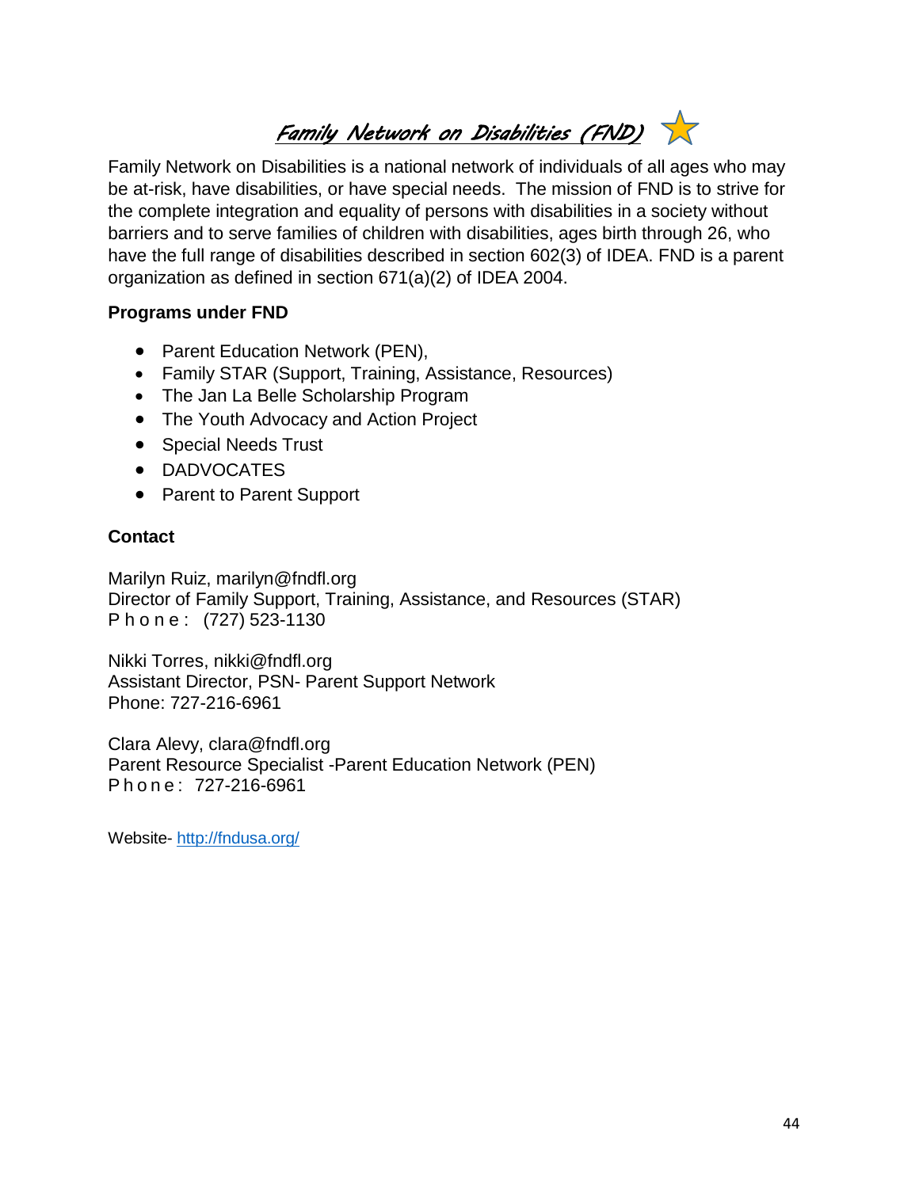# *Family Network on Disabilities (FND)*

Family Network on Disabilities is a national network of individuals of all ages who may be at-risk, have disabilities, or have special needs. The mission of FND is to strive for the complete integration and equality of persons with disabilities in a society without barriers and to serve families of children with disabilities, ages birth through 26, who have the full range of disabilities described in section 602(3) of IDEA. FND is a parent organization as defined in section 671(a)(2) of IDEA 2004.

**Programs under FND**

- Parent Education Network (PEN),
- Family STAR (Support, Training, Assistance, Resources)
- The Jan La Belle Scholarship Program
- The Youth Advocacy and Action Project
- Special Needs Trust
- DADVOCATES
- Parent to Parent Support

**Contact**

Marilyn Ruiz, marilyn@fndfl.org
Director of Family Support, Training, Assistance, and Resources (STAR)
Phone: (727) 523-1130

Nikki Torres, nikki@fndfl.org
Assistant Director, PSN- Parent Support Network
Phone: 727-216-6961

Clara Alevy, clara@fndfl.org
Parent Resource Specialist -Parent Education Network (PEN)
Phone: 727-216-6961

Website- http://fndusa.org/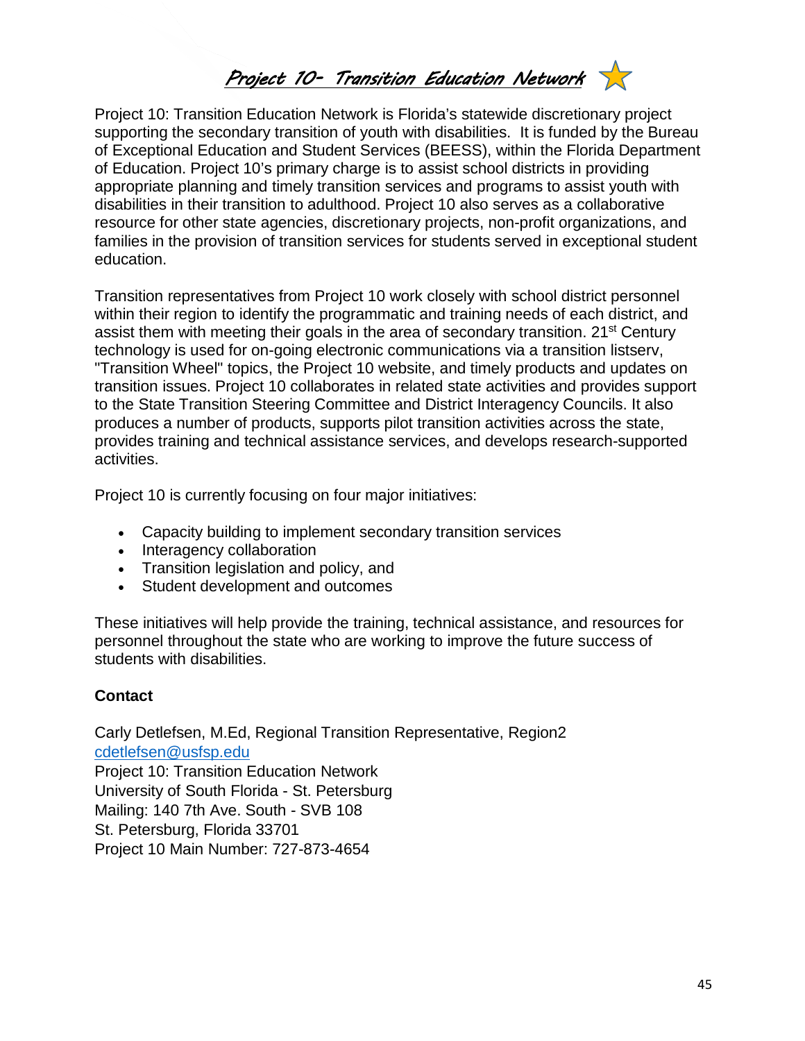# *Project 10- Transition Education Network*

Project 10: Transition Education Network is Florida's statewide discretionary project supporting the secondary transition of youth with disabilities. It is funded by the Bureau of Exceptional Education and Student Services (BEESS), within the Florida Department of Education. Project 10's primary charge is to assist school districts in providing appropriate planning and timely transition services and programs to assist youth with disabilities in their transition to adulthood. Project 10 also serves as a collaborative resource for other state agencies, discretionary projects, non-profit organizations, and families in the provision of transition services for students served in exceptional student education.

Transition representatives from Project 10 work closely with school district personnel within their region to identify the programmatic and training needs of each district, and assist them with meeting their goals in the area of secondary transition. 21st Century technology is used for on-going electronic communications via a transition listserv, "Transition Wheel" topics, the Project 10 website, and timely products and updates on transition issues. Project 10 collaborates in related state activities and provides support to the State Transition Steering Committee and District Interagency Councils. It also produces a number of products, supports pilot transition activities across the state, provides training and technical assistance services, and develops research-supported activities.

Project 10 is currently focusing on four major initiatives:

- Capacity building to implement secondary transition services
- Interagency collaboration
- Transition legislation and policy, and
- Student development and outcomes

These initiatives will help provide the training, technical assistance, and resources for personnel throughout the state who are working to improve the future success of students with disabilities.

**Contact**

Carly Detlefsen, M.Ed, Regional Transition Representative, Region2
cdetlefsen@usfsp.edu
Project 10: Transition Education Network
University of South Florida - St. Petersburg
Mailing: 140 7th Ave. South - SVB 108
St. Petersburg, Florida 33701
Project 10 Main Number: 727-873-4654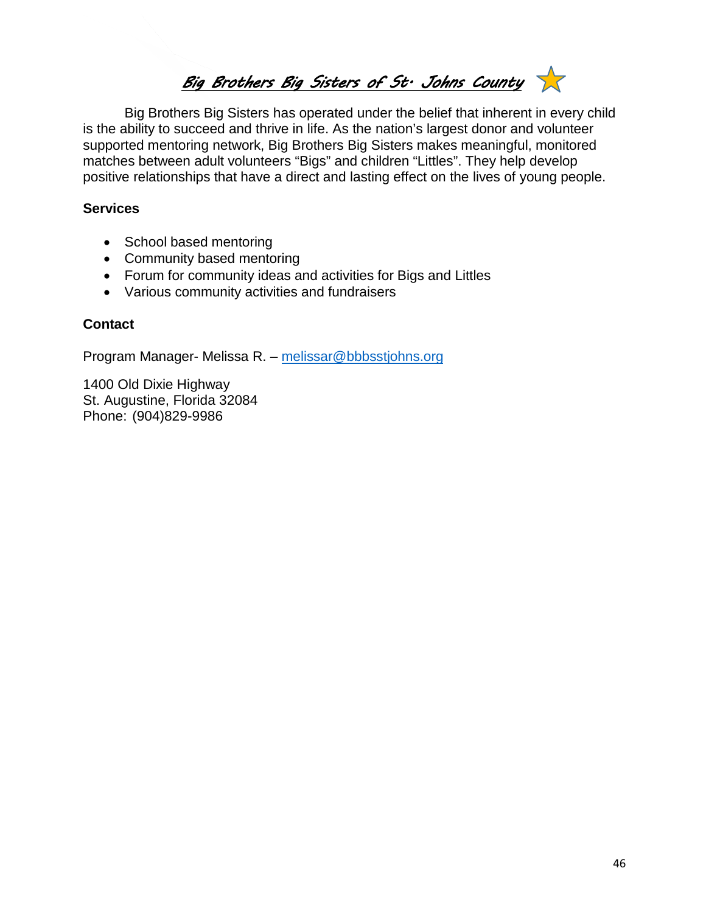# Big Brothers Big Sisters of St. Johns County

Big Brothers Big Sisters has operated under the belief that inherent in every child is the ability to succeed and thrive in life. As the nation's largest donor and volunteer supported mentoring network, Big Brothers Big Sisters makes meaningful, monitored matches between adult volunteers "Bigs" and children "Littles". They help develop positive relationships that have a direct and lasting effect on the lives of young people.

**Services**

- School based mentoring
- Community based mentoring
- Forum for community ideas and activities for Bigs and Littles
- Various community activities and fundraisers

**Contact**

Program Manager- Melissa R. – melissar@bbbsstjohns.org

1400 Old Dixie Highway
St. Augustine, Florida 32084
Phone: (904)829-9986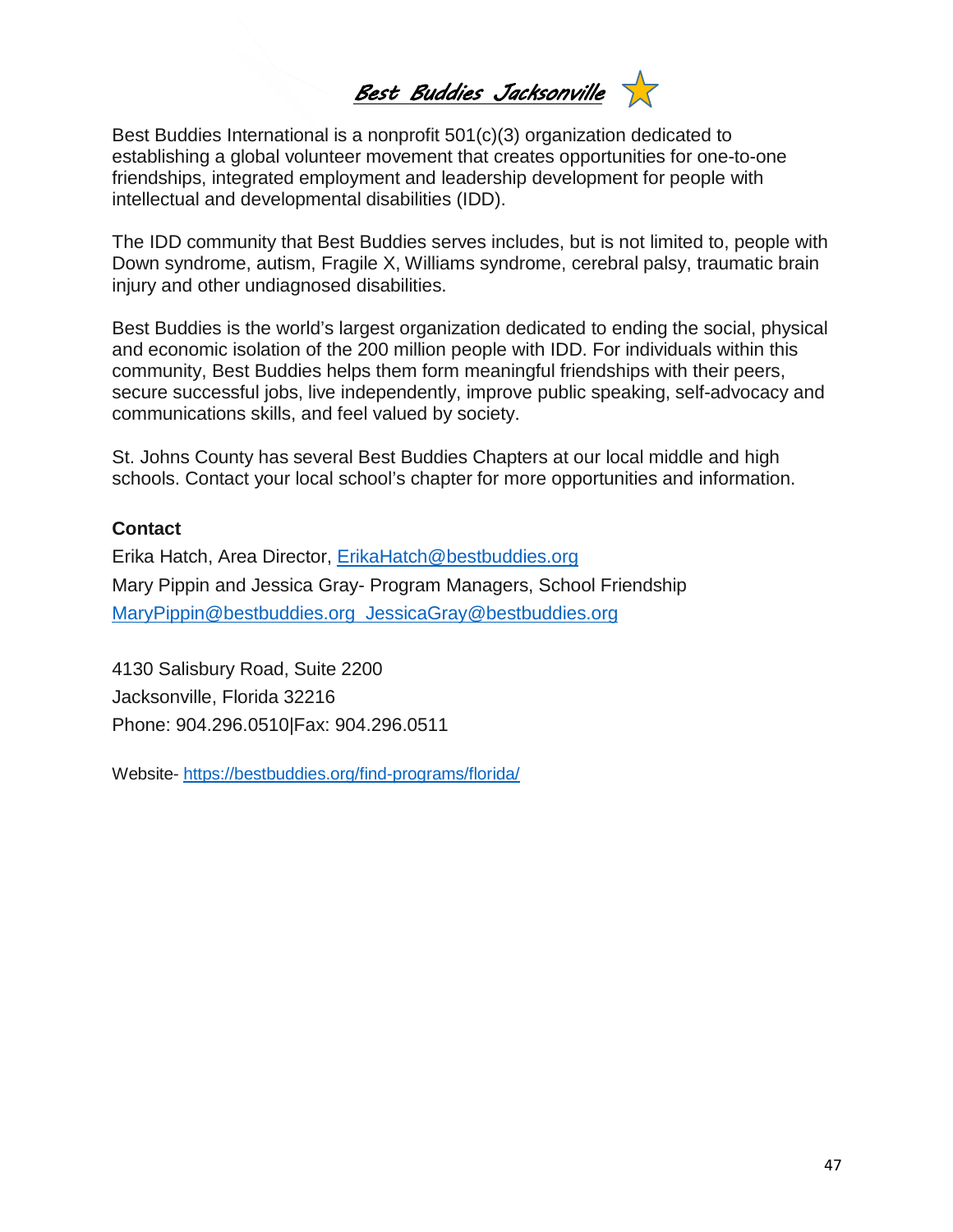# *Best Buddies Jacksonville*

Best Buddies International is a nonprofit 501(c)(3) organization dedicated to establishing a global volunteer movement that creates opportunities for one-to-one friendships, integrated employment and leadership development for people with intellectual and developmental disabilities (IDD).

The IDD community that Best Buddies serves includes, but is not limited to, people with Down syndrome, autism, Fragile X, Williams syndrome, cerebral palsy, traumatic brain injury and other undiagnosed disabilities.

Best Buddies is the world's largest organization dedicated to ending the social, physical and economic isolation of the 200 million people with IDD. For individuals within this community, Best Buddies helps them form meaningful friendships with their peers, secure successful jobs, live independently, improve public speaking, self-advocacy and communications skills, and feel valued by society.

St. Johns County has several Best Buddies Chapters at our local middle and high schools. Contact your local school's chapter for more opportunities and information.

**Contact**

Erika Hatch, Area Director, ErikaHatch@bestbuddies.org

Mary Pippin and Jessica Gray- Program Managers, School Friendship

MaryPippin@bestbuddies.org JessicaGray@bestbuddies.org

4130 Salisbury Road, Suite 2200

Jacksonville, Florida 32216

Phone: 904.296.0510|Fax: 904.296.0511

Website- https://bestbuddies.org/find-programs/florida/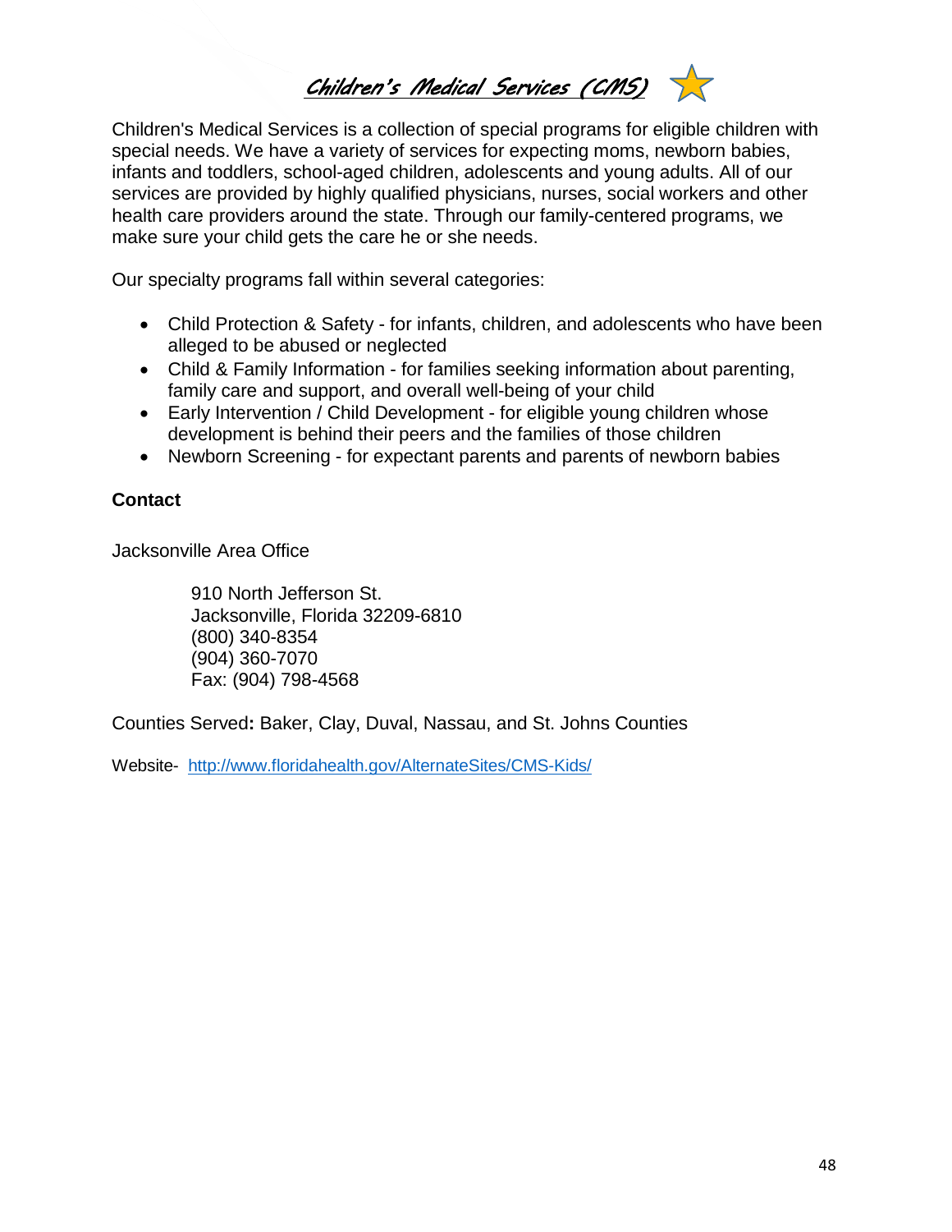# Children's Medical Services (CMS)

Children's Medical Services is a collection of special programs for eligible children with special needs. We have a variety of services for expecting moms, newborn babies, infants and toddlers, school-aged children, adolescents and young adults. All of our services are provided by highly qualified physicians, nurses, social workers and other health care providers around the state. Through our family-centered programs, we make sure your child gets the care he or she needs.

Our specialty programs fall within several categories:

- Child Protection & Safety - for infants, children, and adolescents who have been alleged to be abused or neglected
- Child & Family Information - for families seeking information about parenting, family care and support, and overall well-being of your child
- Early Intervention / Child Development - for eligible young children whose development is behind their peers and the families of those children
- Newborn Screening - for expectant parents and parents of newborn babies

**Contact**

Jacksonville Area Office

> 910 North Jefferson St.
> Jacksonville, Florida 32209-6810
> (800) 340-8354
> (904) 360-7070
> Fax: (904) 798-4568

Counties Served**:** Baker, Clay, Duval, Nassau, and St. Johns Counties

Website- http://www.floridahealth.gov/AlternateSites/CMS-Kids/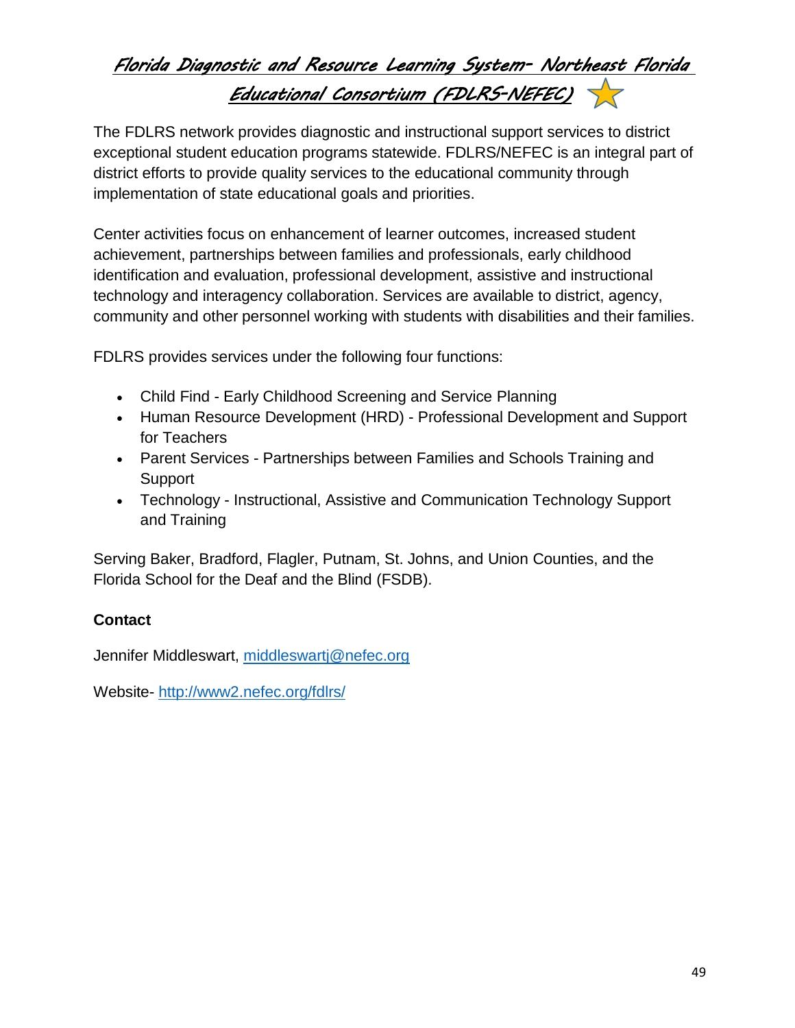# *Florida Diagnostic and Resource Learning System- Northeast Florida Educational Consortium (FDLRS-NEFEC)*

The FDLRS network provides diagnostic and instructional support services to district exceptional student education programs statewide. FDLRS/NEFEC is an integral part of district efforts to provide quality services to the educational community through implementation of state educational goals and priorities.

Center activities focus on enhancement of learner outcomes, increased student achievement, partnerships between families and professionals, early childhood identification and evaluation, professional development, assistive and instructional technology and interagency collaboration. Services are available to district, agency, community and other personnel working with students with disabilities and their families.

FDLRS provides services under the following four functions:

- Child Find - Early Childhood Screening and Service Planning
- Human Resource Development (HRD) - Professional Development and Support for Teachers
- Parent Services - Partnerships between Families and Schools Training and Support
- Technology - Instructional, Assistive and Communication Technology Support and Training

Serving Baker, Bradford, Flagler, Putnam, St. Johns, and Union Counties, and the Florida School for the Deaf and the Blind (FSDB).

**Contact**

Jennifer Middleswart, middleswartj@nefec.org

Website- http://www2.nefec.org/fdlrs/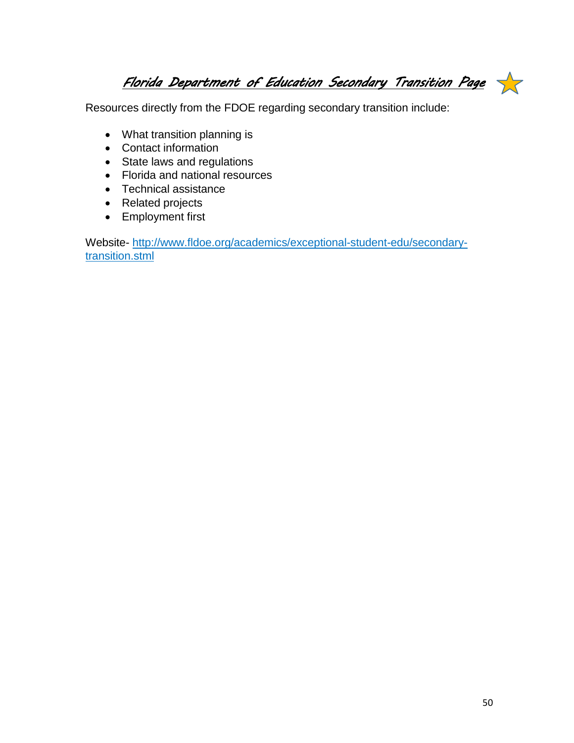## Florida Department of Education Secondary Transition Page

Resources directly from the FDOE regarding secondary transition include:

- What transition planning is
- Contact information
- State laws and regulations
- Florida and national resources
- Technical assistance
- Related projects
- Employment first

Website- http://www.fldoe.org/academics/exceptional-student-edu/secondary-transition.stml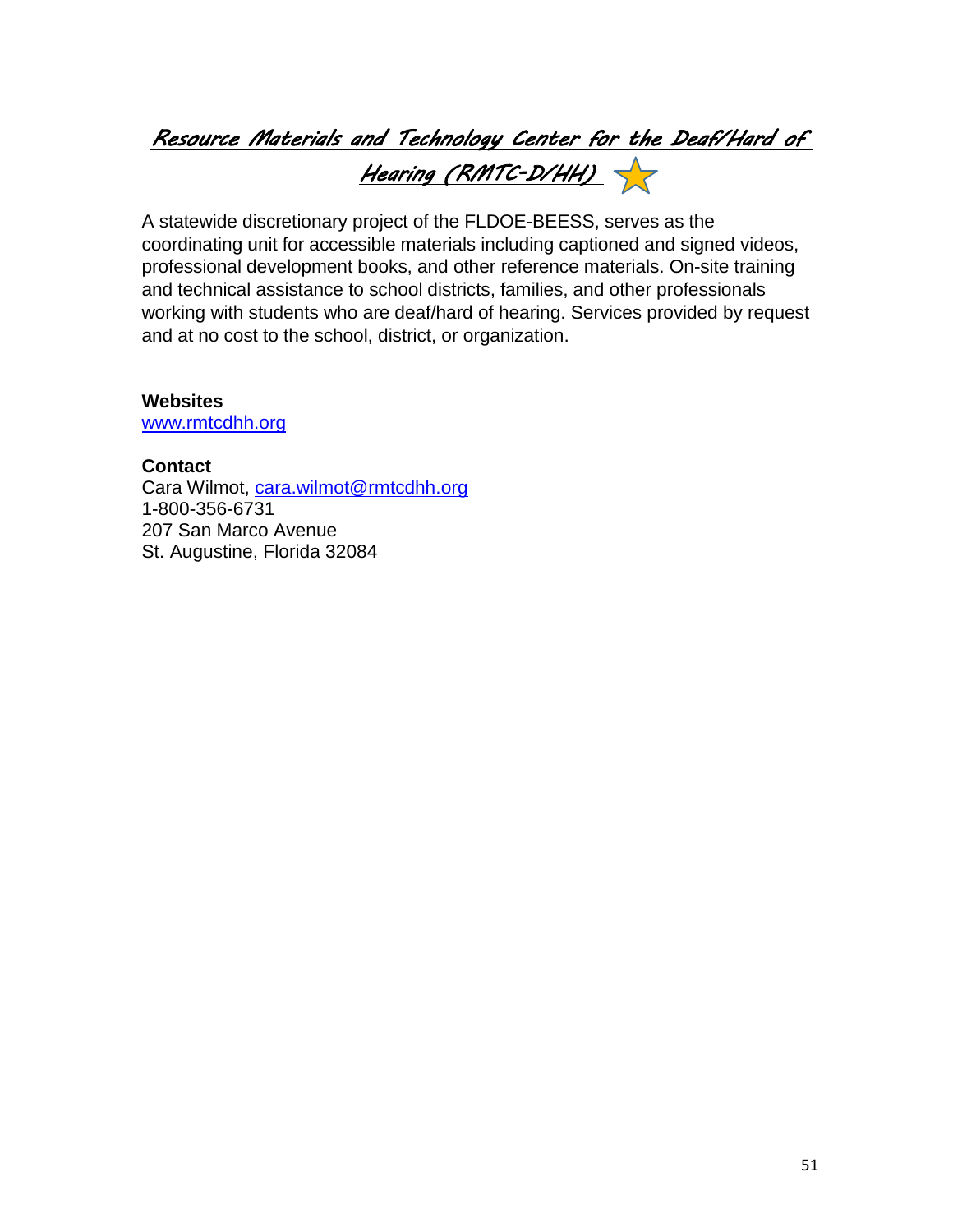# *Resource Materials and Technology Center for the Deaf/Hard of Hearing (RMTC-D/HH)*

A statewide discretionary project of the FLDOE-BEESS, serves as the coordinating unit for accessible materials including captioned and signed videos, professional development books, and other reference materials. On-site training and technical assistance to school districts, families, and other professionals working with students who are deaf/hard of hearing. Services provided by request and at no cost to the school, district, or organization.

**Websites**
www.rmtcdhh.org

**Contact**
Cara Wilmot, cara.wilmot@rmtcdhh.org
1-800-356-6731
207 San Marco Avenue
St. Augustine, Florida 32084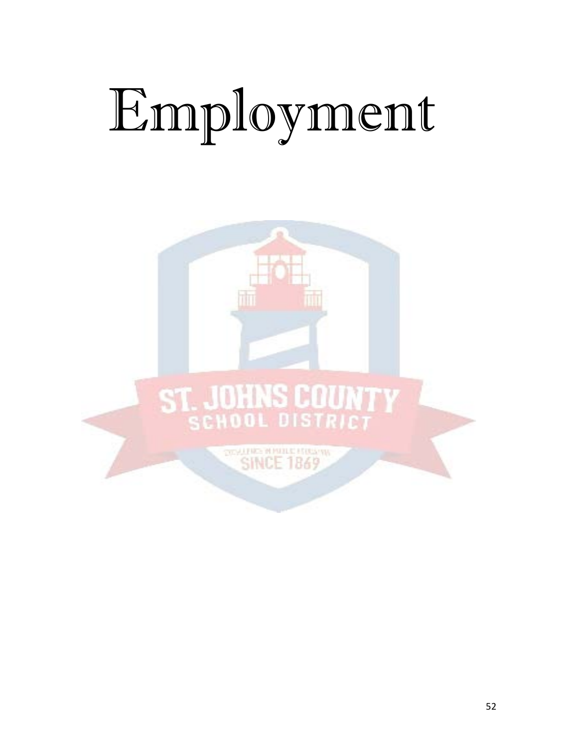# Employment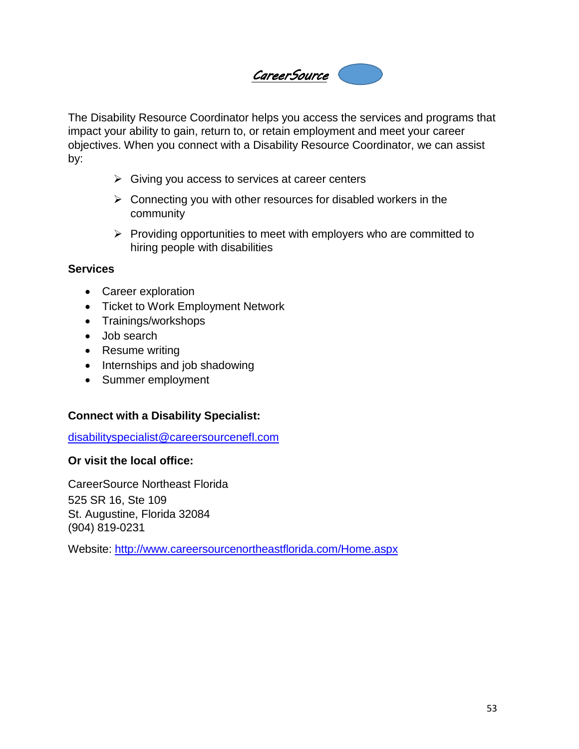***CareerSource***

The Disability Resource Coordinator helps you access the services and programs that impact your ability to gain, return to, or retain employment and meet your career objectives. When you connect with a Disability Resource Coordinator, we can assist by:

- Giving you access to services at career centers
- Connecting you with other resources for disabled workers in the community
- Providing opportunities to meet with employers who are committed to hiring people with disabilities

**Services**

- Career exploration
- Ticket to Work Employment Network
- Trainings/workshops
- Job search
- Resume writing
- Internships and job shadowing
- Summer employment

**Connect with a Disability Specialist:**

disabilityspecialist@careersourcenefl.com

**Or visit the local office:**

CareerSource Northeast Florida
525 SR 16, Ste 109
St. Augustine, Florida 32084
(904) 819-0231

Website: http://www.careersourcenortheastflorida.com/Home.aspx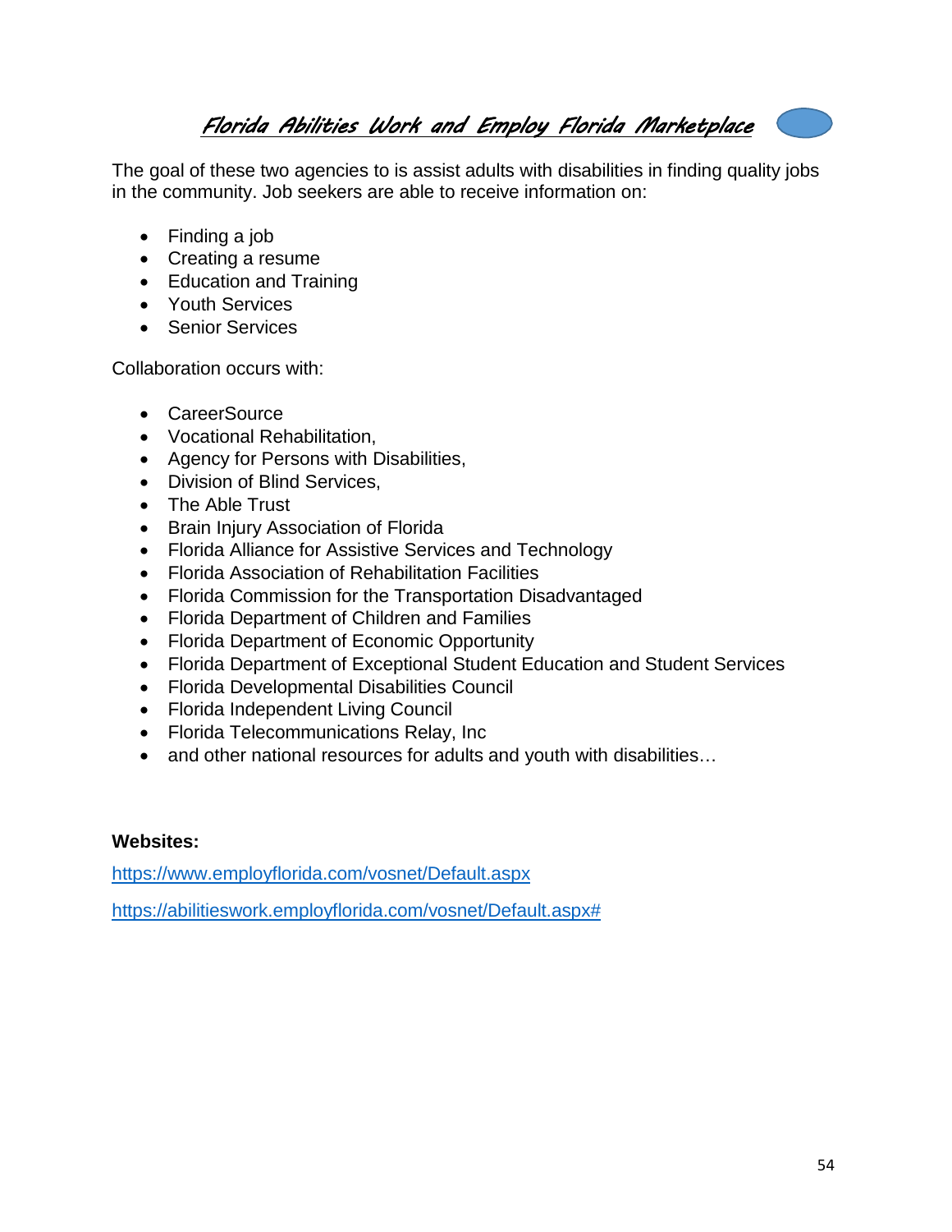# *Florida Abilities Work and Employ Florida Marketplace*

The goal of these two agencies to is assist adults with disabilities in finding quality jobs in the community. Job seekers are able to receive information on:

- Finding a job
- Creating a resume
- Education and Training
- Youth Services
- Senior Services

Collaboration occurs with:

- CareerSource
- Vocational Rehabilitation,
- Agency for Persons with Disabilities,
- Division of Blind Services,
- The Able Trust
- Brain Injury Association of Florida
- Florida Alliance for Assistive Services and Technology
- Florida Association of Rehabilitation Facilities
- Florida Commission for the Transportation Disadvantaged
- Florida Department of Children and Families
- Florida Department of Economic Opportunity
- Florida Department of Exceptional Student Education and Student Services
- Florida Developmental Disabilities Council
- Florida Independent Living Council
- Florida Telecommunications Relay, Inc
- and other national resources for adults and youth with disabilities…

**Websites:**

https://www.employflorida.com/vosnet/Default.aspx

https://abilitieswork.employflorida.com/vosnet/Default.aspx#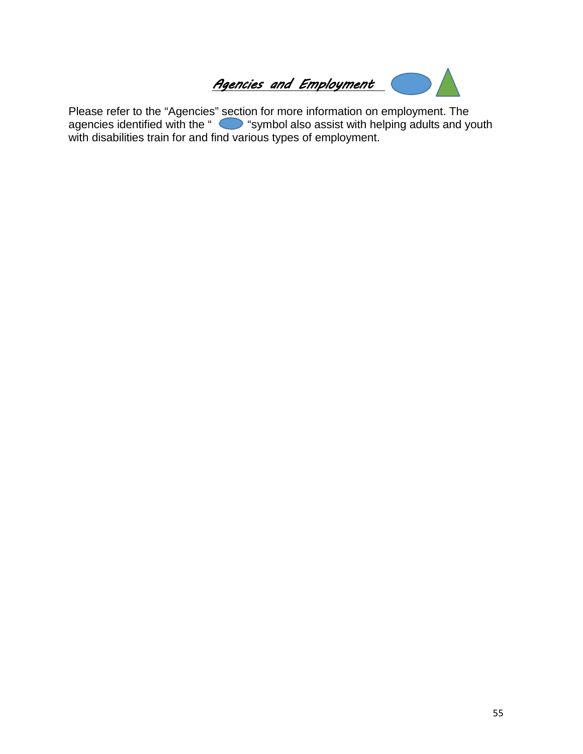# *Agencies and Employment*

Please refer to the "Agencies" section for more information on employment. The agencies identified with the " " symbol also assist with helping adults and youth with disabilities train for and find various types of employment.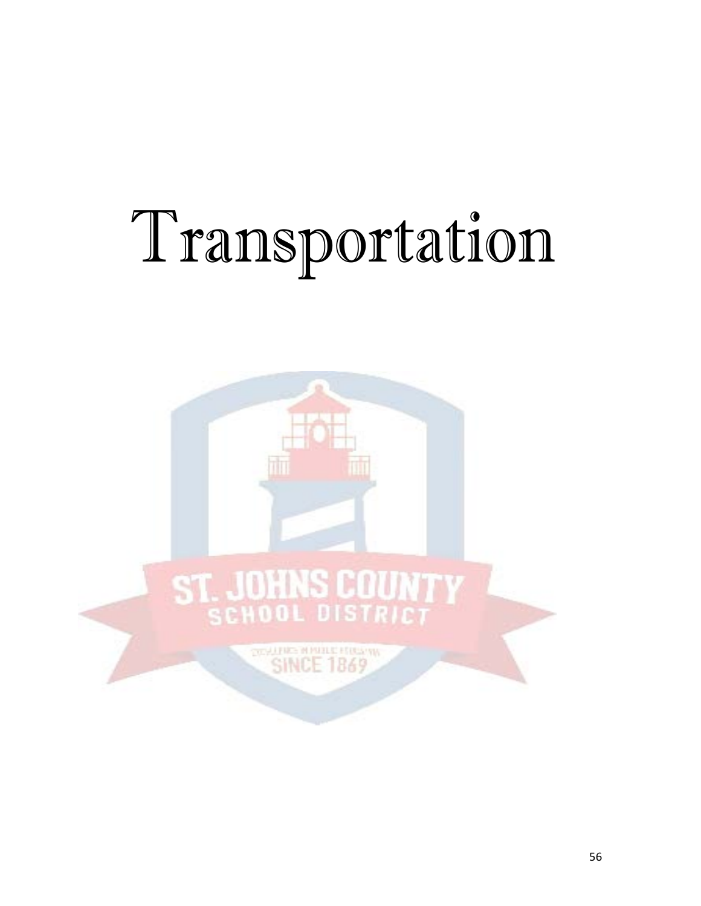# Transportation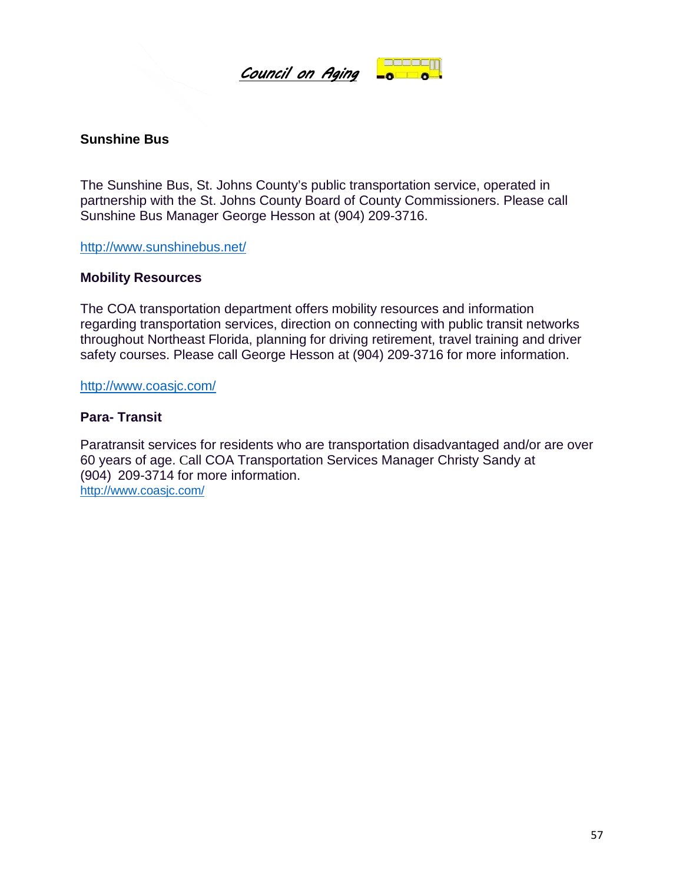*Council on Aging*

**Sunshine Bus**

The Sunshine Bus, St. Johns County's public transportation service, operated in partnership with the St. Johns County Board of County Commissioners. Please call Sunshine Bus Manager George Hesson at (904) 209-3716.

http://www.sunshinebus.net/

**Mobility Resources**

The COA transportation department offers mobility resources and information regarding transportation services, direction on connecting with public transit networks throughout Northeast Florida, planning for driving retirement, travel training and driver safety courses. Please call George Hesson at (904) 209-3716 for more information.

http://www.coasjc.com/

**Para- Transit**

Paratransit services for residents who are transportation disadvantaged and/or are over 60 years of age. Call COA Transportation Services Manager Christy Sandy at (904) 209-3714 for more information.
http://www.coasjc.com/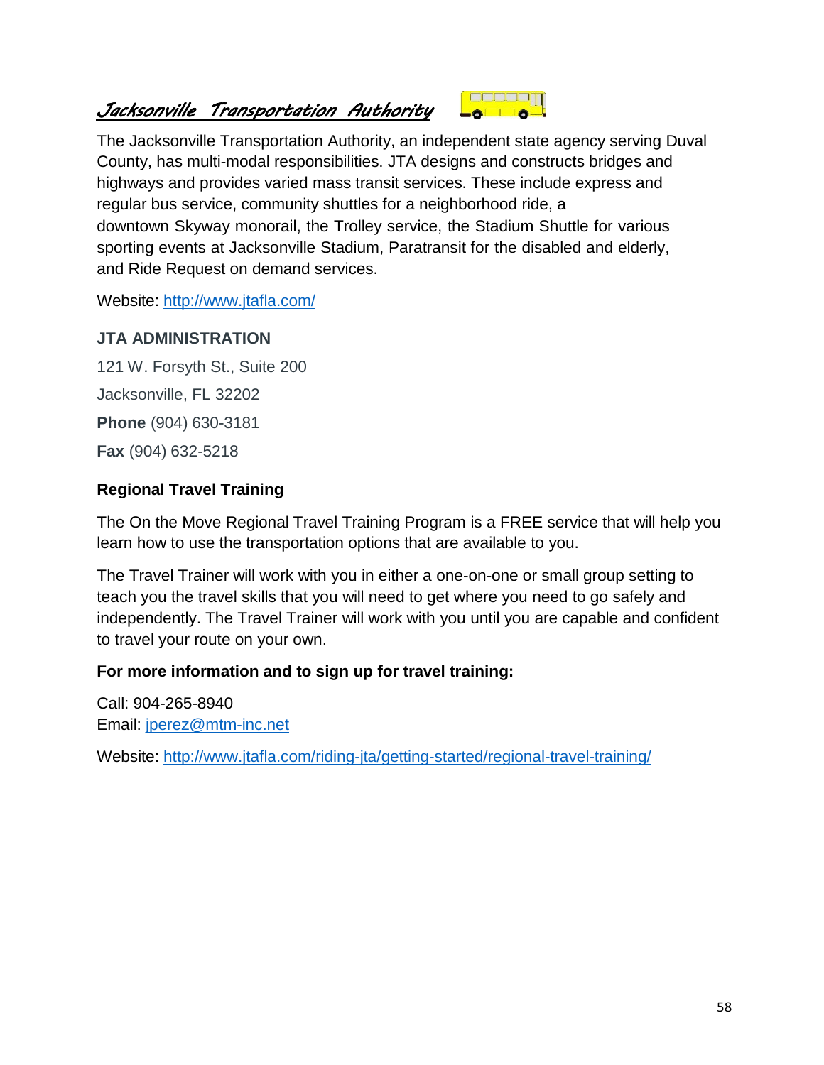# *Jacksonville Transportation Authority*

The Jacksonville Transportation Authority, an independent state agency serving Duval County, has multi-modal responsibilities. JTA designs and constructs bridges and highways and provides varied mass transit services. These include express and regular bus service, community shuttles for a neighborhood ride, a downtown Skyway monorail, the Trolley service, the Stadium Shuttle for various sporting events at Jacksonville Stadium, Paratransit for the disabled and elderly, and Ride Request on demand services.

Website: http://www.jtafla.com/

**JTA ADMINISTRATION**

121 W. Forsyth St., Suite 200

Jacksonville, FL 32202

**Phone** (904) 630-3181

**Fax** (904) 632-5218

**Regional Travel Training**

The On the Move Regional Travel Training Program is a FREE service that will help you learn how to use the transportation options that are available to you.

The Travel Trainer will work with you in either a one-on-one or small group setting to teach you the travel skills that you will need to get where you need to go safely and independently. The Travel Trainer will work with you until you are capable and confident to travel your route on your own.

**For more information and to sign up for travel training:**

Call: 904-265-8940
Email: jperez@mtm-inc.net

Website: http://www.jtafla.com/riding-jta/getting-started/regional-travel-training/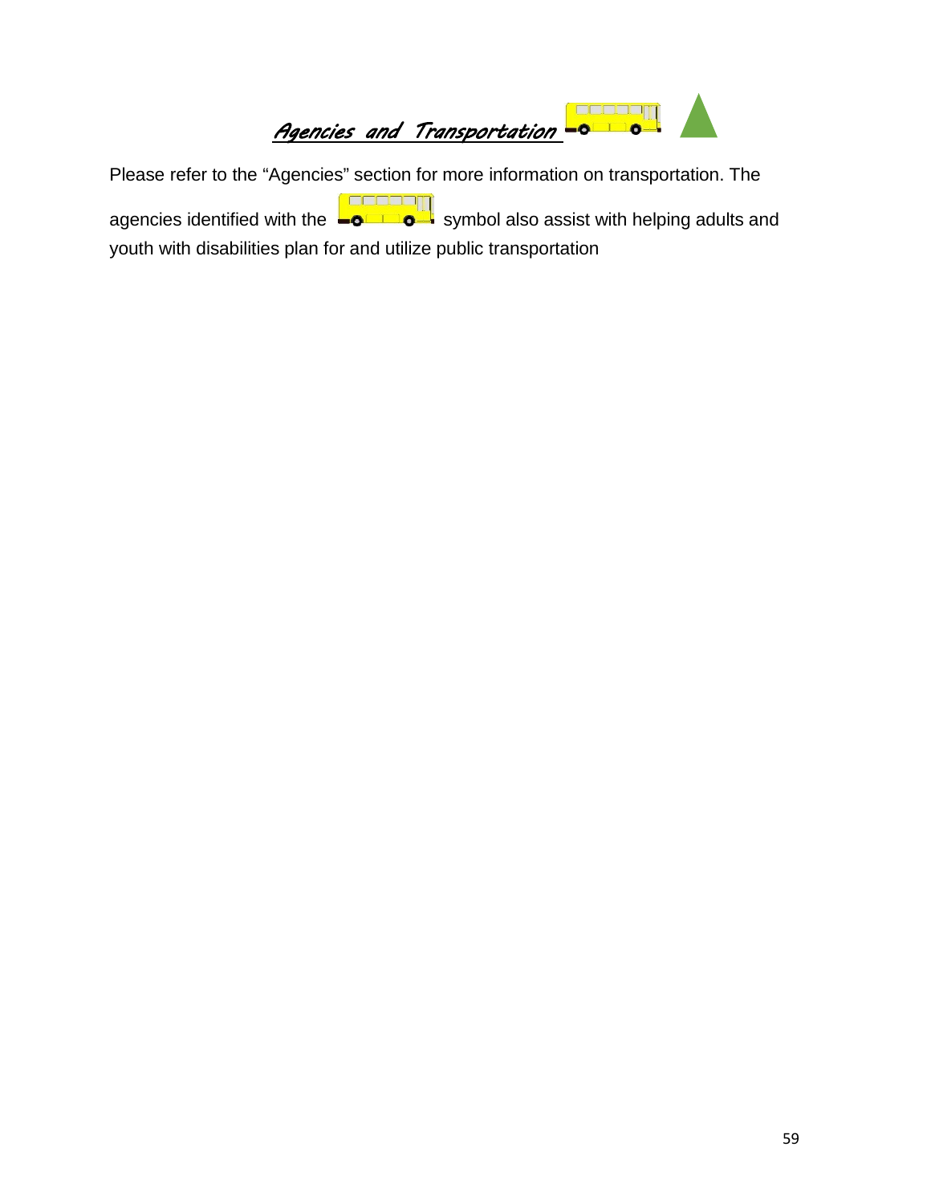# *Agencies and Transportation*

Please refer to the "Agencies" section for more information on transportation. The agencies identified with the symbol also assist with helping adults and youth with disabilities plan for and utilize public transportation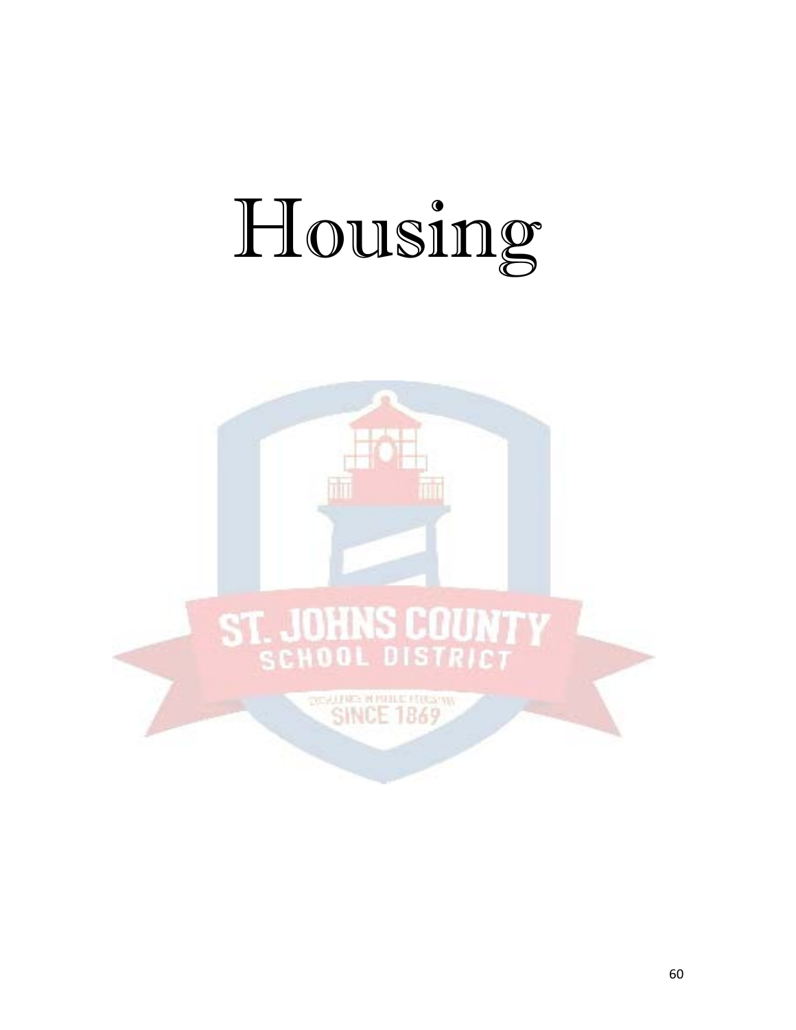# Housing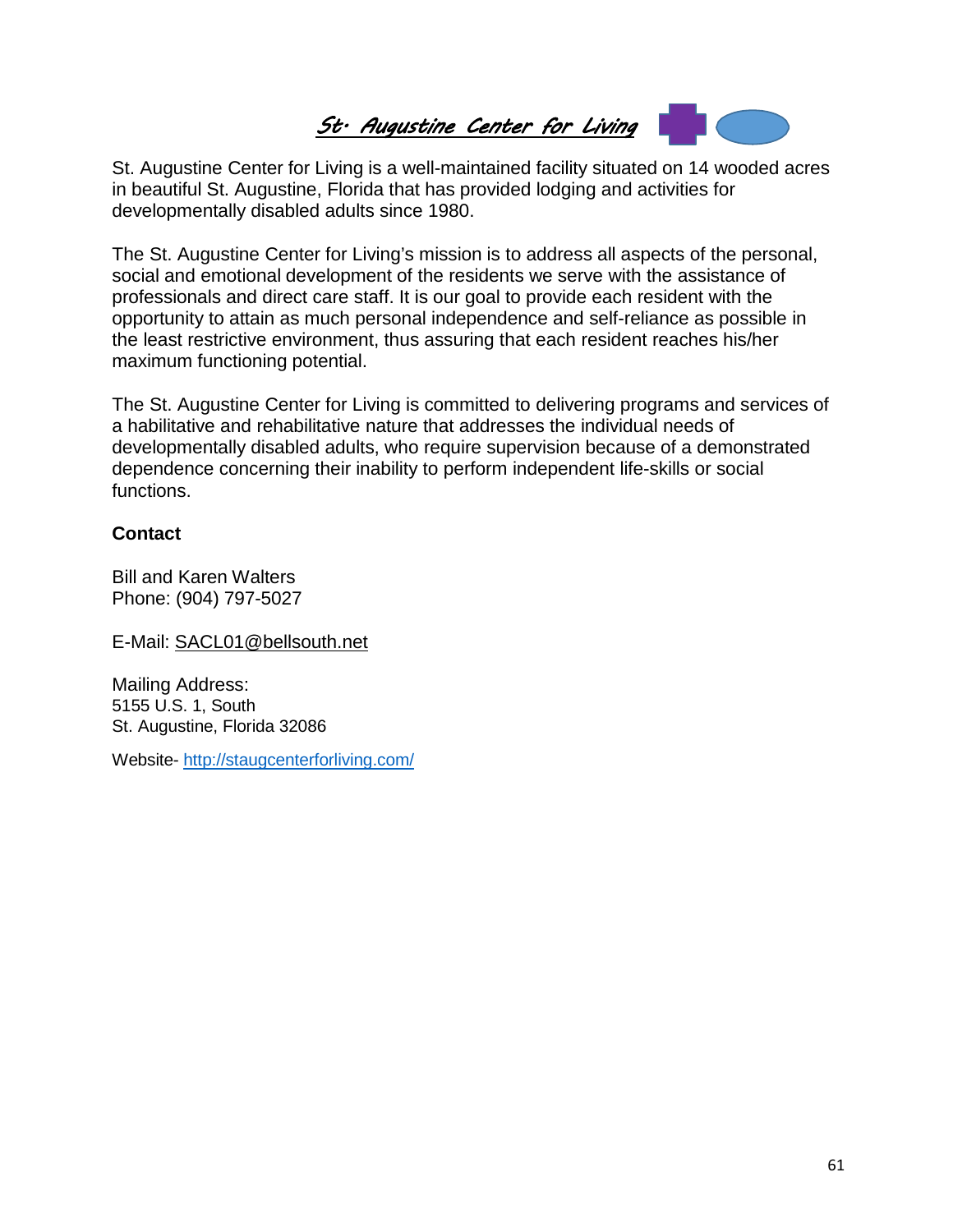# *St. Augustine Center for Living*

St. Augustine Center for Living is a well-maintained facility situated on 14 wooded acres in beautiful St. Augustine, Florida that has provided lodging and activities for developmentally disabled adults since 1980.

The St. Augustine Center for Living's mission is to address all aspects of the personal, social and emotional development of the residents we serve with the assistance of professionals and direct care staff. It is our goal to provide each resident with the opportunity to attain as much personal independence and self-reliance as possible in the least restrictive environment, thus assuring that each resident reaches his/her maximum functioning potential.

The St. Augustine Center for Living is committed to delivering programs and services of a habilitative and rehabilitative nature that addresses the individual needs of developmentally disabled adults, who require supervision because of a demonstrated dependence concerning their inability to perform independent life-skills or social functions.

**Contact**

Bill and Karen Walters
Phone: (904) 797-5027

E-Mail: SACL01@bellsouth.net

Mailing Address:
5155 U.S. 1, South
St. Augustine, Florida 32086

Website- http://staugcenterforliving.com/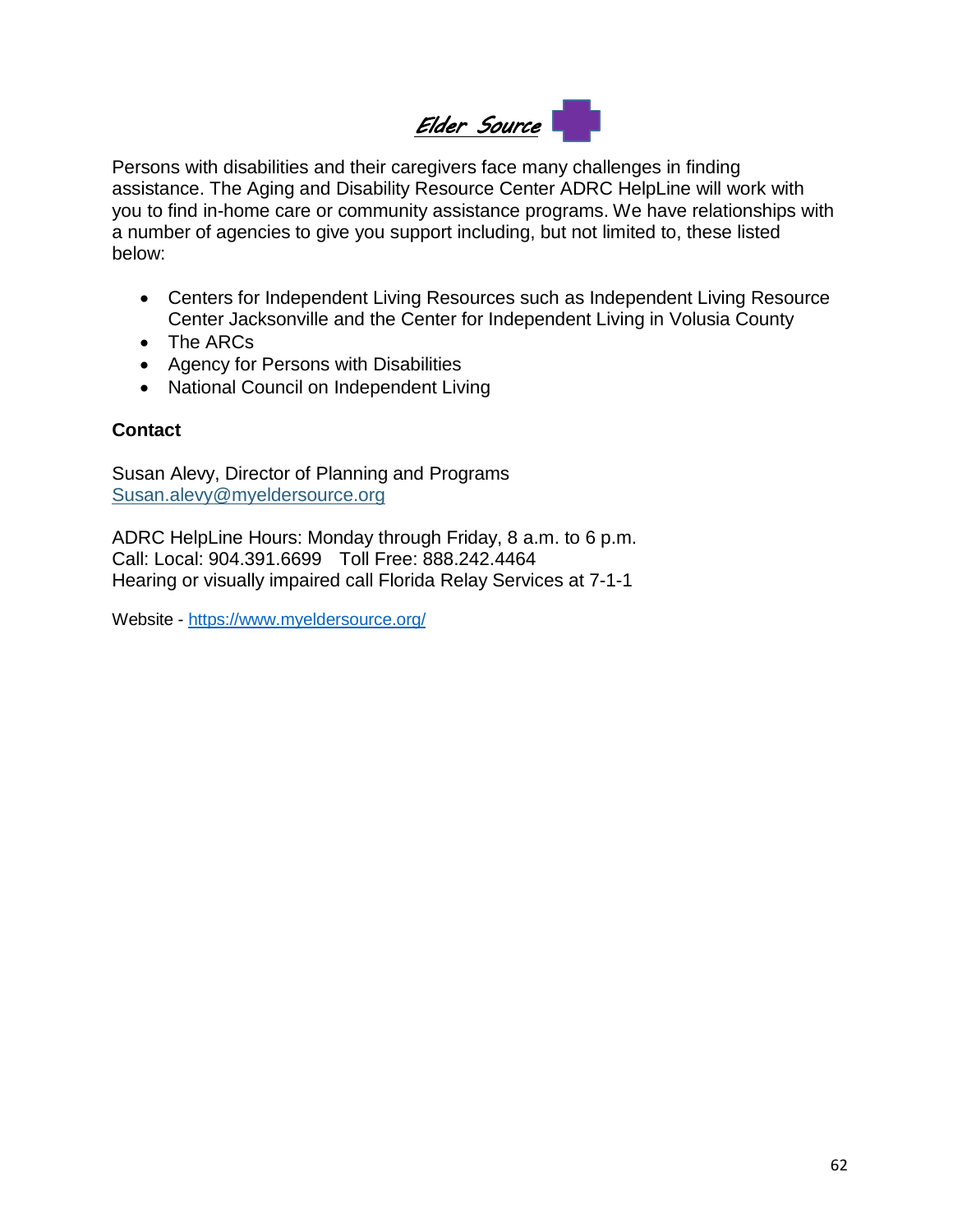# Elder Source

Persons with disabilities and their caregivers face many challenges in finding assistance. The Aging and Disability Resource Center ADRC HelpLine will work with you to find in-home care or community assistance programs. We have relationships with a number of agencies to give you support including, but not limited to, these listed below:

- Centers for Independent Living Resources such as Independent Living Resource Center Jacksonville and the Center for Independent Living in Volusia County
- The ARCs
- Agency for Persons with Disabilities
- National Council on Independent Living

**Contact**

Susan Alevy, Director of Planning and Programs
Susan.alevy@myeldersource.org

ADRC HelpLine Hours: Monday through Friday, 8 a.m. to 6 p.m.
Call: Local: 904.391.6699   Toll Free: 888.242.4464
Hearing or visually impaired call Florida Relay Services at 7-1-1

Website - https://www.myeldersource.org/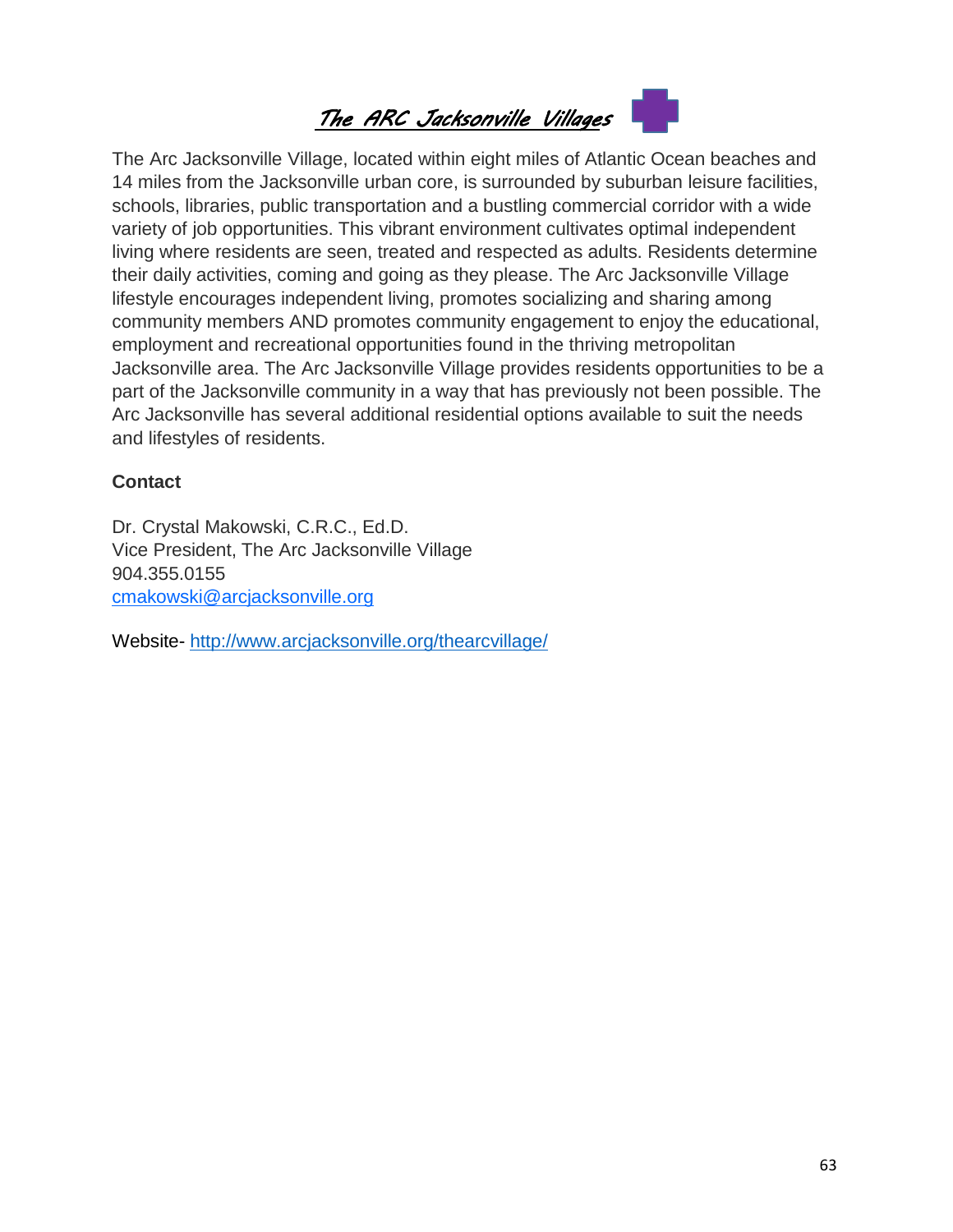# *The ARC Jacksonville Villages*

The Arc Jacksonville Village, located within eight miles of Atlantic Ocean beaches and 14 miles from the Jacksonville urban core, is surrounded by suburban leisure facilities, schools, libraries, public transportation and a bustling commercial corridor with a wide variety of job opportunities. This vibrant environment cultivates optimal independent living where residents are seen, treated and respected as adults. Residents determine their daily activities, coming and going as they please. The Arc Jacksonville Village lifestyle encourages independent living, promotes socializing and sharing among community members AND promotes community engagement to enjoy the educational, employment and recreational opportunities found in the thriving metropolitan Jacksonville area. The Arc Jacksonville Village provides residents opportunities to be a part of the Jacksonville community in a way that has previously not been possible. The Arc Jacksonville has several additional residential options available to suit the needs and lifestyles of residents.

**Contact**

Dr. Crystal Makowski, C.R.C., Ed.D.
Vice President, The Arc Jacksonville Village
904.355.0155
cmakowski@arcjacksonville.org

Website- http://www.arcjacksonville.org/thearcvillage/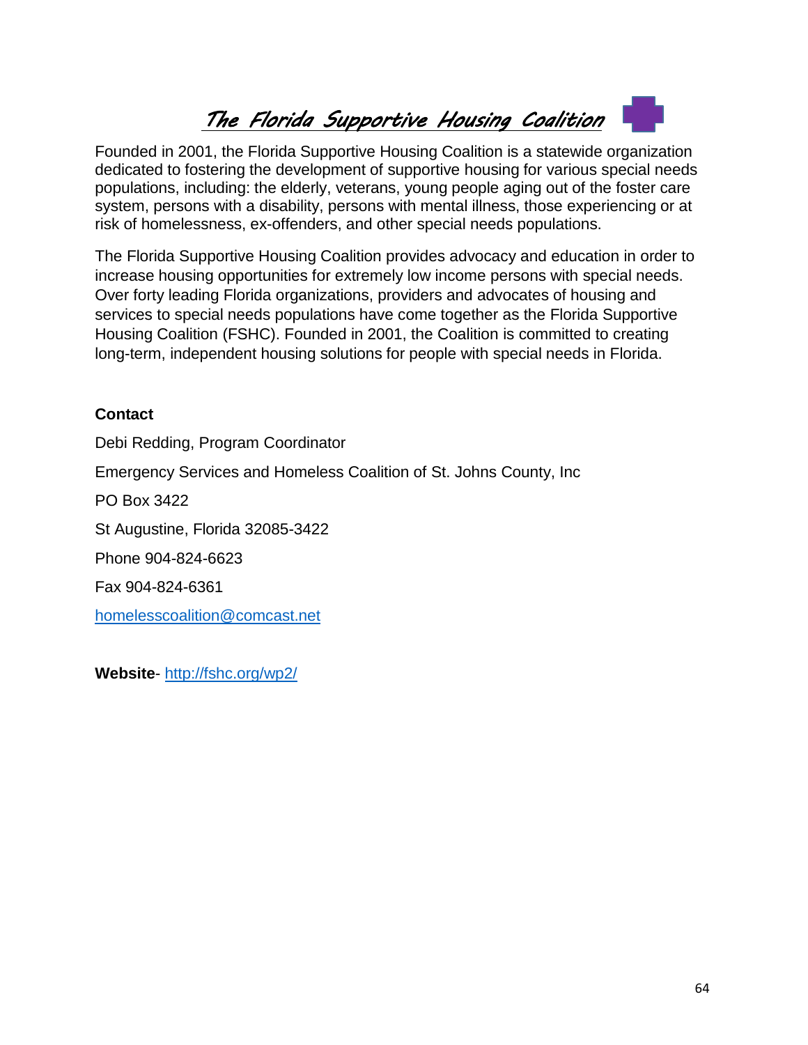# The Florida Supportive Housing Coalition

Founded in 2001, the Florida Supportive Housing Coalition is a statewide organization dedicated to fostering the development of supportive housing for various special needs populations, including: the elderly, veterans, young people aging out of the foster care system, persons with a disability, persons with mental illness, those experiencing or at risk of homelessness, ex-offenders, and other special needs populations.

The Florida Supportive Housing Coalition provides advocacy and education in order to increase housing opportunities for extremely low income persons with special needs. Over forty leading Florida organizations, providers and advocates of housing and services to special needs populations have come together as the Florida Supportive Housing Coalition (FSHC). Founded in 2001, the Coalition is committed to creating long-term, independent housing solutions for people with special needs in Florida.

**Contact**

Debi Redding, Program Coordinator

Emergency Services and Homeless Coalition of St. Johns County, Inc

PO Box 3422

St Augustine, Florida 32085-3422

Phone 904-824-6623

Fax 904-824-6361

homelesscoalition@comcast.net

**Website**- http://fshc.org/wp2/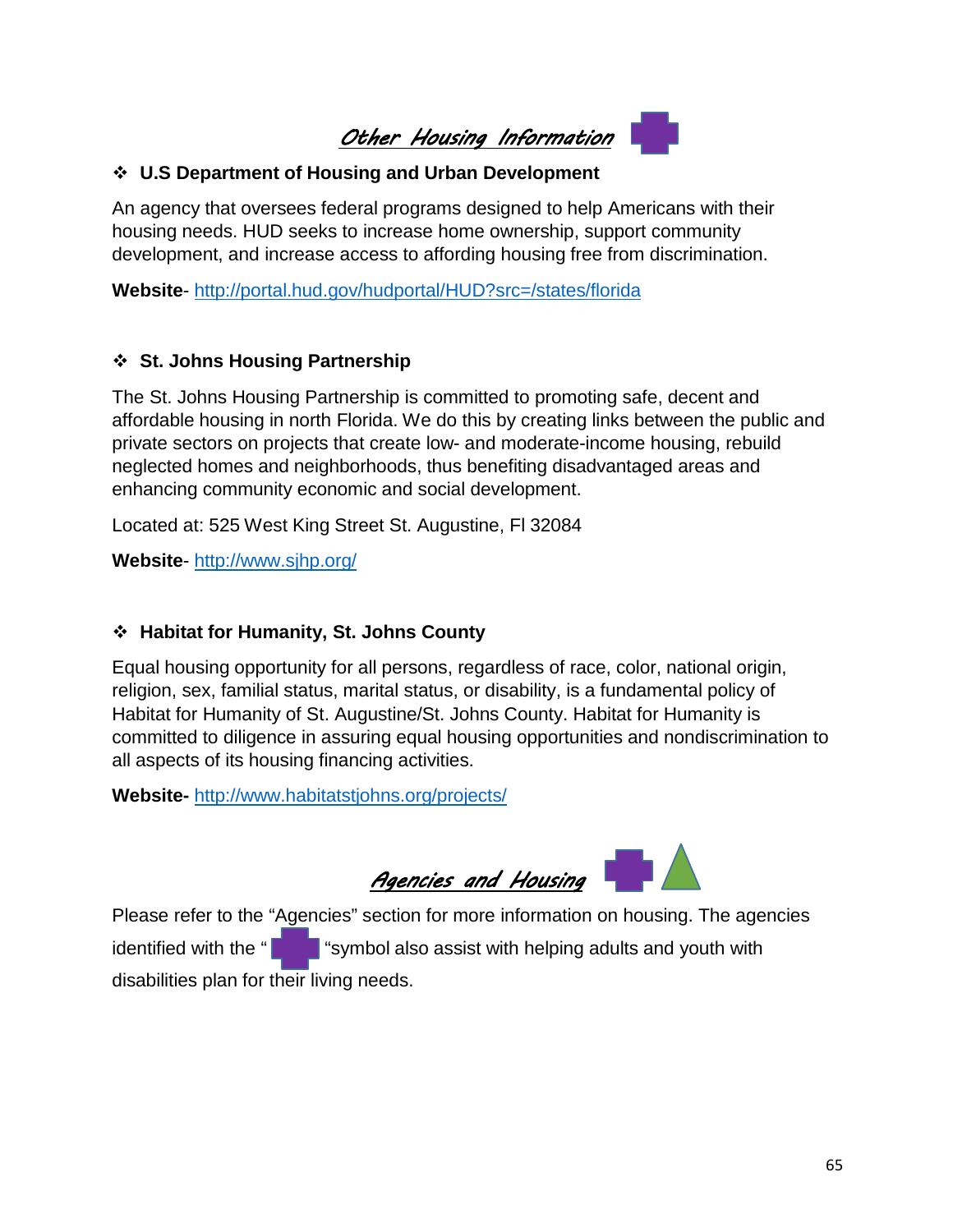## ***Other Housing Information***

- **U.S Department of Housing and Urban Development**

An agency that oversees federal programs designed to help Americans with their housing needs. HUD seeks to increase home ownership, support community development, and increase access to affording housing free from discrimination.

**Website**- http://portal.hud.gov/hudportal/HUD?src=/states/florida

- **St. Johns Housing Partnership**

The St. Johns Housing Partnership is committed to promoting safe, decent and affordable housing in north Florida. We do this by creating links between the public and private sectors on projects that create low- and moderate-income housing, rebuild neglected homes and neighborhoods, thus benefiting disadvantaged areas and enhancing community economic and social development.

Located at: 525 West King Street St. Augustine, Fl 32084

**Website**- http://www.sjhp.org/

- **Habitat for Humanity, St. Johns County**

Equal housing opportunity for all persons, regardless of race, color, national origin, religion, sex, familial status, marital status, or disability, is a fundamental policy of Habitat for Humanity of St. Augustine/St. Johns County. Habitat for Humanity is committed to diligence in assuring equal housing opportunities and nondiscrimination to all aspects of its housing financing activities.

**Website-** http://www.habitatstjohns.org/projects/

## ***Agencies and Housing***

Please refer to the "Agencies" section for more information on housing. The agencies identified with the " "symbol also assist with helping adults and youth with disabilities plan for their living needs.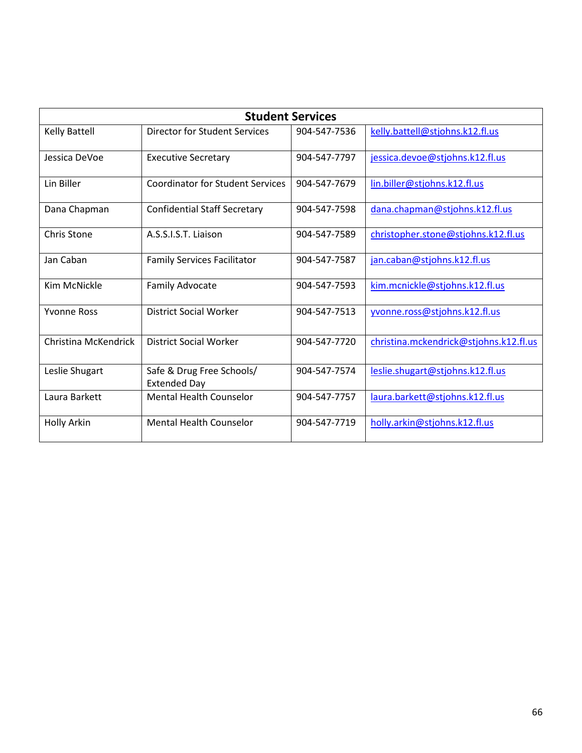| Student Services | | | |
|---|---|---|---|
| Kelly Battell | Director for Student Services | 904-547-7536 | kelly.battell@stjohns.k12.fl.us |
| Jessica DeVoe | Executive Secretary | 904-547-7797 | jessica.devoe@stjohns.k12.fl.us |
| Lin Biller | Coordinator for Student Services | 904-547-7679 | lin.biller@stjohns.k12.fl.us |
| Dana Chapman | Confidential Staff Secretary | 904-547-7598 | dana.chapman@stjohns.k12.fl.us |
| Chris Stone | A.S.S.I.S.T. Liaison | 904-547-7589 | christopher.stone@stjohns.k12.fl.us |
| Jan Caban | Family Services Facilitator | 904-547-7587 | jan.caban@stjohns.k12.fl.us |
| Kim McNickle | Family Advocate | 904-547-7593 | kim.mcnickle@stjohns.k12.fl.us |
| Yvonne Ross | District Social Worker | 904-547-7513 | yvonne.ross@stjohns.k12.fl.us |
| Christina McKendrick | District Social Worker | 904-547-7720 | christina.mckendrick@stjohns.k12.fl.us |
| Leslie Shugart | Safe & Drug Free Schools/ Extended Day | 904-547-7574 | leslie.shugart@stjohns.k12.fl.us |
| Laura Barkett | Mental Health Counselor | 904-547-7757 | laura.barkett@stjohns.k12.fl.us |
| Holly Arkin | Mental Health Counselor | 904-547-7719 | holly.arkin@stjohns.k12.fl.us |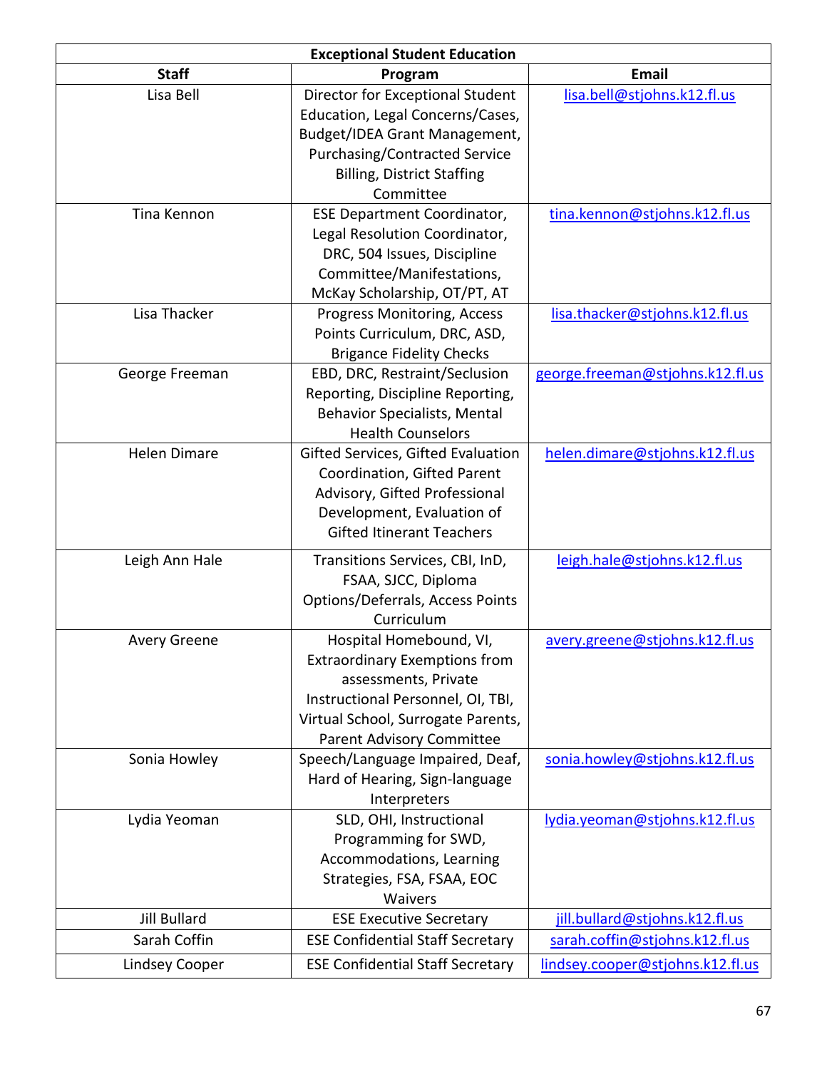| Exceptional Student Education | | |
|---|---|---|
| **Staff** | **Program** | **Email** |
| Lisa Bell | Director for Exceptional Student Education, Legal Concerns/Cases, Budget/IDEA Grant Management, Purchasing/Contracted Service Billing, District Staffing Committee | lisa.bell@stjohns.k12.fl.us |
| Tina Kennon | ESE Department Coordinator, Legal Resolution Coordinator, DRC, 504 Issues, Discipline Committee/Manifestations, McKay Scholarship, OT/PT, AT | tina.kennon@stjohns.k12.fl.us |
| Lisa Thacker | Progress Monitoring, Access Points Curriculum, DRC, ASD, Brigance Fidelity Checks | lisa.thacker@stjohns.k12.fl.us |
| George Freeman | EBD, DRC, Restraint/Seclusion Reporting, Discipline Reporting, Behavior Specialists, Mental Health Counselors | george.freeman@stjohns.k12.fl.us |
| Helen Dimare | Gifted Services, Gifted Evaluation Coordination, Gifted Parent Advisory, Gifted Professional Development, Evaluation of Gifted Itinerant Teachers | helen.dimare@stjohns.k12.fl.us |
| Leigh Ann Hale | Transitions Services, CBI, InD, FSAA, SJCC, Diploma Options/Deferrals, Access Points Curriculum | leigh.hale@stjohns.k12.fl.us |
| Avery Greene | Hospital Homebound, VI, Extraordinary Exemptions from assessments, Private Instructional Personnel, OI, TBI, Virtual School, Surrogate Parents, Parent Advisory Committee | avery.greene@stjohns.k12.fl.us |
| Sonia Howley | Speech/Language Impaired, Deaf, Hard of Hearing, Sign-language Interpreters | sonia.howley@stjohns.k12.fl.us |
| Lydia Yeoman | SLD, OHI, Instructional Programming for SWD, Accommodations, Learning Strategies, FSA, FSAA, EOC Waivers | lydia.yeoman@stjohns.k12.fl.us |
| Jill Bullard | ESE Executive Secretary | jill.bullard@stjohns.k12.fl.us |
| Sarah Coffin | ESE Confidential Staff Secretary | sarah.coffin@stjohns.k12.fl.us |
| Lindsey Cooper | ESE Confidential Staff Secretary | lindsey.cooper@stjohns.k12.fl.us |